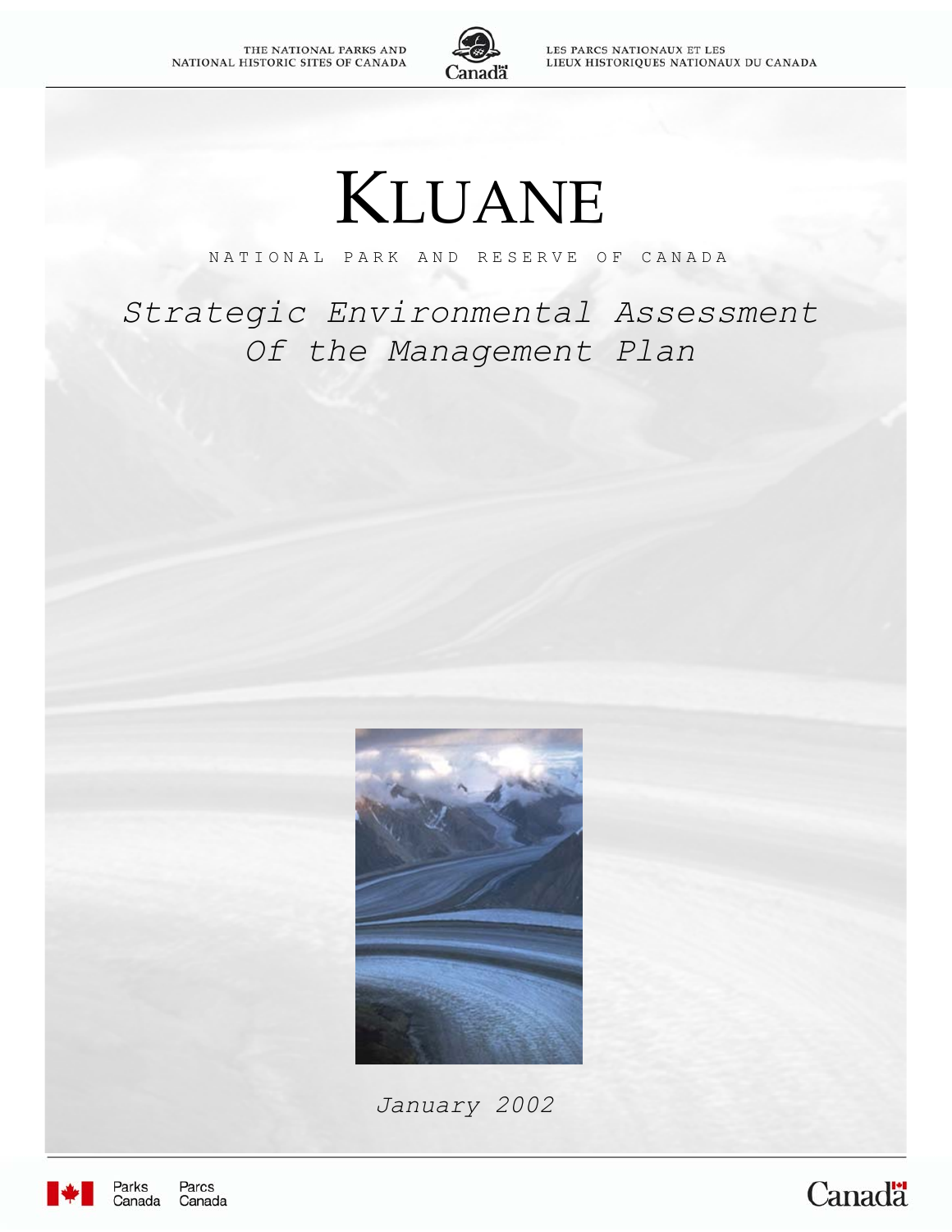THE NATIONAL PARKS AND NATIONAL HISTORIC SITES OF CANADA

LES PARCS NATIONAUX ET LES LIEUX HISTORIQUES NATIONAUX DU CANADA

# KLUANE

NATIONAL PARK AND RESERVE OF CANADA

## *Strategic Environmental Assessment Of the Management Plan*

*January 2002*

Parks Canada Parcs Canada

Canada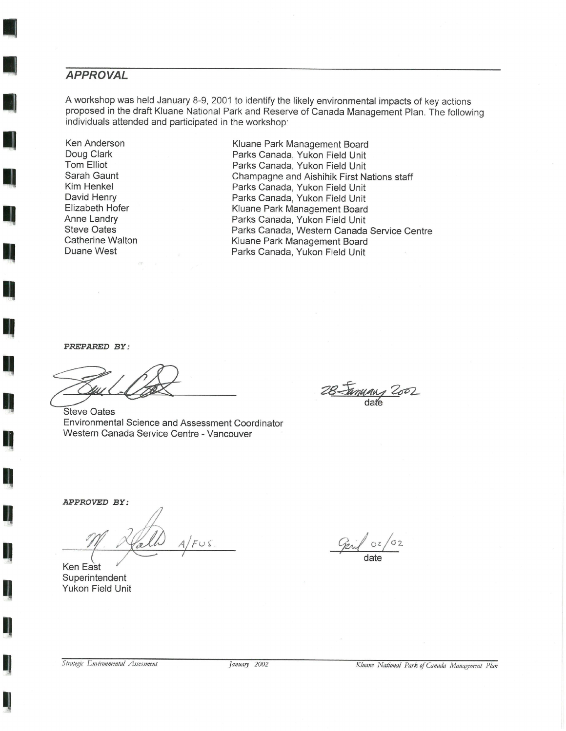## APPROVAL

A workshop was held January 8-9, 2001 to identify the likely environmental impacts of key actions proposed in the draft Kluane National Park and Reserve of Canada Management Plan. The following individuals attended and participated in the workshop:

| | |
|---|---|
| Ken Anderson | Kluane Park Management Board |
| Doug Clark | Parks Canada, Yukon Field Unit |
| Tom Elliot | Parks Canada, Yukon Field Unit |
| Sarah Gaunt | Champagne and Aishihik First Nations staff |
| Kim Henkel | Parks Canada, Yukon Field Unit |
| David Henry | Parks Canada, Yukon Field Unit |
| Elizabeth Hofer | Kluane Park Management Board |
| Anne Landry | Parks Canada, Yukon Field Unit |
| Steve Oates | Parks Canada, Western Canada Service Centre |
| Catherine Walton | Kluane Park Management Board |
| Duane West | Parks Canada, Yukon Field Unit |

***PREPARED BY:***

Steve Oates
Environmental Science and Assessment Coordinator
Western Canada Service Centre - Vancouver

28 January 2002
date

***APPROVED BY:***

M. Hall A/FUS.

Ken East
Superintendent
Yukon Field Unit

April 02/02
date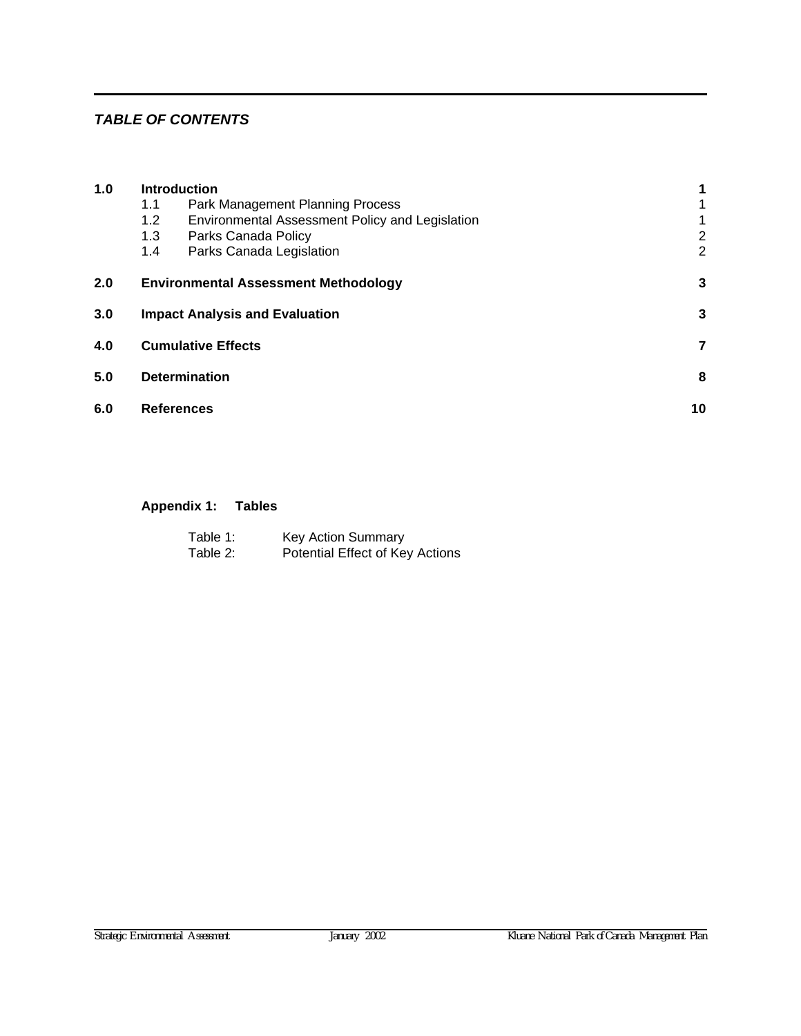***TABLE OF CONTENTS***

| | | |
|---|---|---|
| **1.0** | **Introduction** | **1** |
| | 1.1 Park Management Planning Process | 1 |
| | 1.2 Environmental Assessment Policy and Legislation | 1 |
| | 1.3 Parks Canada Policy | 2 |
| | 1.4 Parks Canada Legislation | 2 |
| **2.0** | **Environmental Assessment Methodology** | **3** |
| **3.0** | **Impact Analysis and Evaluation** | **3** |
| **4.0** | **Cumulative Effects** | **7** |
| **5.0** | **Determination** | **8** |
| **6.0** | **References** | **10** |

**Appendix 1: Tables**

Table 1: Key Action Summary
Table 2: Potential Effect of Key Actions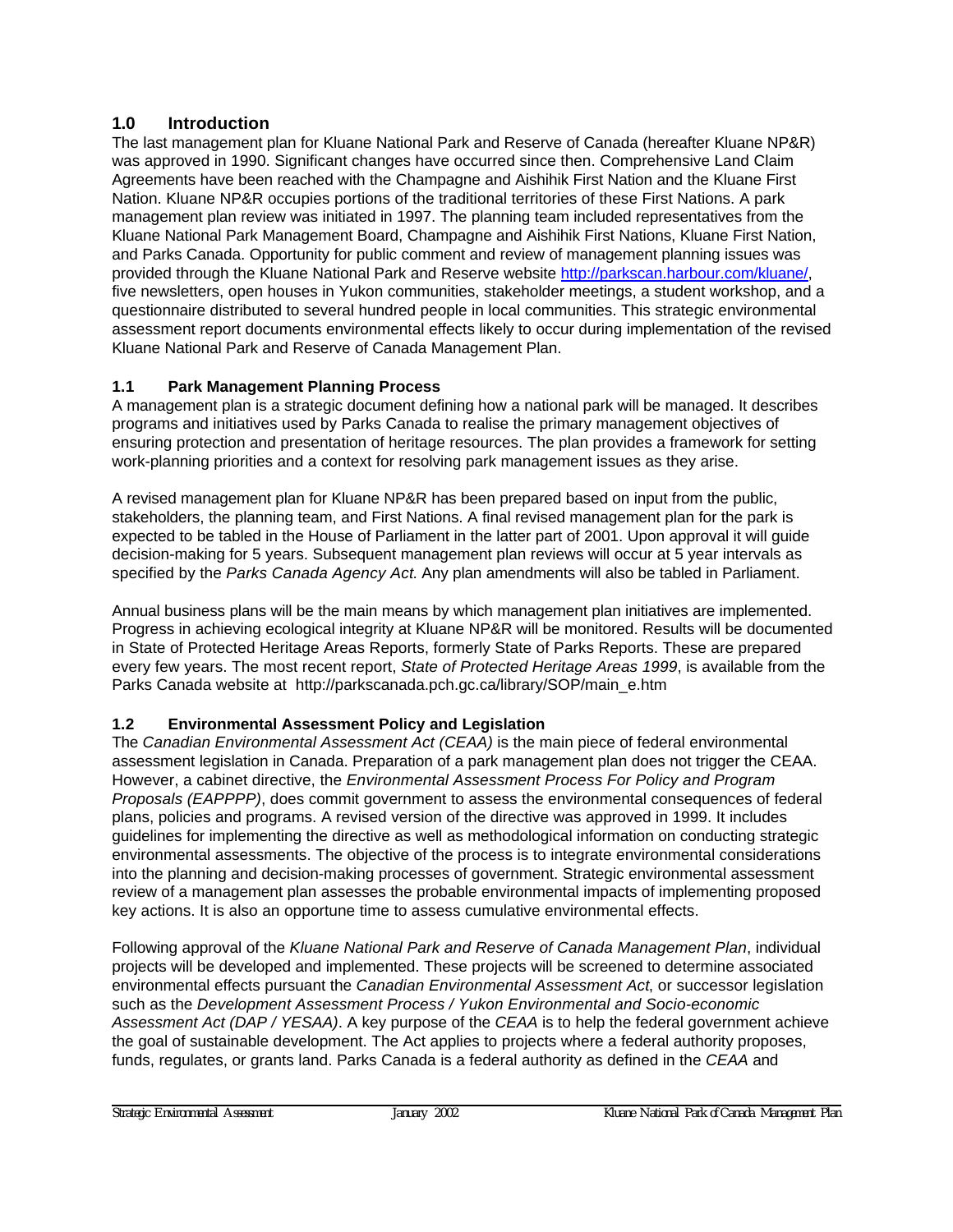## 1.0 Introduction

The last management plan for Kluane National Park and Reserve of Canada (hereafter Kluane NP&R) was approved in 1990. Significant changes have occurred since then. Comprehensive Land Claim Agreements have been reached with the Champagne and Aishihik First Nation and the Kluane First Nation. Kluane NP&R occupies portions of the traditional territories of these First Nations. A park management plan review was initiated in 1997. The planning team included representatives from the Kluane National Park Management Board, Champagne and Aishihik First Nations, Kluane First Nation, and Parks Canada. Opportunity for public comment and review of management planning issues was provided through the Kluane National Park and Reserve website http://parkscan.harbour.com/kluane/, five newsletters, open houses in Yukon communities, stakeholder meetings, a student workshop, and a questionnaire distributed to several hundred people in local communities. This strategic environmental assessment report documents environmental effects likely to occur during implementation of the revised Kluane National Park and Reserve of Canada Management Plan.

### 1.1 Park Management Planning Process

A management plan is a strategic document defining how a national park will be managed. It describes programs and initiatives used by Parks Canada to realise the primary management objectives of ensuring protection and presentation of heritage resources. The plan provides a framework for setting work-planning priorities and a context for resolving park management issues as they arise.

A revised management plan for Kluane NP&R has been prepared based on input from the public, stakeholders, the planning team, and First Nations. A final revised management plan for the park is expected to be tabled in the House of Parliament in the latter part of 2001. Upon approval it will guide decision-making for 5 years. Subsequent management plan reviews will occur at 5 year intervals as specified by the *Parks Canada Agency Act.* Any plan amendments will also be tabled in Parliament.

Annual business plans will be the main means by which management plan initiatives are implemented. Progress in achieving ecological integrity at Kluane NP&R will be monitored. Results will be documented in State of Protected Heritage Areas Reports, formerly State of Parks Reports. These are prepared every few years. The most recent report, *State of Protected Heritage Areas 1999*, is available from the Parks Canada website at http://parkscanada.pch.gc.ca/library/SOP/main_e.htm

### 1.2 Environmental Assessment Policy and Legislation

The *Canadian Environmental Assessment Act (CEAA)* is the main piece of federal environmental assessment legislation in Canada. Preparation of a park management plan does not trigger the CEAA. However, a cabinet directive, the *Environmental Assessment Process For Policy and Program Proposals (EAPPPP)*, does commit government to assess the environmental consequences of federal plans, policies and programs. A revised version of the directive was approved in 1999. It includes guidelines for implementing the directive as well as methodological information on conducting strategic environmental assessments. The objective of the process is to integrate environmental considerations into the planning and decision-making processes of government. Strategic environmental assessment review of a management plan assesses the probable environmental impacts of implementing proposed key actions. It is also an opportune time to assess cumulative environmental effects.

Following approval of the *Kluane National Park and Reserve of Canada Management Plan*, individual projects will be developed and implemented. These projects will be screened to determine associated environmental effects pursuant the *Canadian Environmental Assessment Act*, or successor legislation such as the *Development Assessment Process / Yukon Environmental and Socio-economic Assessment Act (DAP / YESAA)*. A key purpose of the *CEAA* is to help the federal government achieve the goal of sustainable development. The Act applies to projects where a federal authority proposes, funds, regulates, or grants land. Parks Canada is a federal authority as defined in the *CEAA* and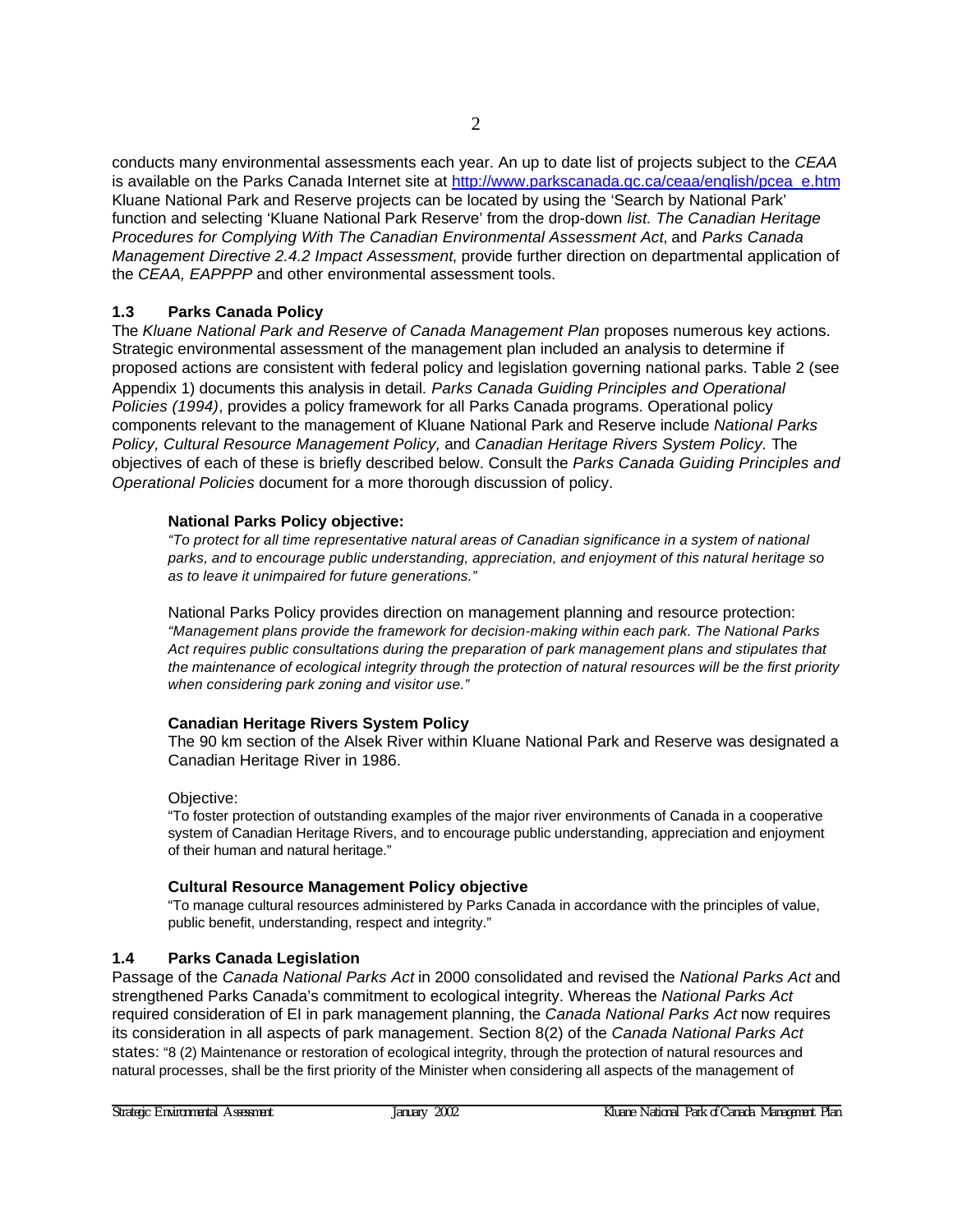conducts many environmental assessments each year. An up to date list of projects subject to the *CEAA* is available on the Parks Canada Internet site at http://www.parkscanada.gc.ca/ceaa/english/pcea_e.htm Kluane National Park and Reserve projects can be located by using the 'Search by National Park' function and selecting 'Kluane National Park Reserve' from the drop-down *list. The Canadian Heritage Procedures for Complying With The Canadian Environmental Assessment Act*, and *Parks Canada Management Directive 2.4.2 Impact Assessment*, provide further direction on departmental application of the *CEAA, EAPPPP* and other environmental assessment tools.

### 1.3 Parks Canada Policy

The *Kluane National Park and Reserve of Canada Management Plan* proposes numerous key actions. Strategic environmental assessment of the management plan included an analysis to determine if proposed actions are consistent with federal policy and legislation governing national parks. Table 2 (see Appendix 1) documents this analysis in detail. *Parks Canada Guiding Principles and Operational Policies (1994)*, provides a policy framework for all Parks Canada programs. Operational policy components relevant to the management of Kluane National Park and Reserve include *National Parks Policy, Cultural Resource Management Policy,* and *Canadian Heritage Rivers System Policy.* The objectives of each of these is briefly described below. Consult the *Parks Canada Guiding Principles and Operational Policies* document for a more thorough discussion of policy.

**National Parks Policy objective:**

*"To protect for all time representative natural areas of Canadian significance in a system of national parks, and to encourage public understanding, appreciation, and enjoyment of this natural heritage so as to leave it unimpaired for future generations."*

National Parks Policy provides direction on management planning and resource protection: *"Management plans provide the framework for decision-making within each park. The National Parks Act requires public consultations during the preparation of park management plans and stipulates that the maintenance of ecological integrity through the protection of natural resources will be the first priority when considering park zoning and visitor use."*

**Canadian Heritage Rivers System Policy**

The 90 km section of the Alsek River within Kluane National Park and Reserve was designated a Canadian Heritage River in 1986.

Objective:

"To foster protection of outstanding examples of the major river environments of Canada in a cooperative system of Canadian Heritage Rivers, and to encourage public understanding, appreciation and enjoyment of their human and natural heritage."

**Cultural Resource Management Policy objective**

"To manage cultural resources administered by Parks Canada in accordance with the principles of value, public benefit, understanding, respect and integrity."

### 1.4 Parks Canada Legislation

Passage of the *Canada National Parks Act* in 2000 consolidated and revised the *National Parks Act* and strengthened Parks Canada's commitment to ecological integrity. Whereas the *National Parks Act* required consideration of EI in park management planning, the *Canada National Parks Act* now requires its consideration in all aspects of park management. Section 8(2) of the *Canada National Parks Act* states: "8 (2) Maintenance or restoration of ecological integrity, through the protection of natural resources and natural processes, shall be the first priority of the Minister when considering all aspects of the management of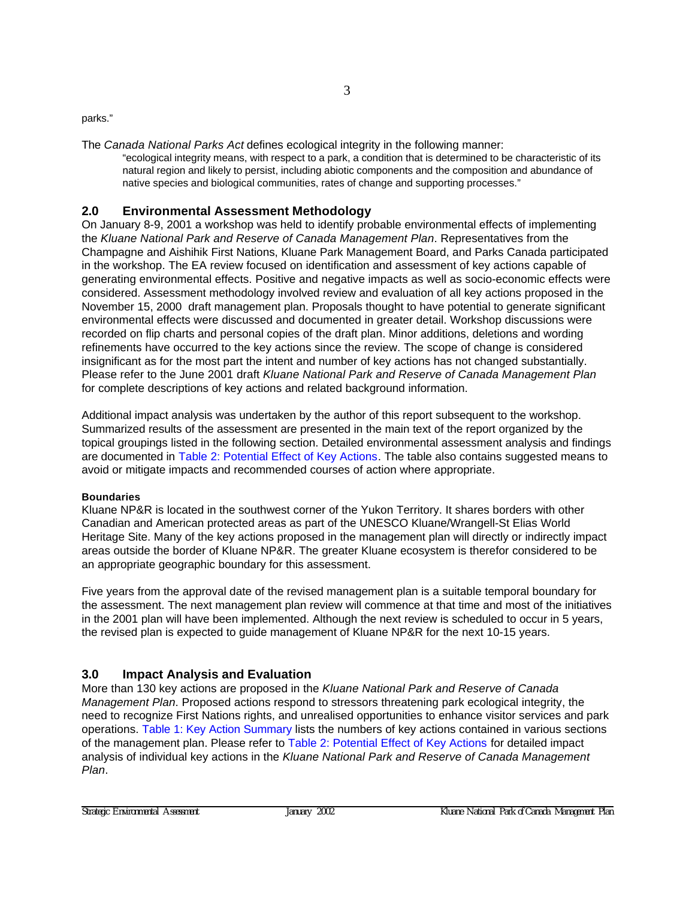parks."

The *Canada National Parks Act* defines ecological integrity in the following manner:

> "ecological integrity means, with respect to a park, a condition that is determined to be characteristic of its natural region and likely to persist, including abiotic components and the composition and abundance of native species and biological communities, rates of change and supporting processes."

## 2.0 Environmental Assessment Methodology

On January 8-9, 2001 a workshop was held to identify probable environmental effects of implementing the *Kluane National Park and Reserve of Canada Management Plan*. Representatives from the Champagne and Aishihik First Nations, Kluane Park Management Board, and Parks Canada participated in the workshop. The EA review focused on identification and assessment of key actions capable of generating environmental effects. Positive and negative impacts as well as socio-economic effects were considered. Assessment methodology involved review and evaluation of all key actions proposed in the November 15, 2000 draft management plan. Proposals thought to have potential to generate significant environmental effects were discussed and documented in greater detail. Workshop discussions were recorded on flip charts and personal copies of the draft plan. Minor additions, deletions and wording refinements have occurred to the key actions since the review. The scope of change is considered insignificant as for the most part the intent and number of key actions has not changed substantially. Please refer to the June 2001 draft *Kluane National Park and Reserve of Canada Management Plan* for complete descriptions of key actions and related background information.

Additional impact analysis was undertaken by the author of this report subsequent to the workshop. Summarized results of the assessment are presented in the main text of the report organized by the topical groupings listed in the following section. Detailed environmental assessment analysis and findings are documented in Table 2: Potential Effect of Key Actions. The table also contains suggested means to avoid or mitigate impacts and recommended courses of action where appropriate.

#### Boundaries

Kluane NP&R is located in the southwest corner of the Yukon Territory. It shares borders with other Canadian and American protected areas as part of the UNESCO Kluane/Wrangell-St Elias World Heritage Site. Many of the key actions proposed in the management plan will directly or indirectly impact areas outside the border of Kluane NP&R. The greater Kluane ecosystem is therefor considered to be an appropriate geographic boundary for this assessment.

Five years from the approval date of the revised management plan is a suitable temporal boundary for the assessment. The next management plan review will commence at that time and most of the initiatives in the 2001 plan will have been implemented. Although the next review is scheduled to occur in 5 years, the revised plan is expected to guide management of Kluane NP&R for the next 10-15 years.

## 3.0 Impact Analysis and Evaluation

More than 130 key actions are proposed in the *Kluane National Park and Reserve of Canada Management Plan*. Proposed actions respond to stressors threatening park ecological integrity, the need to recognize First Nations rights, and unrealised opportunities to enhance visitor services and park operations. Table 1: Key Action Summary lists the numbers of key actions contained in various sections of the management plan. Please refer to Table 2: Potential Effect of Key Actions for detailed impact analysis of individual key actions in the *Kluane National Park and Reserve of Canada Management Plan*.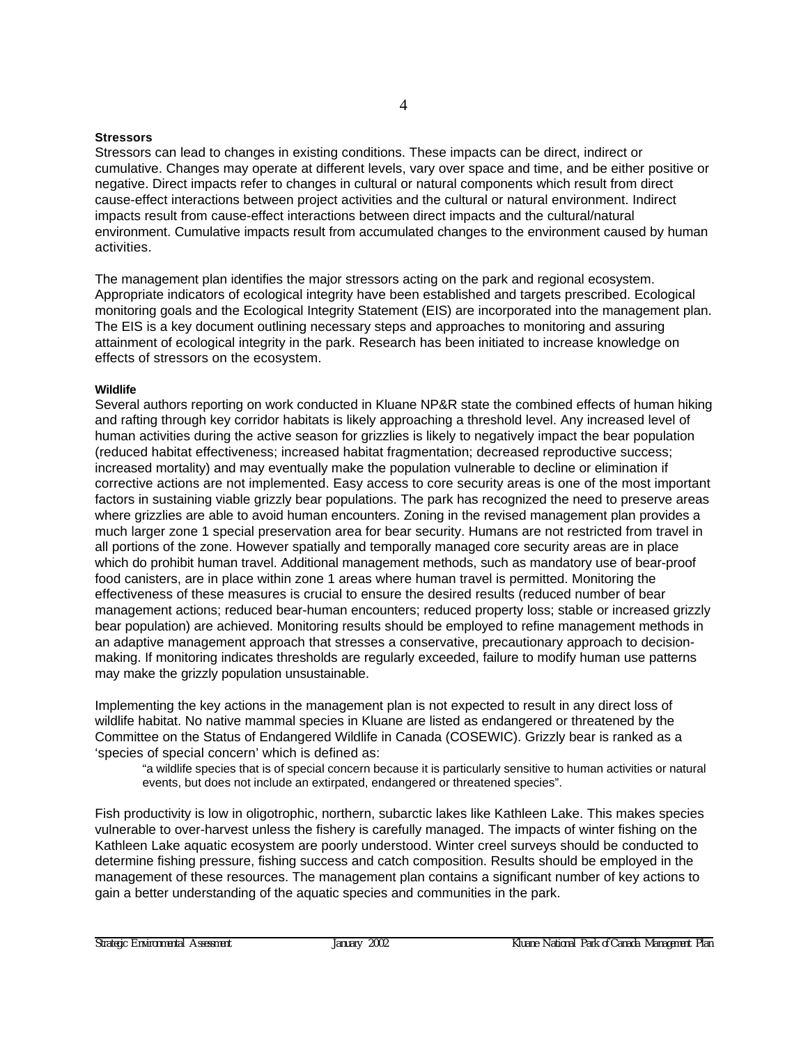### Stressors

Stressors can lead to changes in existing conditions. These impacts can be direct, indirect or cumulative. Changes may operate at different levels, vary over space and time, and be either positive or negative. Direct impacts refer to changes in cultural or natural components which result from direct cause-effect interactions between project activities and the cultural or natural environment. Indirect impacts result from cause-effect interactions between direct impacts and the cultural/natural environment. Cumulative impacts result from accumulated changes to the environment caused by human activities.

The management plan identifies the major stressors acting on the park and regional ecosystem. Appropriate indicators of ecological integrity have been established and targets prescribed. Ecological monitoring goals and the Ecological Integrity Statement (EIS) are incorporated into the management plan. The EIS is a key document outlining necessary steps and approaches to monitoring and assuring attainment of ecological integrity in the park. Research has been initiated to increase knowledge on effects of stressors on the ecosystem.

### Wildlife

Several authors reporting on work conducted in Kluane NP&R state the combined effects of human hiking and rafting through key corridor habitats is likely approaching a threshold level. Any increased level of human activities during the active season for grizzlies is likely to negatively impact the bear population (reduced habitat effectiveness; increased habitat fragmentation; decreased reproductive success; increased mortality) and may eventually make the population vulnerable to decline or elimination if corrective actions are not implemented. Easy access to core security areas is one of the most important factors in sustaining viable grizzly bear populations. The park has recognized the need to preserve areas where grizzlies are able to avoid human encounters. Zoning in the revised management plan provides a much larger zone 1 special preservation area for bear security. Humans are not restricted from travel in all portions of the zone. However spatially and temporally managed core security areas are in place which do prohibit human travel. Additional management methods, such as mandatory use of bear-proof food canisters, are in place within zone 1 areas where human travel is permitted. Monitoring the effectiveness of these measures is crucial to ensure the desired results (reduced number of bear management actions; reduced bear-human encounters; reduced property loss; stable or increased grizzly bear population) are achieved. Monitoring results should be employed to refine management methods in an adaptive management approach that stresses a conservative, precautionary approach to decision-making. If monitoring indicates thresholds are regularly exceeded, failure to modify human use patterns may make the grizzly population unsustainable.

Implementing the key actions in the management plan is not expected to result in any direct loss of wildlife habitat. No native mammal species in Kluane are listed as endangered or threatened by the Committee on the Status of Endangered Wildlife in Canada (COSEWIC). Grizzly bear is ranked as a 'species of special concern' which is defined as:

> "a wildlife species that is of special concern because it is particularly sensitive to human activities or natural events, but does not include an extirpated, endangered or threatened species".

Fish productivity is low in oligotrophic, northern, subarctic lakes like Kathleen Lake. This makes species vulnerable to over-harvest unless the fishery is carefully managed. The impacts of winter fishing on the Kathleen Lake aquatic ecosystem are poorly understood. Winter creel surveys should be conducted to determine fishing pressure, fishing success and catch composition. Results should be employed in the management of these resources. The management plan contains a significant number of key actions to gain a better understanding of the aquatic species and communities in the park.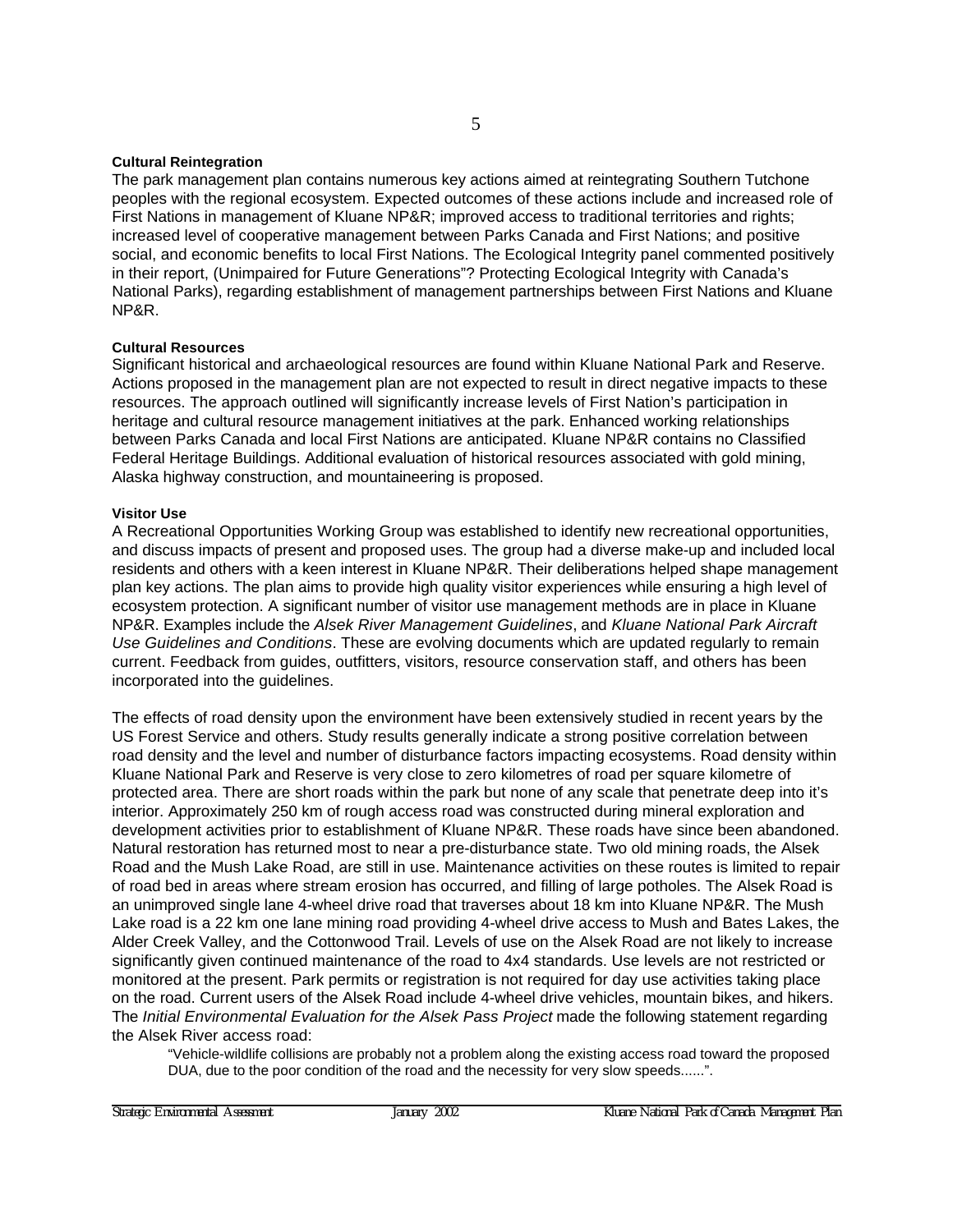#### Cultural Reintegration

The park management plan contains numerous key actions aimed at reintegrating Southern Tutchone peoples with the regional ecosystem. Expected outcomes of these actions include and increased role of First Nations in management of Kluane NP&R; improved access to traditional territories and rights; increased level of cooperative management between Parks Canada and First Nations; and positive social, and economic benefits to local First Nations. The Ecological Integrity panel commented positively in their report, (Unimpaired for Future Generations"? Protecting Ecological Integrity with Canada's National Parks), regarding establishment of management partnerships between First Nations and Kluane NP&R.

#### Cultural Resources

Significant historical and archaeological resources are found within Kluane National Park and Reserve. Actions proposed in the management plan are not expected to result in direct negative impacts to these resources. The approach outlined will significantly increase levels of First Nation's participation in heritage and cultural resource management initiatives at the park. Enhanced working relationships between Parks Canada and local First Nations are anticipated. Kluane NP&R contains no Classified Federal Heritage Buildings. Additional evaluation of historical resources associated with gold mining, Alaska highway construction, and mountaineering is proposed.

#### Visitor Use

A Recreational Opportunities Working Group was established to identify new recreational opportunities, and discuss impacts of present and proposed uses. The group had a diverse make-up and included local residents and others with a keen interest in Kluane NP&R. Their deliberations helped shape management plan key actions. The plan aims to provide high quality visitor experiences while ensuring a high level of ecosystem protection. A significant number of visitor use management methods are in place in Kluane NP&R. Examples include the *Alsek River Management Guidelines*, and *Kluane National Park Aircraft Use Guidelines and Conditions*. These are evolving documents which are updated regularly to remain current. Feedback from guides, outfitters, visitors, resource conservation staff, and others has been incorporated into the guidelines.

The effects of road density upon the environment have been extensively studied in recent years by the US Forest Service and others. Study results generally indicate a strong positive correlation between road density and the level and number of disturbance factors impacting ecosystems. Road density within Kluane National Park and Reserve is very close to zero kilometres of road per square kilometre of protected area. There are short roads within the park but none of any scale that penetrate deep into it's interior. Approximately 250 km of rough access road was constructed during mineral exploration and development activities prior to establishment of Kluane NP&R. These roads have since been abandoned. Natural restoration has returned most to near a pre-disturbance state. Two old mining roads, the Alsek Road and the Mush Lake Road, are still in use. Maintenance activities on these routes is limited to repair of road bed in areas where stream erosion has occurred, and filling of large potholes. The Alsek Road is an unimproved single lane 4-wheel drive road that traverses about 18 km into Kluane NP&R. The Mush Lake road is a 22 km one lane mining road providing 4-wheel drive access to Mush and Bates Lakes, the Alder Creek Valley, and the Cottonwood Trail. Levels of use on the Alsek Road are not likely to increase significantly given continued maintenance of the road to 4x4 standards. Use levels are not restricted or monitored at the present. Park permits or registration is not required for day use activities taking place on the road. Current users of the Alsek Road include 4-wheel drive vehicles, mountain bikes, and hikers. The *Initial Environmental Evaluation for the Alsek Pass Project* made the following statement regarding the Alsek River access road:

> "Vehicle-wildlife collisions are probably not a problem along the existing access road toward the proposed DUA, due to the poor condition of the road and the necessity for very slow speeds......".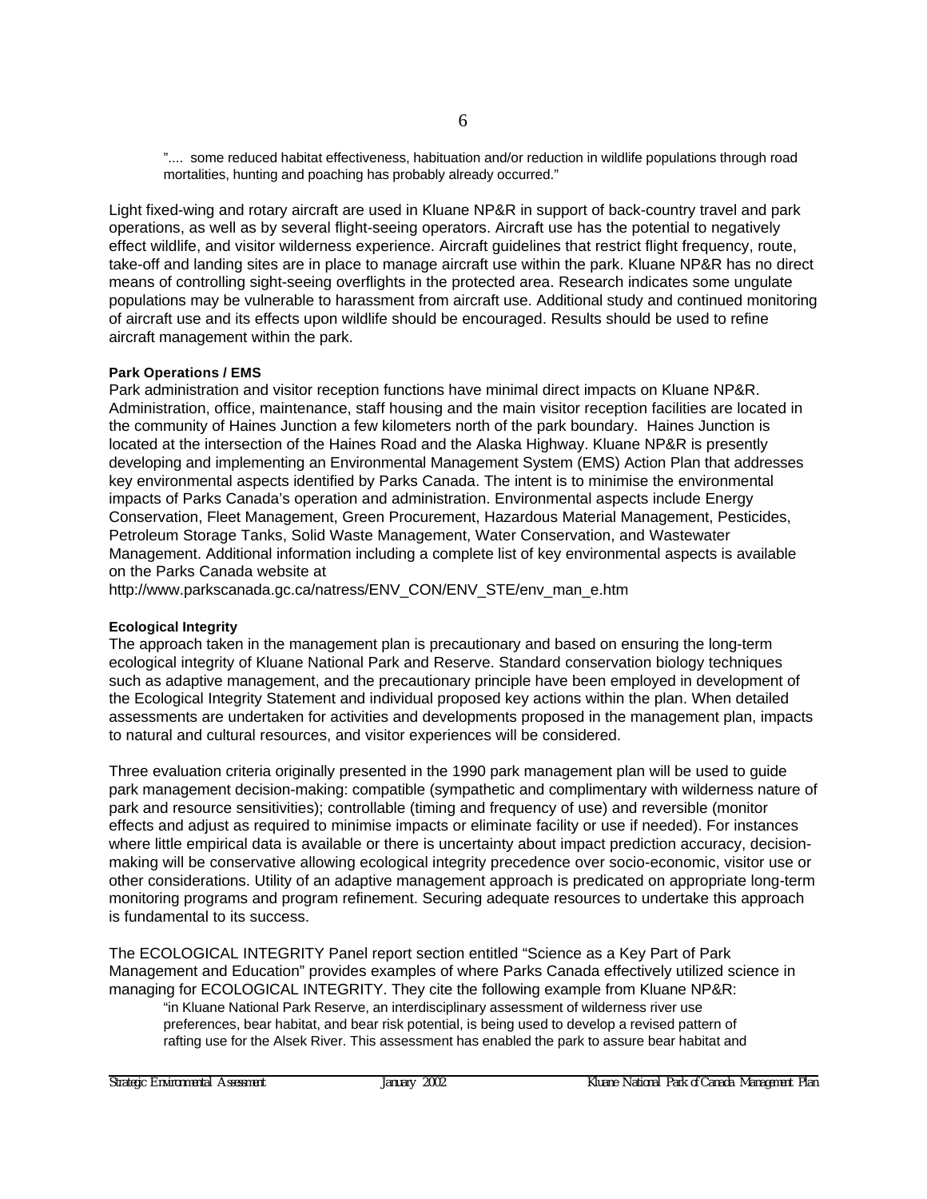> ".... some reduced habitat effectiveness, habituation and/or reduction in wildlife populations through road mortalities, hunting and poaching has probably already occurred."

Light fixed-wing and rotary aircraft are used in Kluane NP&R in support of back-country travel and park operations, as well as by several flight-seeing operators. Aircraft use has the potential to negatively effect wildlife, and visitor wilderness experience. Aircraft guidelines that restrict flight frequency, route, take-off and landing sites are in place to manage aircraft use within the park. Kluane NP&R has no direct means of controlling sight-seeing overflights in the protected area. Research indicates some ungulate populations may be vulnerable to harassment from aircraft use. Additional study and continued monitoring of aircraft use and its effects upon wildlife should be encouraged. Results should be used to refine aircraft management within the park.

**Park Operations / EMS**

Park administration and visitor reception functions have minimal direct impacts on Kluane NP&R. Administration, office, maintenance, staff housing and the main visitor reception facilities are located in the community of Haines Junction a few kilometers north of the park boundary. Haines Junction is located at the intersection of the Haines Road and the Alaska Highway. Kluane NP&R is presently developing and implementing an Environmental Management System (EMS) Action Plan that addresses key environmental aspects identified by Parks Canada. The intent is to minimise the environmental impacts of Parks Canada's operation and administration. Environmental aspects include Energy Conservation, Fleet Management, Green Procurement, Hazardous Material Management, Pesticides, Petroleum Storage Tanks, Solid Waste Management, Water Conservation, and Wastewater Management. Additional information including a complete list of key environmental aspects is available on the Parks Canada website at
http://www.parkscanada.gc.ca/natress/ENV_CON/ENV_STE/env_man_e.htm

**Ecological Integrity**

The approach taken in the management plan is precautionary and based on ensuring the long-term ecological integrity of Kluane National Park and Reserve. Standard conservation biology techniques such as adaptive management, and the precautionary principle have been employed in development of the Ecological Integrity Statement and individual proposed key actions within the plan. When detailed assessments are undertaken for activities and developments proposed in the management plan, impacts to natural and cultural resources, and visitor experiences will be considered.

Three evaluation criteria originally presented in the 1990 park management plan will be used to guide park management decision-making: compatible (sympathetic and complimentary with wilderness nature of park and resource sensitivities); controllable (timing and frequency of use) and reversible (monitor effects and adjust as required to minimise impacts or eliminate facility or use if needed). For instances where little empirical data is available or there is uncertainty about impact prediction accuracy, decision-making will be conservative allowing ecological integrity precedence over socio-economic, visitor use or other considerations. Utility of an adaptive management approach is predicated on appropriate long-term monitoring programs and program refinement. Securing adequate resources to undertake this approach is fundamental to its success.

The ECOLOGICAL INTEGRITY Panel report section entitled "Science as a Key Part of Park Management and Education" provides examples of where Parks Canada effectively utilized science in managing for ECOLOGICAL INTEGRITY. They cite the following example from Kluane NP&R:

> "in Kluane National Park Reserve, an interdisciplinary assessment of wilderness river use preferences, bear habitat, and bear risk potential, is being used to develop a revised pattern of rafting use for the Alsek River. This assessment has enabled the park to assure bear habitat and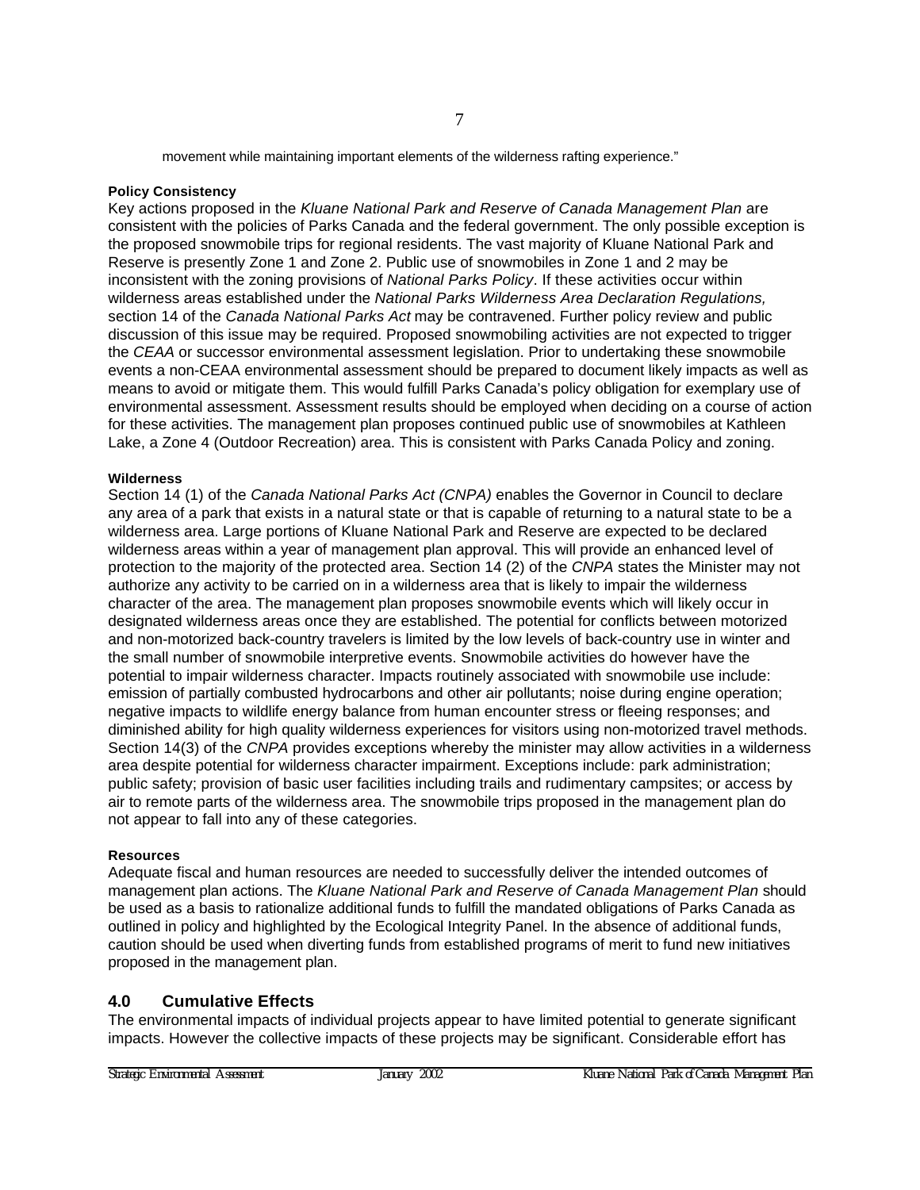movement while maintaining important elements of the wilderness rafting experience."

**Policy Consistency**

Key actions proposed in the *Kluane National Park and Reserve of Canada Management Plan* are consistent with the policies of Parks Canada and the federal government. The only possible exception is the proposed snowmobile trips for regional residents. The vast majority of Kluane National Park and Reserve is presently Zone 1 and Zone 2. Public use of snowmobiles in Zone 1 and 2 may be inconsistent with the zoning provisions of *National Parks Policy*. If these activities occur within wilderness areas established under the *National Parks Wilderness Area Declaration Regulations,* section 14 of the *Canada National Parks Act* may be contravened. Further policy review and public discussion of this issue may be required. Proposed snowmobiling activities are not expected to trigger the *CEAA* or successor environmental assessment legislation. Prior to undertaking these snowmobile events a non-CEAA environmental assessment should be prepared to document likely impacts as well as means to avoid or mitigate them. This would fulfill Parks Canada's policy obligation for exemplary use of environmental assessment. Assessment results should be employed when deciding on a course of action for these activities. The management plan proposes continued public use of snowmobiles at Kathleen Lake, a Zone 4 (Outdoor Recreation) area. This is consistent with Parks Canada Policy and zoning.

**Wilderness**

Section 14 (1) of the *Canada National Parks Act (CNPA)* enables the Governor in Council to declare any area of a park that exists in a natural state or that is capable of returning to a natural state to be a wilderness area. Large portions of Kluane National Park and Reserve are expected to be declared wilderness areas within a year of management plan approval. This will provide an enhanced level of protection to the majority of the protected area. Section 14 (2) of the *CNPA* states the Minister may not authorize any activity to be carried on in a wilderness area that is likely to impair the wilderness character of the area. The management plan proposes snowmobile events which will likely occur in designated wilderness areas once they are established. The potential for conflicts between motorized and non-motorized back-country travelers is limited by the low levels of back-country use in winter and the small number of snowmobile interpretive events. Snowmobile activities do however have the potential to impair wilderness character. Impacts routinely associated with snowmobile use include: emission of partially combusted hydrocarbons and other air pollutants; noise during engine operation; negative impacts to wildlife energy balance from human encounter stress or fleeing responses; and diminished ability for high quality wilderness experiences for visitors using non-motorized travel methods. Section 14(3) of the *CNPA* provides exceptions whereby the minister may allow activities in a wilderness area despite potential for wilderness character impairment. Exceptions include: park administration; public safety; provision of basic user facilities including trails and rudimentary campsites; or access by air to remote parts of the wilderness area. The snowmobile trips proposed in the management plan do not appear to fall into any of these categories.

**Resources**

Adequate fiscal and human resources are needed to successfully deliver the intended outcomes of management plan actions. The *Kluane National Park and Reserve of Canada Management Plan* should be used as a basis to rationalize additional funds to fulfill the mandated obligations of Parks Canada as outlined in policy and highlighted by the Ecological Integrity Panel. In the absence of additional funds, caution should be used when diverting funds from established programs of merit to fund new initiatives proposed in the management plan.

## 4.0 Cumulative Effects

The environmental impacts of individual projects appear to have limited potential to generate significant impacts. However the collective impacts of these projects may be significant. Considerable effort has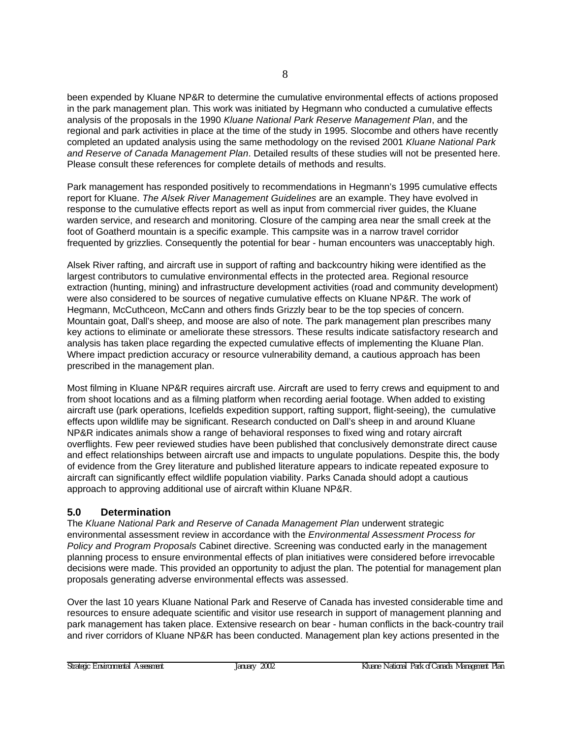been expended by Kluane NP&R to determine the cumulative environmental effects of actions proposed in the park management plan. This work was initiated by Hegmann who conducted a cumulative effects analysis of the proposals in the 1990 *Kluane National Park Reserve Management Plan*, and the regional and park activities in place at the time of the study in 1995. Slocombe and others have recently completed an updated analysis using the same methodology on the revised 2001 *Kluane National Park and Reserve of Canada Management Plan*. Detailed results of these studies will not be presented here. Please consult these references for complete details of methods and results.

Park management has responded positively to recommendations in Hegmann's 1995 cumulative effects report for Kluane. *The Alsek River Management Guidelines* are an example. They have evolved in response to the cumulative effects report as well as input from commercial river guides, the Kluane warden service, and research and monitoring. Closure of the camping area near the small creek at the foot of Goatherd mountain is a specific example. This campsite was in a narrow travel corridor frequented by grizzlies. Consequently the potential for bear - human encounters was unacceptably high.

Alsek River rafting, and aircraft use in support of rafting and backcountry hiking were identified as the largest contributors to cumulative environmental effects in the protected area. Regional resource extraction (hunting, mining) and infrastructure development activities (road and community development) were also considered to be sources of negative cumulative effects on Kluane NP&R. The work of Hegmann, McCuthceon, McCann and others finds Grizzly bear to be the top species of concern. Mountain goat, Dall's sheep, and moose are also of note. The park management plan prescribes many key actions to eliminate or ameliorate these stressors. These results indicate satisfactory research and analysis has taken place regarding the expected cumulative effects of implementing the Kluane Plan. Where impact prediction accuracy or resource vulnerability demand, a cautious approach has been prescribed in the management plan.

Most filming in Kluane NP&R requires aircraft use. Aircraft are used to ferry crews and equipment to and from shoot locations and as a filming platform when recording aerial footage. When added to existing aircraft use (park operations, Icefields expedition support, rafting support, flight-seeing), the cumulative effects upon wildlife may be significant. Research conducted on Dall's sheep in and around Kluane NP&R indicates animals show a range of behavioral responses to fixed wing and rotary aircraft overflights. Few peer reviewed studies have been published that conclusively demonstrate direct cause and effect relationships between aircraft use and impacts to ungulate populations. Despite this, the body of evidence from the Grey literature and published literature appears to indicate repeated exposure to aircraft can significantly effect wildlife population viability. Parks Canada should adopt a cautious approach to approving additional use of aircraft within Kluane NP&R.

## 5.0 Determination

The *Kluane National Park and Reserve of Canada Management Plan* underwent strategic environmental assessment review in accordance with the *Environmental Assessment Process for Policy and Program Proposals* Cabinet directive. Screening was conducted early in the management planning process to ensure environmental effects of plan initiatives were considered before irrevocable decisions were made. This provided an opportunity to adjust the plan. The potential for management plan proposals generating adverse environmental effects was assessed.

Over the last 10 years Kluane National Park and Reserve of Canada has invested considerable time and resources to ensure adequate scientific and visitor use research in support of management planning and park management has taken place. Extensive research on bear - human conflicts in the back-country trail and river corridors of Kluane NP&R has been conducted. Management plan key actions presented in the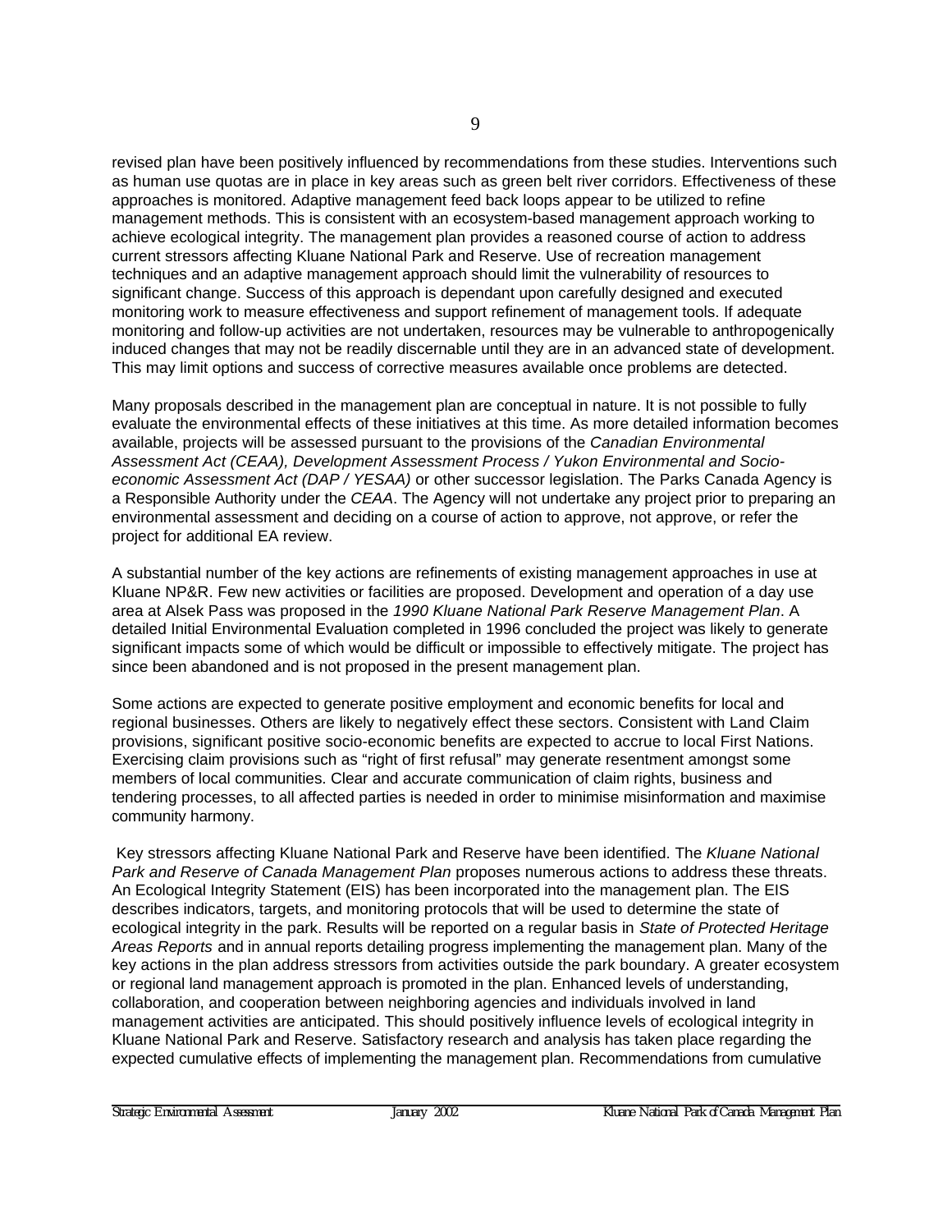revised plan have been positively influenced by recommendations from these studies. Interventions such as human use quotas are in place in key areas such as green belt river corridors. Effectiveness of these approaches is monitored. Adaptive management feed back loops appear to be utilized to refine management methods. This is consistent with an ecosystem-based management approach working to achieve ecological integrity. The management plan provides a reasoned course of action to address current stressors affecting Kluane National Park and Reserve. Use of recreation management techniques and an adaptive management approach should limit the vulnerability of resources to significant change. Success of this approach is dependant upon carefully designed and executed monitoring work to measure effectiveness and support refinement of management tools. If adequate monitoring and follow-up activities are not undertaken, resources may be vulnerable to anthropogenically induced changes that may not be readily discernable until they are in an advanced state of development. This may limit options and success of corrective measures available once problems are detected.

Many proposals described in the management plan are conceptual in nature. It is not possible to fully evaluate the environmental effects of these initiatives at this time. As more detailed information becomes available, projects will be assessed pursuant to the provisions of the *Canadian Environmental Assessment Act (CEAA), Development Assessment Process / Yukon Environmental and Socio-economic Assessment Act (DAP / YESAA)* or other successor legislation. The Parks Canada Agency is a Responsible Authority under the *CEAA*. The Agency will not undertake any project prior to preparing an environmental assessment and deciding on a course of action to approve, not approve, or refer the project for additional EA review.

A substantial number of the key actions are refinements of existing management approaches in use at Kluane NP&R. Few new activities or facilities are proposed. Development and operation of a day use area at Alsek Pass was proposed in the *1990 Kluane National Park Reserve Management Plan*. A detailed Initial Environmental Evaluation completed in 1996 concluded the project was likely to generate significant impacts some of which would be difficult or impossible to effectively mitigate. The project has since been abandoned and is not proposed in the present management plan.

Some actions are expected to generate positive employment and economic benefits for local and regional businesses. Others are likely to negatively effect these sectors. Consistent with Land Claim provisions, significant positive socio-economic benefits are expected to accrue to local First Nations. Exercising claim provisions such as "right of first refusal" may generate resentment amongst some members of local communities. Clear and accurate communication of claim rights, business and tendering processes, to all affected parties is needed in order to minimise misinformation and maximise community harmony.

Key stressors affecting Kluane National Park and Reserve have been identified. The *Kluane National Park and Reserve of Canada Management Plan* proposes numerous actions to address these threats. An Ecological Integrity Statement (EIS) has been incorporated into the management plan. The EIS describes indicators, targets, and monitoring protocols that will be used to determine the state of ecological integrity in the park. Results will be reported on a regular basis in *State of Protected Heritage Areas Reports* and in annual reports detailing progress implementing the management plan. Many of the key actions in the plan address stressors from activities outside the park boundary. A greater ecosystem or regional land management approach is promoted in the plan. Enhanced levels of understanding, collaboration, and cooperation between neighboring agencies and individuals involved in land management activities are anticipated. This should positively influence levels of ecological integrity in Kluane National Park and Reserve. Satisfactory research and analysis has taken place regarding the expected cumulative effects of implementing the management plan. Recommendations from cumulative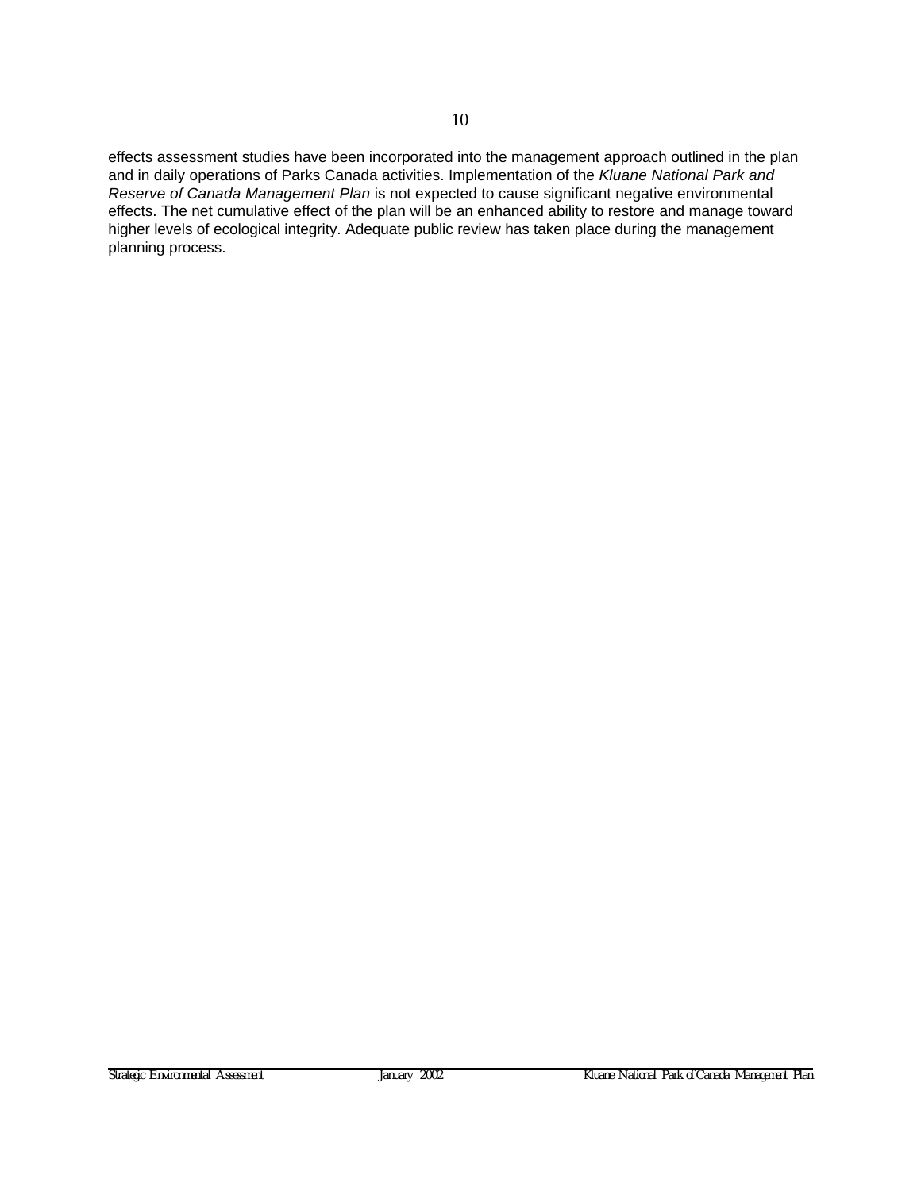effects assessment studies have been incorporated into the management approach outlined in the plan and in daily operations of Parks Canada activities. Implementation of the *Kluane National Park and Reserve of Canada Management Plan* is not expected to cause significant negative environmental effects. The net cumulative effect of the plan will be an enhanced ability to restore and manage toward higher levels of ecological integrity. Adequate public review has taken place during the management planning process.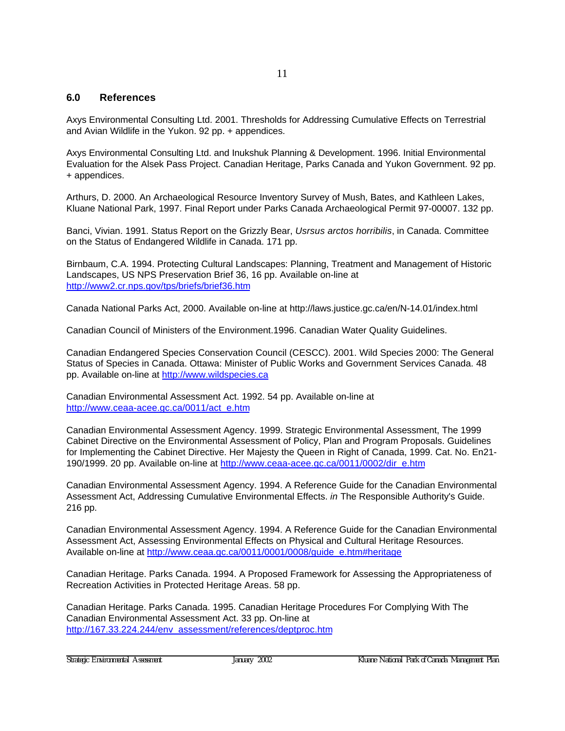## 6.0 References

Axys Environmental Consulting Ltd. 2001. Thresholds for Addressing Cumulative Effects on Terrestrial and Avian Wildlife in the Yukon. 92 pp. + appendices.

Axys Environmental Consulting Ltd. and Inukshuk Planning & Development. 1996. Initial Environmental Evaluation for the Alsek Pass Project. Canadian Heritage, Parks Canada and Yukon Government. 92 pp. + appendices.

Arthurs, D. 2000. An Archaeological Resource Inventory Survey of Mush, Bates, and Kathleen Lakes, Kluane National Park, 1997. Final Report under Parks Canada Archaeological Permit 97-00007. 132 pp.

Banci, Vivian. 1991. Status Report on the Grizzly Bear, *Usrsus arctos horribilis*, in Canada. Committee on the Status of Endangered Wildlife in Canada. 171 pp.

Birnbaum, C.A. 1994. Protecting Cultural Landscapes: Planning, Treatment and Management of Historic Landscapes, US NPS Preservation Brief 36, 16 pp. Available on-line at http://www2.cr.nps.gov/tps/briefs/brief36.htm

Canada National Parks Act, 2000. Available on-line at http://laws.justice.gc.ca/en/N-14.01/index.html

Canadian Council of Ministers of the Environment.1996. Canadian Water Quality Guidelines.

Canadian Endangered Species Conservation Council (CESCC). 2001. Wild Species 2000: The General Status of Species in Canada. Ottawa: Minister of Public Works and Government Services Canada. 48 pp. Available on-line at http://www.wildspecies.ca

Canadian Environmental Assessment Act. 1992. 54 pp. Available on-line at http://www.ceaa-acee.gc.ca/0011/act_e.htm

Canadian Environmental Assessment Agency. 1999. Strategic Environmental Assessment, The 1999 Cabinet Directive on the Environmental Assessment of Policy, Plan and Program Proposals. Guidelines for Implementing the Cabinet Directive. Her Majesty the Queen in Right of Canada, 1999. Cat. No. En21-190/1999. 20 pp. Available on-line at http://www.ceaa-acee.gc.ca/0011/0002/dir_e.htm

Canadian Environmental Assessment Agency. 1994. A Reference Guide for the Canadian Environmental Assessment Act, Addressing Cumulative Environmental Effects. *in* The Responsible Authority's Guide. 216 pp.

Canadian Environmental Assessment Agency. 1994. A Reference Guide for the Canadian Environmental Assessment Act, Assessing Environmental Effects on Physical and Cultural Heritage Resources. Available on-line at http://www.ceaa.gc.ca/0011/0001/0008/guide_e.htm#heritage

Canadian Heritage. Parks Canada. 1994. A Proposed Framework for Assessing the Appropriateness of Recreation Activities in Protected Heritage Areas. 58 pp.

Canadian Heritage. Parks Canada. 1995. Canadian Heritage Procedures For Complying With The Canadian Environmental Assessment Act. 33 pp. On-line at http://167.33.224.244/env_assessment/references/deptproc.htm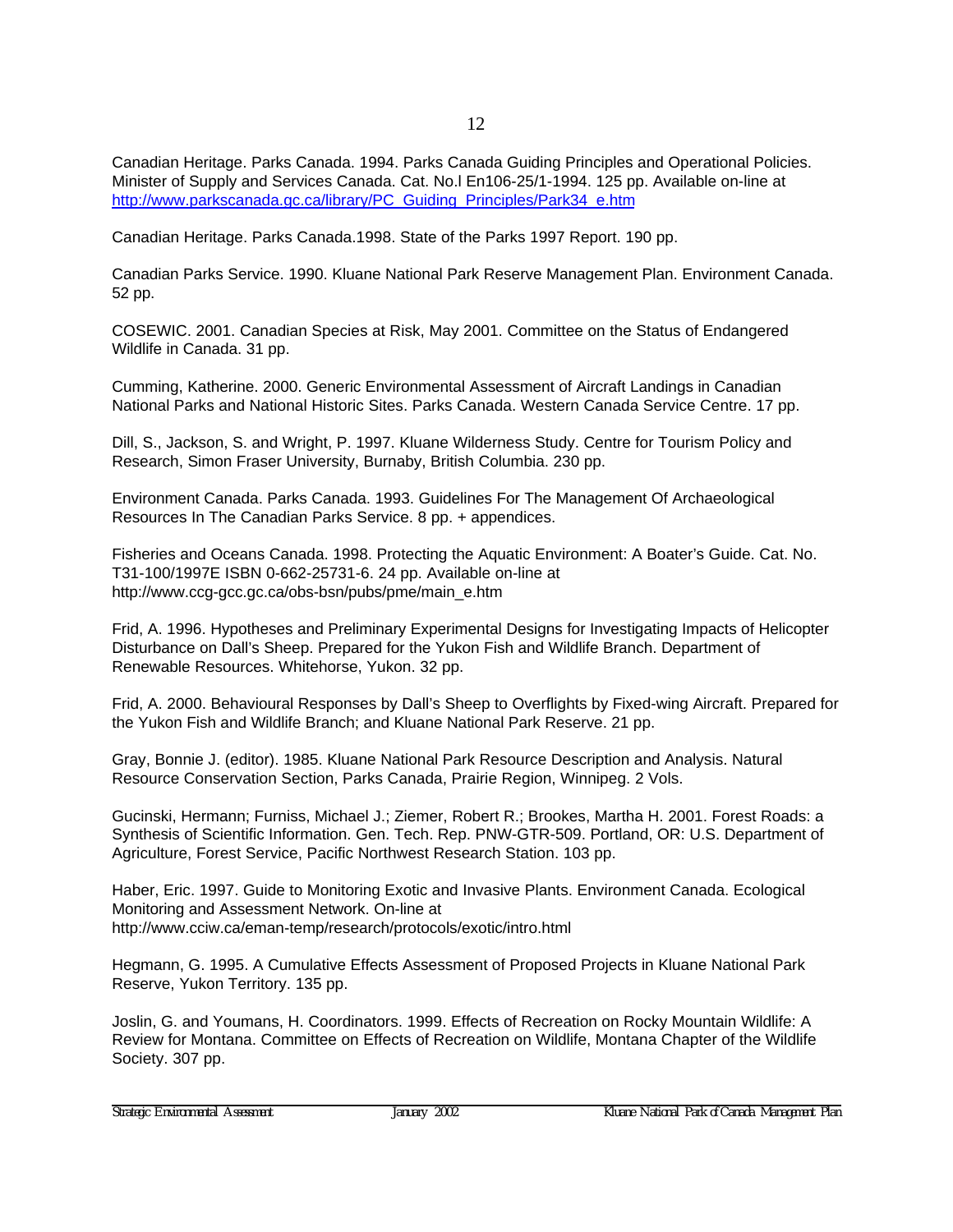Canadian Heritage. Parks Canada. 1994. Parks Canada Guiding Principles and Operational Policies. Minister of Supply and Services Canada. Cat. No.l En106-25/1-1994. 125 pp. Available on-line at http://www.parkscanada.gc.ca/library/PC_Guiding_Principles/Park34_e.htm

Canadian Heritage. Parks Canada.1998. State of the Parks 1997 Report. 190 pp.

Canadian Parks Service. 1990. Kluane National Park Reserve Management Plan. Environment Canada. 52 pp.

COSEWIC. 2001. Canadian Species at Risk, May 2001. Committee on the Status of Endangered Wildlife in Canada. 31 pp.

Cumming, Katherine. 2000. Generic Environmental Assessment of Aircraft Landings in Canadian National Parks and National Historic Sites. Parks Canada. Western Canada Service Centre. 17 pp.

Dill, S., Jackson, S. and Wright, P. 1997. Kluane Wilderness Study. Centre for Tourism Policy and Research, Simon Fraser University, Burnaby, British Columbia. 230 pp.

Environment Canada. Parks Canada. 1993. Guidelines For The Management Of Archaeological Resources In The Canadian Parks Service. 8 pp. + appendices.

Fisheries and Oceans Canada. 1998. Protecting the Aquatic Environment: A Boater's Guide. Cat. No. T31-100/1997E ISBN 0-662-25731-6. 24 pp. Available on-line at http://www.ccg-gcc.gc.ca/obs-bsn/pubs/pme/main_e.htm

Frid, A. 1996. Hypotheses and Preliminary Experimental Designs for Investigating Impacts of Helicopter Disturbance on Dall's Sheep. Prepared for the Yukon Fish and Wildlife Branch. Department of Renewable Resources. Whitehorse, Yukon. 32 pp.

Frid, A. 2000. Behavioural Responses by Dall's Sheep to Overflights by Fixed-wing Aircraft. Prepared for the Yukon Fish and Wildlife Branch; and Kluane National Park Reserve. 21 pp.

Gray, Bonnie J. (editor). 1985. Kluane National Park Resource Description and Analysis. Natural Resource Conservation Section, Parks Canada, Prairie Region, Winnipeg. 2 Vols.

Gucinski, Hermann; Furniss, Michael J.; Ziemer, Robert R.; Brookes, Martha H. 2001. Forest Roads: a Synthesis of Scientific Information. Gen. Tech. Rep. PNW-GTR-509. Portland, OR: U.S. Department of Agriculture, Forest Service, Pacific Northwest Research Station. 103 pp.

Haber, Eric. 1997. Guide to Monitoring Exotic and Invasive Plants. Environment Canada. Ecological Monitoring and Assessment Network. On-line at http://www.cciw.ca/eman-temp/research/protocols/exotic/intro.html

Hegmann, G. 1995. A Cumulative Effects Assessment of Proposed Projects in Kluane National Park Reserve, Yukon Territory. 135 pp.

Joslin, G. and Youmans, H. Coordinators. 1999. Effects of Recreation on Rocky Mountain Wildlife: A Review for Montana. Committee on Effects of Recreation on Wildlife, Montana Chapter of the Wildlife Society. 307 pp.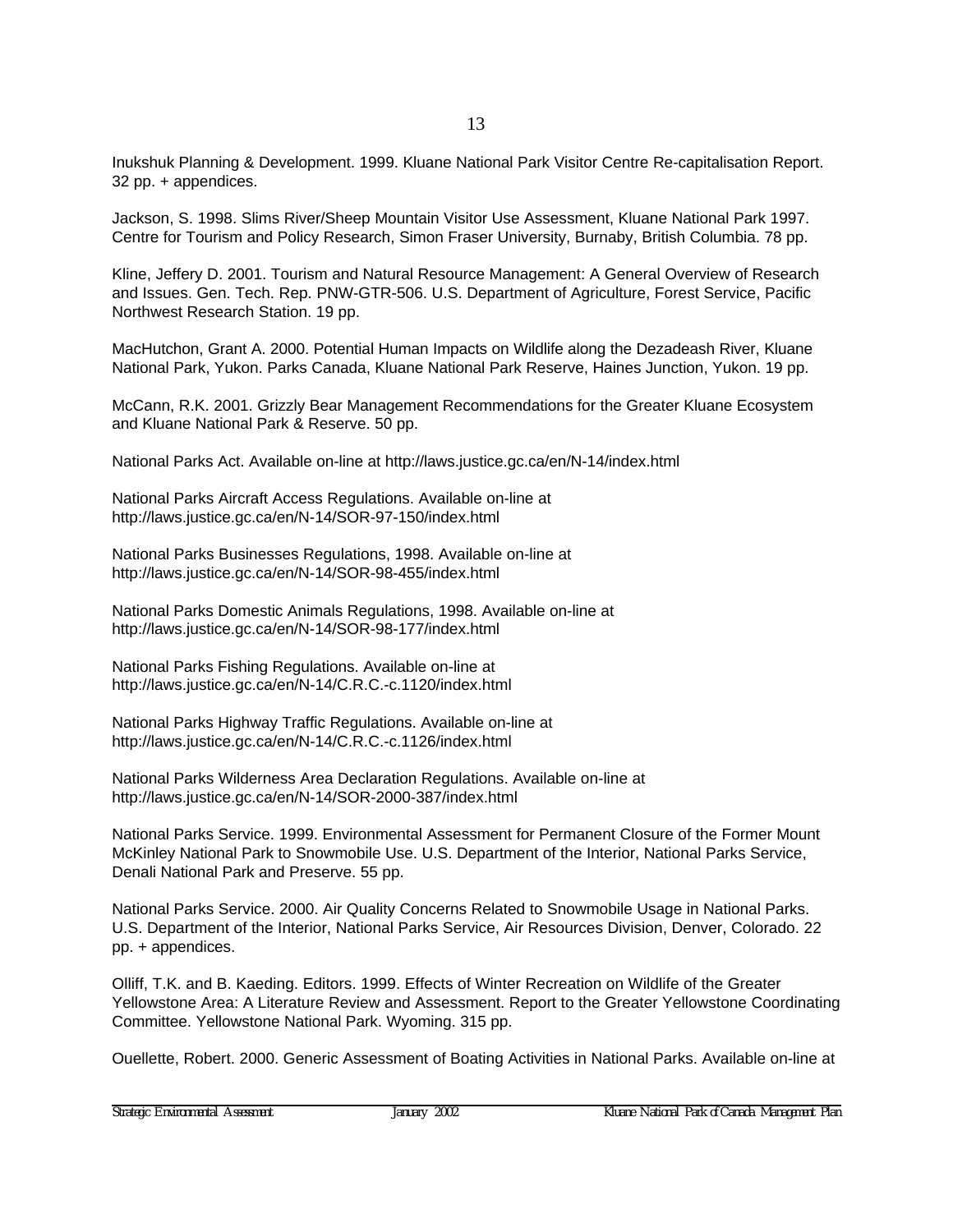Inukshuk Planning & Development. 1999. Kluane National Park Visitor Centre Re-capitalisation Report. 32 pp. + appendices.

Jackson, S. 1998. Slims River/Sheep Mountain Visitor Use Assessment, Kluane National Park 1997. Centre for Tourism and Policy Research, Simon Fraser University, Burnaby, British Columbia. 78 pp.

Kline, Jeffery D. 2001. Tourism and Natural Resource Management: A General Overview of Research and Issues. Gen. Tech. Rep. PNW-GTR-506. U.S. Department of Agriculture, Forest Service, Pacific Northwest Research Station. 19 pp.

MacHutchon, Grant A. 2000. Potential Human Impacts on Wildlife along the Dezadeash River, Kluane National Park, Yukon. Parks Canada, Kluane National Park Reserve, Haines Junction, Yukon. 19 pp.

McCann, R.K. 2001. Grizzly Bear Management Recommendations for the Greater Kluane Ecosystem and Kluane National Park & Reserve. 50 pp.

National Parks Act. Available on-line at http://laws.justice.gc.ca/en/N-14/index.html

National Parks Aircraft Access Regulations. Available on-line at http://laws.justice.gc.ca/en/N-14/SOR-97-150/index.html

National Parks Businesses Regulations, 1998. Available on-line at http://laws.justice.gc.ca/en/N-14/SOR-98-455/index.html

National Parks Domestic Animals Regulations, 1998. Available on-line at http://laws.justice.gc.ca/en/N-14/SOR-98-177/index.html

National Parks Fishing Regulations. Available on-line at http://laws.justice.gc.ca/en/N-14/C.R.C.-c.1120/index.html

National Parks Highway Traffic Regulations. Available on-line at http://laws.justice.gc.ca/en/N-14/C.R.C.-c.1126/index.html

National Parks Wilderness Area Declaration Regulations. Available on-line at http://laws.justice.gc.ca/en/N-14/SOR-2000-387/index.html

National Parks Service. 1999. Environmental Assessment for Permanent Closure of the Former Mount McKinley National Park to Snowmobile Use. U.S. Department of the Interior, National Parks Service, Denali National Park and Preserve. 55 pp.

National Parks Service. 2000. Air Quality Concerns Related to Snowmobile Usage in National Parks. U.S. Department of the Interior, National Parks Service, Air Resources Division, Denver, Colorado. 22 pp. + appendices.

Olliff, T.K. and B. Kaeding. Editors. 1999. Effects of Winter Recreation on Wildlife of the Greater Yellowstone Area: A Literature Review and Assessment. Report to the Greater Yellowstone Coordinating Committee. Yellowstone National Park. Wyoming. 315 pp.

Ouellette, Robert. 2000. Generic Assessment of Boating Activities in National Parks. Available on-line at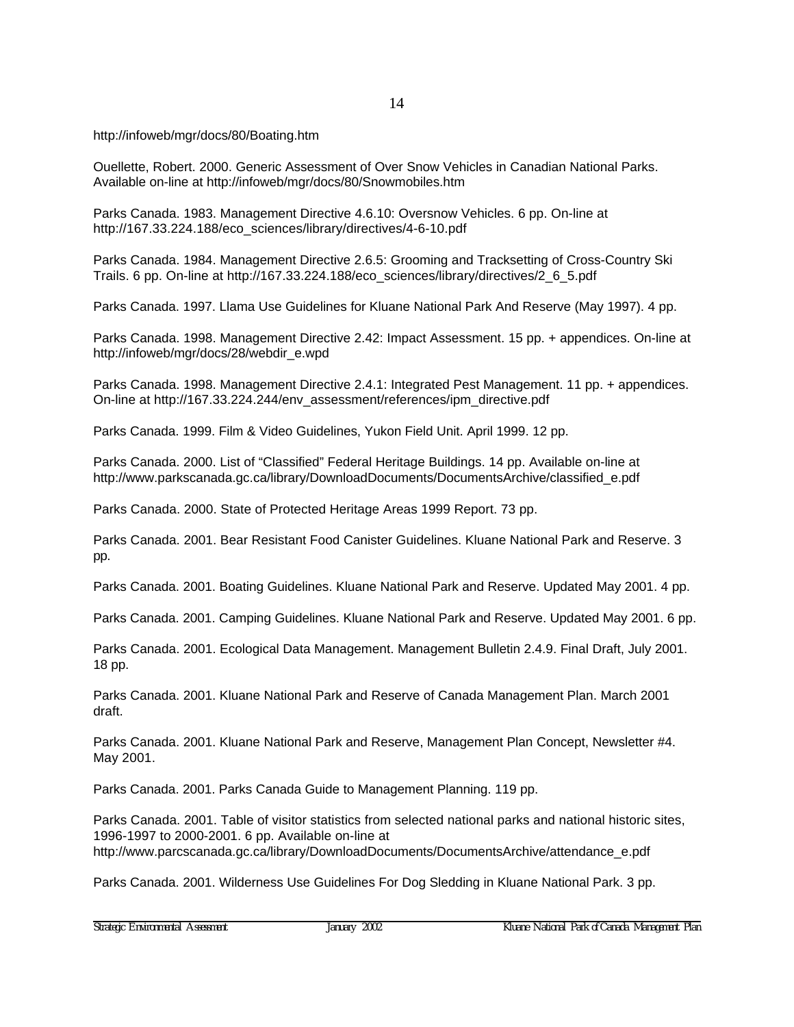http://infoweb/mgr/docs/80/Boating.htm

Ouellette, Robert. 2000. Generic Assessment of Over Snow Vehicles in Canadian National Parks. Available on-line at http://infoweb/mgr/docs/80/Snowmobiles.htm

Parks Canada. 1983. Management Directive 4.6.10: Oversnow Vehicles. 6 pp. On-line at http://167.33.224.188/eco_sciences/library/directives/4-6-10.pdf

Parks Canada. 1984. Management Directive 2.6.5: Grooming and Tracksetting of Cross-Country Ski Trails. 6 pp. On-line at http://167.33.224.188/eco_sciences/library/directives/2_6_5.pdf

Parks Canada. 1997. Llama Use Guidelines for Kluane National Park And Reserve (May 1997). 4 pp.

Parks Canada. 1998. Management Directive 2.42: Impact Assessment. 15 pp. + appendices. On-line at http://infoweb/mgr/docs/28/webdir_e.wpd

Parks Canada. 1998. Management Directive 2.4.1: Integrated Pest Management. 11 pp. + appendices. On-line at http://167.33.224.244/env_assessment/references/ipm_directive.pdf

Parks Canada. 1999. Film & Video Guidelines, Yukon Field Unit. April 1999. 12 pp.

Parks Canada. 2000. List of "Classified" Federal Heritage Buildings. 14 pp. Available on-line at http://www.parkscanada.gc.ca/library/DownloadDocuments/DocumentsArchive/classified_e.pdf

Parks Canada. 2000. State of Protected Heritage Areas 1999 Report. 73 pp.

Parks Canada. 2001. Bear Resistant Food Canister Guidelines. Kluane National Park and Reserve. 3 pp.

Parks Canada. 2001. Boating Guidelines. Kluane National Park and Reserve. Updated May 2001. 4 pp.

Parks Canada. 2001. Camping Guidelines. Kluane National Park and Reserve. Updated May 2001. 6 pp.

Parks Canada. 2001. Ecological Data Management. Management Bulletin 2.4.9. Final Draft, July 2001. 18 pp.

Parks Canada. 2001. Kluane National Park and Reserve of Canada Management Plan. March 2001 draft.

Parks Canada. 2001. Kluane National Park and Reserve, Management Plan Concept, Newsletter #4. May 2001.

Parks Canada. 2001. Parks Canada Guide to Management Planning. 119 pp.

Parks Canada. 2001. Table of visitor statistics from selected national parks and national historic sites, 1996-1997 to 2000-2001. 6 pp. Available on-line at http://www.parcscanada.gc.ca/library/DownloadDocuments/DocumentsArchive/attendance_e.pdf

Parks Canada. 2001. Wilderness Use Guidelines For Dog Sledding in Kluane National Park. 3 pp.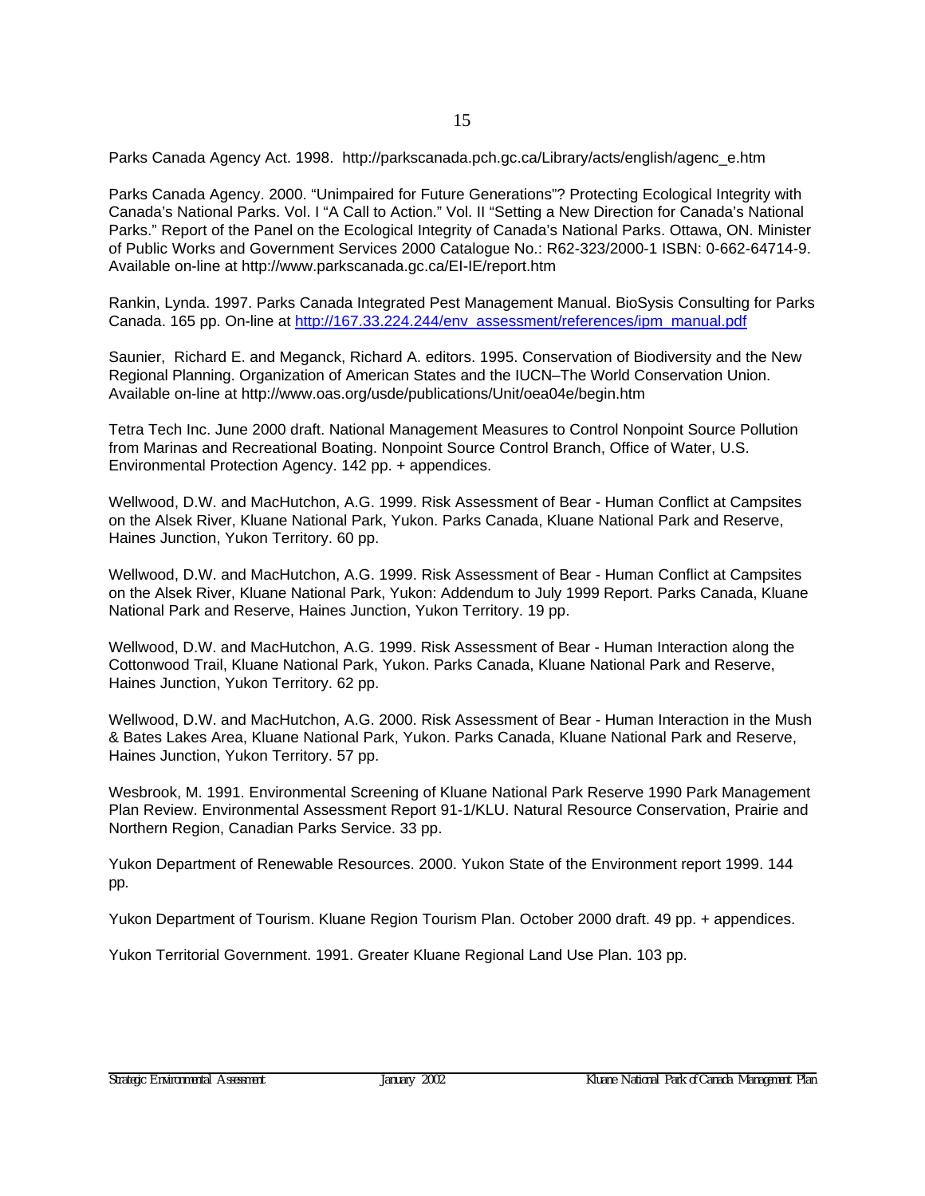Parks Canada Agency Act. 1998. http://parkscanada.pch.gc.ca/Library/acts/english/agenc_e.htm

Parks Canada Agency. 2000. "Unimpaired for Future Generations"? Protecting Ecological Integrity with Canada's National Parks. Vol. I "A Call to Action." Vol. II "Setting a New Direction for Canada's National Parks." Report of the Panel on the Ecological Integrity of Canada's National Parks. Ottawa, ON. Minister of Public Works and Government Services 2000 Catalogue No.: R62-323/2000-1 ISBN: 0-662-64714-9. Available on-line at http://www.parkscanada.gc.ca/EI-IE/report.htm

Rankin, Lynda. 1997. Parks Canada Integrated Pest Management Manual. BioSysis Consulting for Parks Canada. 165 pp. On-line at http://167.33.224.244/env_assessment/references/ipm_manual.pdf

Saunier, Richard E. and Meganck, Richard A. editors. 1995. Conservation of Biodiversity and the New Regional Planning. Organization of American States and the IUCN–The World Conservation Union. Available on-line at http://www.oas.org/usde/publications/Unit/oea04e/begin.htm

Tetra Tech Inc. June 2000 draft. National Management Measures to Control Nonpoint Source Pollution from Marinas and Recreational Boating. Nonpoint Source Control Branch, Office of Water, U.S. Environmental Protection Agency. 142 pp. + appendices.

Wellwood, D.W. and MacHutchon, A.G. 1999. Risk Assessment of Bear - Human Conflict at Campsites on the Alsek River, Kluane National Park, Yukon. Parks Canada, Kluane National Park and Reserve, Haines Junction, Yukon Territory. 60 pp.

Wellwood, D.W. and MacHutchon, A.G. 1999. Risk Assessment of Bear - Human Conflict at Campsites on the Alsek River, Kluane National Park, Yukon: Addendum to July 1999 Report. Parks Canada, Kluane National Park and Reserve, Haines Junction, Yukon Territory. 19 pp.

Wellwood, D.W. and MacHutchon, A.G. 1999. Risk Assessment of Bear - Human Interaction along the Cottonwood Trail, Kluane National Park, Yukon. Parks Canada, Kluane National Park and Reserve, Haines Junction, Yukon Territory. 62 pp.

Wellwood, D.W. and MacHutchon, A.G. 2000. Risk Assessment of Bear - Human Interaction in the Mush & Bates Lakes Area, Kluane National Park, Yukon. Parks Canada, Kluane National Park and Reserve, Haines Junction, Yukon Territory. 57 pp.

Wesbrook, M. 1991. Environmental Screening of Kluane National Park Reserve 1990 Park Management Plan Review. Environmental Assessment Report 91-1/KLU. Natural Resource Conservation, Prairie and Northern Region, Canadian Parks Service. 33 pp.

Yukon Department of Renewable Resources. 2000. Yukon State of the Environment report 1999. 144 pp.

Yukon Department of Tourism. Kluane Region Tourism Plan. October 2000 draft. 49 pp. + appendices.

Yukon Territorial Government. 1991. Greater Kluane Regional Land Use Plan. 103 pp.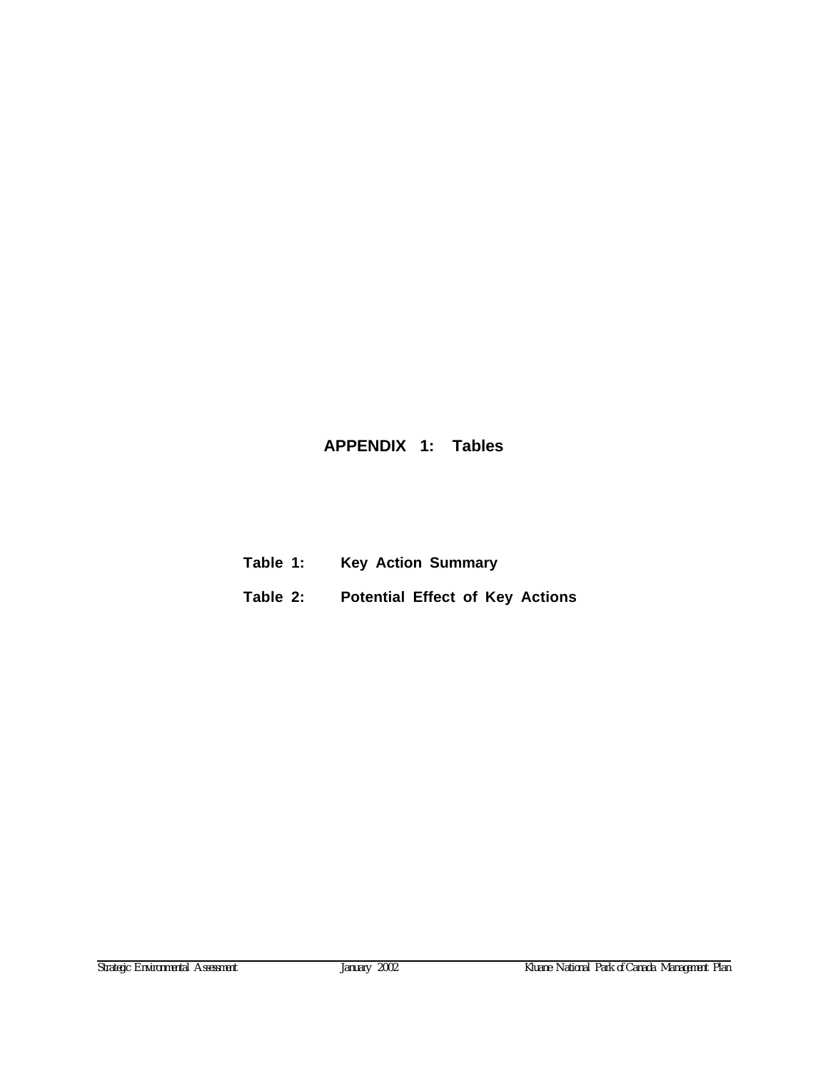# APPENDIX 1: Tables

**Table 1:** **Key Action Summary**

**Table 2:** **Potential Effect of Key Actions**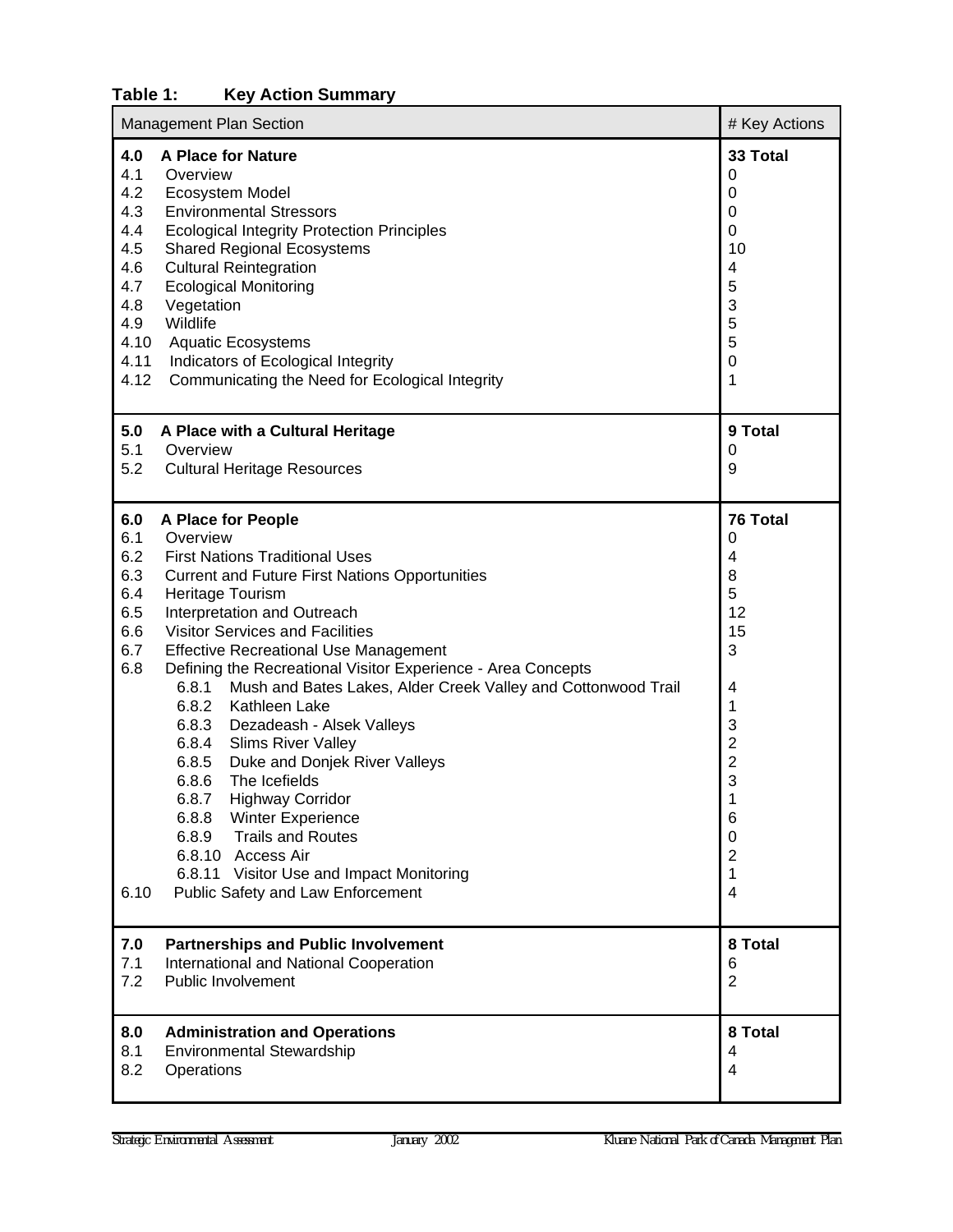**Table 1: Key Action Summary**

| Management Plan Section | # Key Actions |
|---|---|
| **4.0 A Place for Nature** | **33 Total** |
| 4.1 Overview | 0 |
| 4.2 Ecosystem Model | 0 |
| 4.3 Environmental Stressors | 0 |
| 4.4 Ecological Integrity Protection Principles | 0 |
| 4.5 Shared Regional Ecosystems | 10 |
| 4.6 Cultural Reintegration | 4 |
| 4.7 Ecological Monitoring | 5 |
| 4.8 Vegetation | 3 |
| 4.9 Wildlife | 5 |
| 4.10 Aquatic Ecosystems | 5 |
| 4.11 Indicators of Ecological Integrity | 0 |
| 4.12 Communicating the Need for Ecological Integrity | 1 |
| **5.0 A Place with a Cultural Heritage** | **9 Total** |
| 5.1 Overview | 0 |
| 5.2 Cultural Heritage Resources | 9 |
| **6.0 A Place for People** | **76 Total** |
| 6.1 Overview | 0 |
| 6.2 First Nations Traditional Uses | 4 |
| 6.3 Current and Future First Nations Opportunities | 8 |
| 6.4 Heritage Tourism | 5 |
| 6.5 Interpretation and Outreach | 12 |
| 6.6 Visitor Services and Facilities | 15 |
| 6.7 Effective Recreational Use Management | 3 |
| 6.8 Defining the Recreational Visitor Experience - Area Concepts | |
| 6.8.1 Mush and Bates Lakes, Alder Creek Valley and Cottonwood Trail | 4 |
| 6.8.2 Kathleen Lake | 1 |
| 6.8.3 Dezadeash - Alsek Valleys | 3 |
| 6.8.4 Slims River Valley | 2 |
| 6.8.5 Duke and Donjek River Valleys | 2 |
| 6.8.6 The Icefields | 3 |
| 6.8.7 Highway Corridor | 1 |
| 6.8.8 Winter Experience | 6 |
| 6.8.9 Trails and Routes | 0 |
| 6.8.10 Access Air | 2 |
| 6.8.11 Visitor Use and Impact Monitoring | 1 |
| 6.10 Public Safety and Law Enforcement | 4 |
| **7.0 Partnerships and Public Involvement** | **8 Total** |
| 7.1 International and National Cooperation | 6 |
| 7.2 Public Involvement | 2 |
| **8.0 Administration and Operations** | **8 Total** |
| 8.1 Environmental Stewardship | 4 |
| 8.2 Operations | 4 |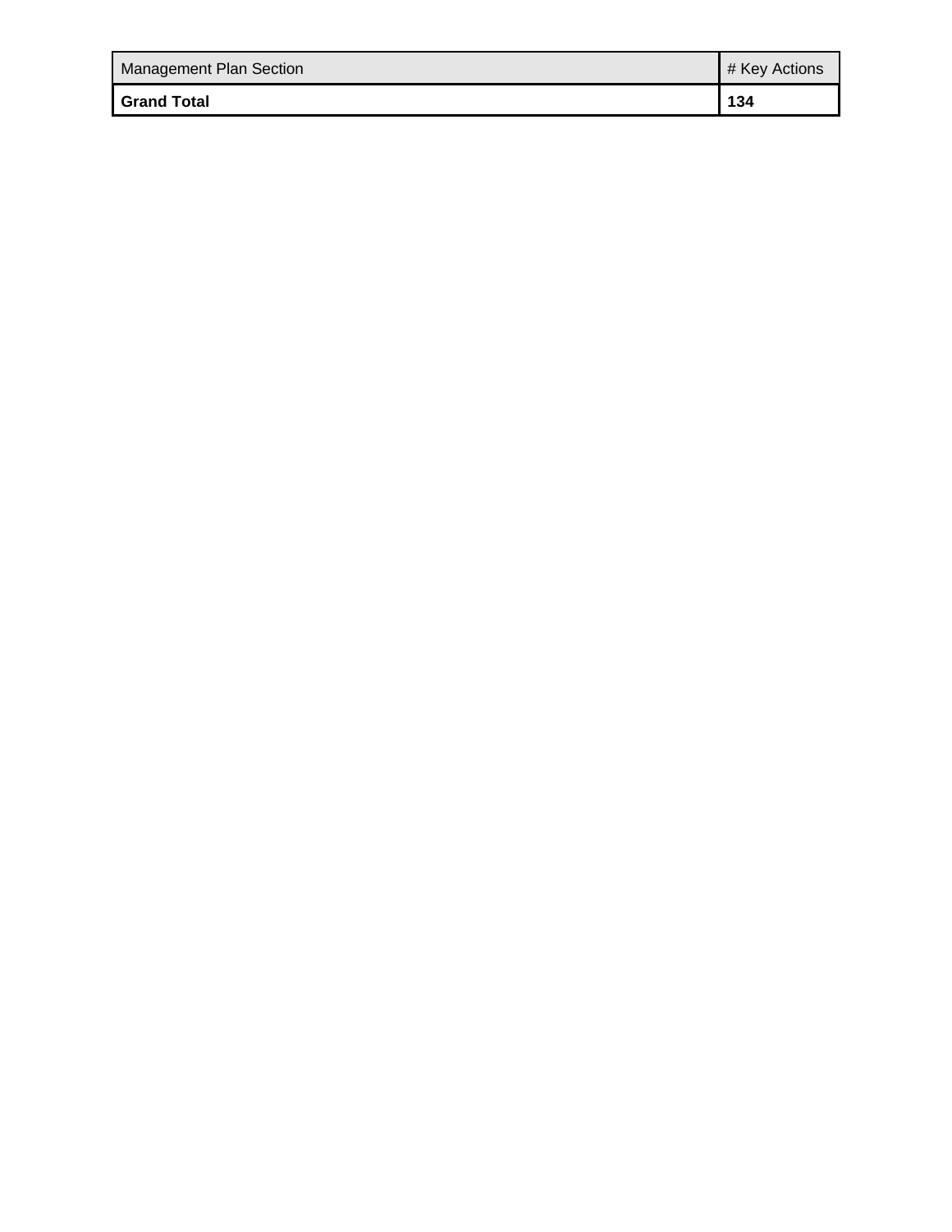| Management Plan Section | # Key Actions |
| --- | --- |
| **Grand Total** | **134** |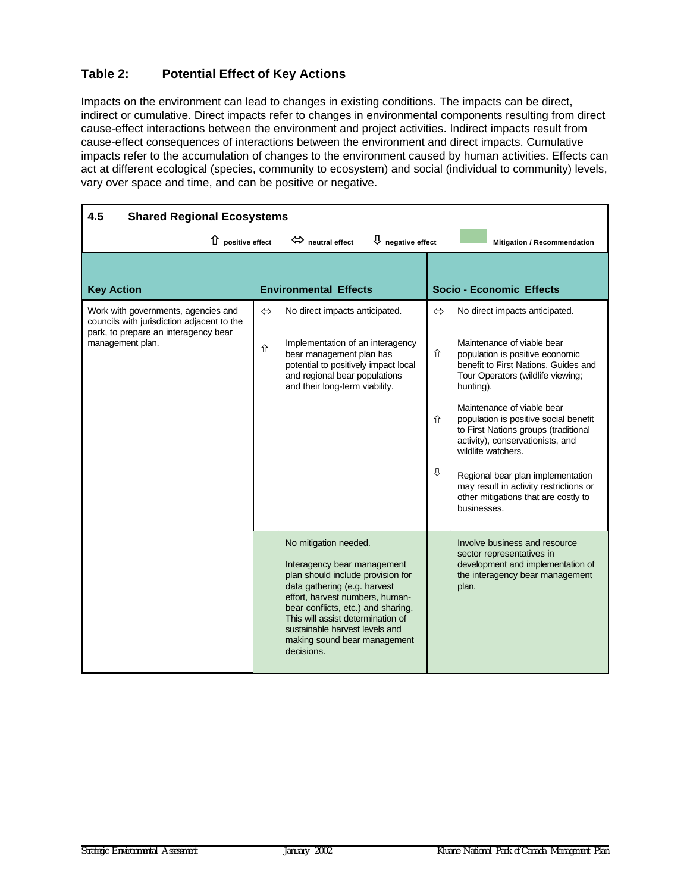## Table 2: Potential Effect of Key Actions

Impacts on the environment can lead to changes in existing conditions. The impacts can be direct, indirect or cumulative. Direct impacts refer to changes in environmental components resulting from direct cause-effect interactions between the environment and project activities. Indirect impacts result from cause-effect consequences of interactions between the environment and direct impacts. Cumulative impacts refer to the accumulation of changes to the environment caused by human activities. Effects can act at different ecological (species, community to ecosystem) and social (individual to community) levels, vary over space and time, and can be positive or negative.

### 4.5 Shared Regional Ecosystems

⇧ positive effect ⇔ neutral effect ⇩ negative effect [shaded] Mitigation / Recommendation

| Key Action | | Environmental Effects | | Socio - Economic Effects |
|---|---|---|---|---|
| Work with governments, agencies and councils with jurisdiction adjacent to the park, to prepare an interagency bear management plan. | ⇔ | No direct impacts anticipated. | ⇔ | No direct impacts anticipated. |
| | ⇧ | Implementation of an interagency bear management plan has potential to positively impact local and regional bear populations and their long-term viability. | ⇧ | Maintenance of viable bear population is positive economic benefit to First Nations, Guides and Tour Operators (wildlife viewing; hunting). |
| | | | ⇧ | Maintenance of viable bear population is positive social benefit to First Nations groups (traditional activity), conservationists, and wildlife watchers. |
| | | | ⇩ | Regional bear plan implementation may result in activity restrictions or other mitigations that are costly to businesses. |
| | | *Mitigation / Recommendation:* No mitigation needed.<br><br>Interagency bear management plan should include provision for data gathering (e.g. harvest effort, harvest numbers, human-bear conflicts, etc.) and sharing. This will assist determination of sustainable harvest levels and making sound bear management decisions. | | *Mitigation / Recommendation:* Involve business and resource sector representatives in development and implementation of the interagency bear management plan. |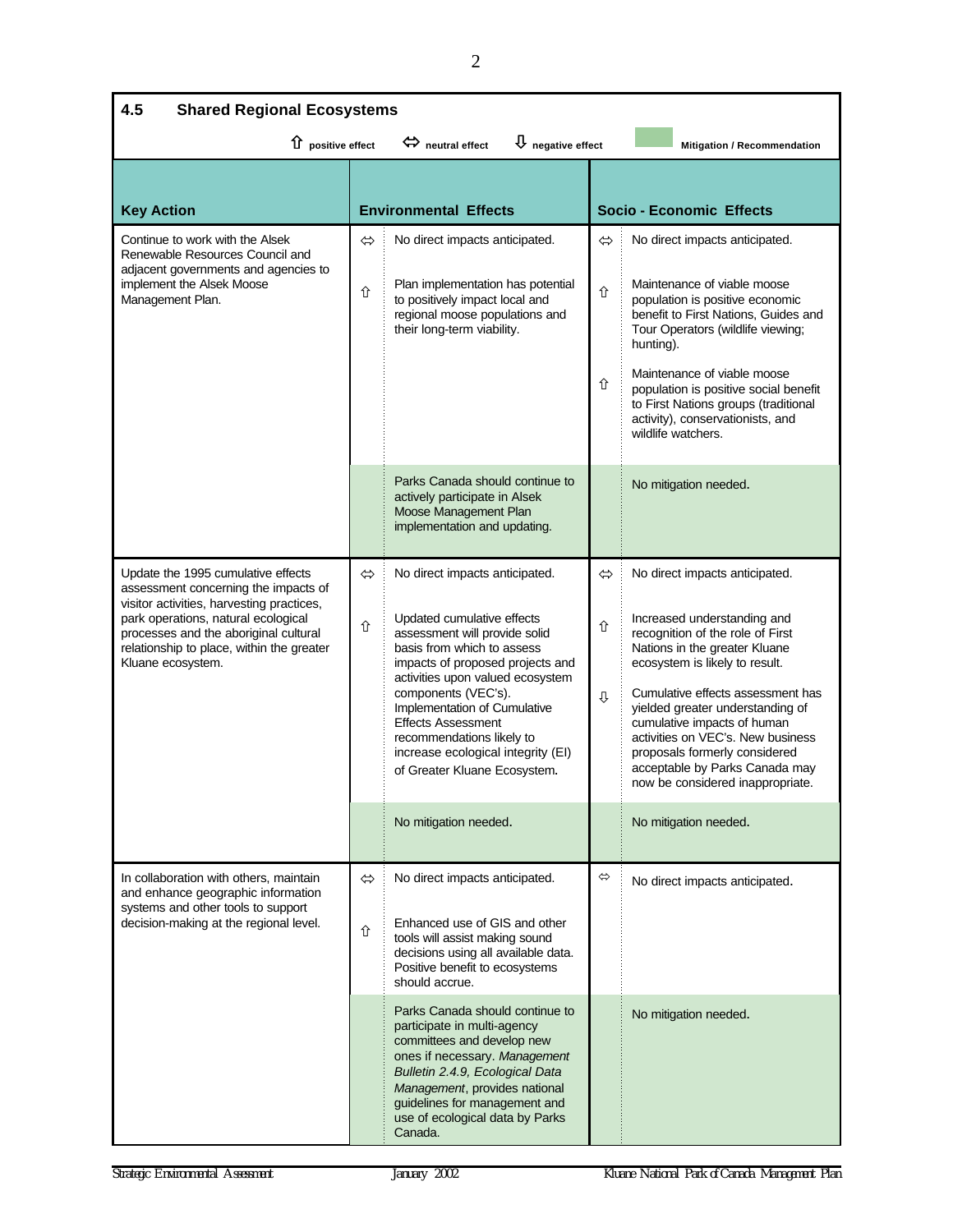## 4.5 Shared Regional Ecosystems

⇧ positive effect ⇔ neutral effect ⇩ negative effect — Mitigation / Recommendation (shaded)

| Key Action | | Environmental Effects | | Socio - Economic Effects |
|---|---|---|---|---|
| Continue to work with the Alsek Renewable Resources Council and adjacent governments and agencies to implement the Alsek Moose Management Plan. | ⇔ | No direct impacts anticipated. | ⇔ | No direct impacts anticipated. |
| | ⇧ | Plan implementation has potential to positively impact local and regional moose populations and their long-term viability. | ⇧ | Maintenance of viable moose population is positive economic benefit to First Nations, Guides and Tour Operators (wildlife viewing; hunting). |
| | | | ⇧ | Maintenance of viable moose population is positive social benefit to First Nations groups (traditional activity), conservationists, and wildlife watchers. |
| | | *Mitigation / Recommendation:* Parks Canada should continue to actively participate in Alsek Moose Management Plan implementation and updating. | | *Mitigation / Recommendation:* No mitigation needed. |
| Update the 1995 cumulative effects assessment concerning the impacts of visitor activities, harvesting practices, park operations, natural ecological processes and the aboriginal cultural relationship to place, within the greater Kluane ecosystem. | ⇔ | No direct impacts anticipated. | ⇔ | No direct impacts anticipated. |
| | ⇧ | Updated cumulative effects assessment will provide solid basis from which to assess impacts of proposed projects and activities upon valued ecosystem components (VEC's). Implementation of Cumulative Effects Assessment recommendations likely to increase ecological integrity (EI) of Greater Kluane Ecosystem. | ⇧ | Increased understanding and recognition of the role of First Nations in the greater Kluane ecosystem is likely to result. |
| | | | ⇩ | Cumulative effects assessment has yielded greater understanding of cumulative impacts of human activities on VEC's. New business proposals formerly considered acceptable by Parks Canada may now be considered inappropriate. |
| | | *Mitigation / Recommendation:* No mitigation needed. | | *Mitigation / Recommendation:* No mitigation needed. |
| In collaboration with others, maintain and enhance geographic information systems and other tools to support decision-making at the regional level. | ⇔ | No direct impacts anticipated. | ⇔ | No direct impacts anticipated. |
| | ⇧ | Enhanced use of GIS and other tools will assist making sound decisions using all available data. Positive benefit to ecosystems should accrue. | | |
| | | *Mitigation / Recommendation:* Parks Canada should continue to participate in multi-agency committees and develop new ones if necessary. *Management Bulletin 2.4.9, Ecological Data Management*, provides national guidelines for management and use of ecological data by Parks Canada. | | *Mitigation / Recommendation:* No mitigation needed. |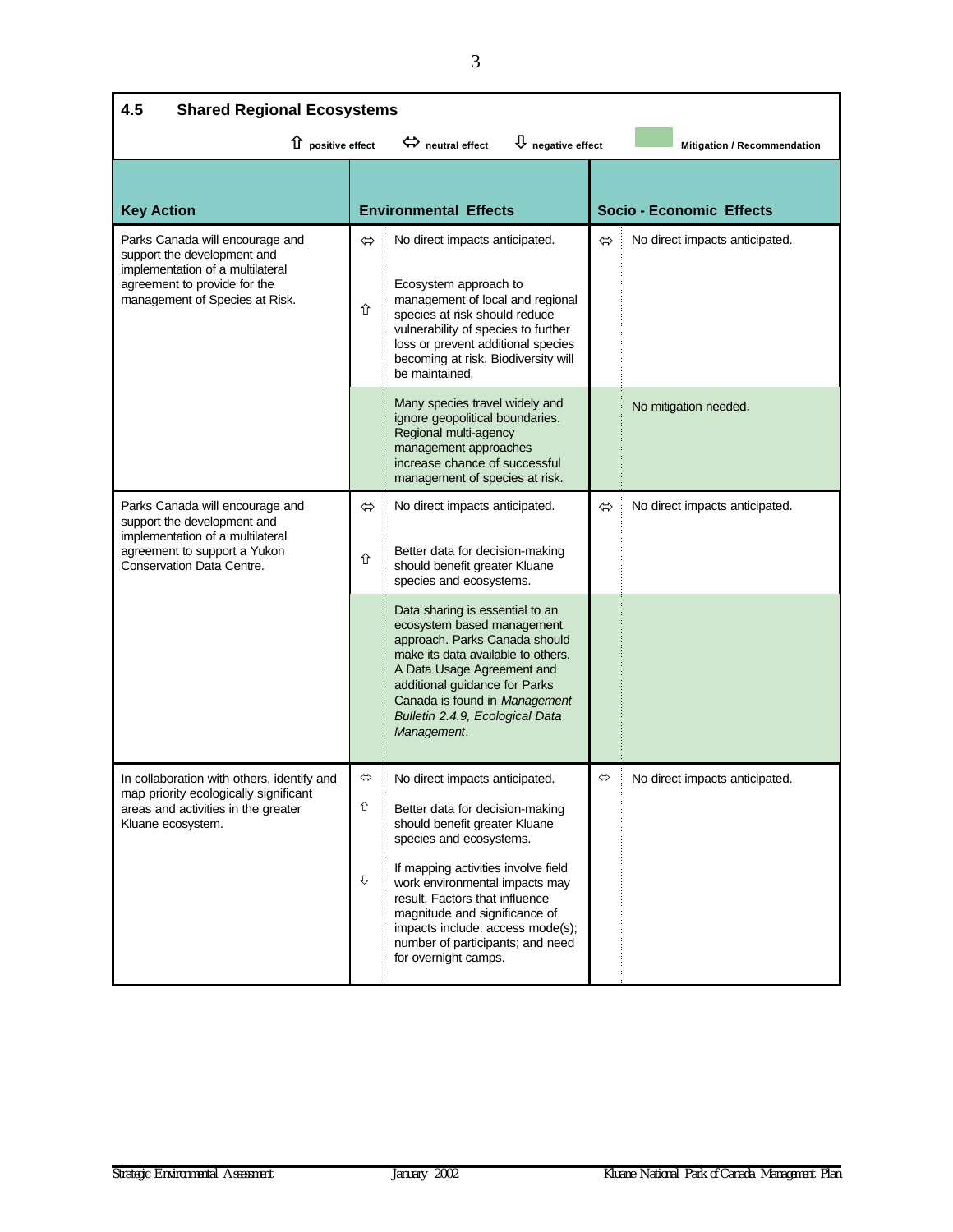## 4.5 Shared Regional Ecosystems

⇧ positive effect ⇔ neutral effect ⇩ negative effect [shaded] Mitigation / Recommendation

| Key Action | | Environmental Effects | | Socio - Economic Effects |
|---|---|---|---|---|
| Parks Canada will encourage and support the development and implementation of a multilateral agreement to provide for the management of Species at Risk. | ⇔ | No direct impacts anticipated. | ⇔ | No direct impacts anticipated. |
| | ⇧ | Ecosystem approach to management of local and regional species at risk should reduce vulnerability of species to further loss or prevent additional species becoming at risk. Biodiversity will be maintained. | | |
| | | Many species travel widely and ignore geopolitical boundaries. Regional multi-agency management approaches increase chance of successful management of species at risk. | | No mitigation needed. |
| Parks Canada will encourage and support the development and implementation of a multilateral agreement to support a Yukon Conservation Data Centre. | ⇔ | No direct impacts anticipated. | ⇔ | No direct impacts anticipated. |
| | ⇧ | Better data for decision-making should benefit greater Kluane species and ecosystems. | | |
| | | Data sharing is essential to an ecosystem based management approach. Parks Canada should make its data available to others. A Data Usage Agreement and additional guidance for Parks Canada is found in *Management Bulletin 2.4.9, Ecological Data Management*. | | |
| In collaboration with others, identify and map priority ecologically significant areas and activities in the greater Kluane ecosystem. | ⇔ | No direct impacts anticipated. | ⇔ | No direct impacts anticipated. |
| | ⇧ | Better data for decision-making should benefit greater Kluane species and ecosystems. | | |
| | ⇩ | If mapping activities involve field work environmental impacts may result. Factors that influence magnitude and significance of impacts include: access mode(s); number of participants; and need for overnight camps. | | |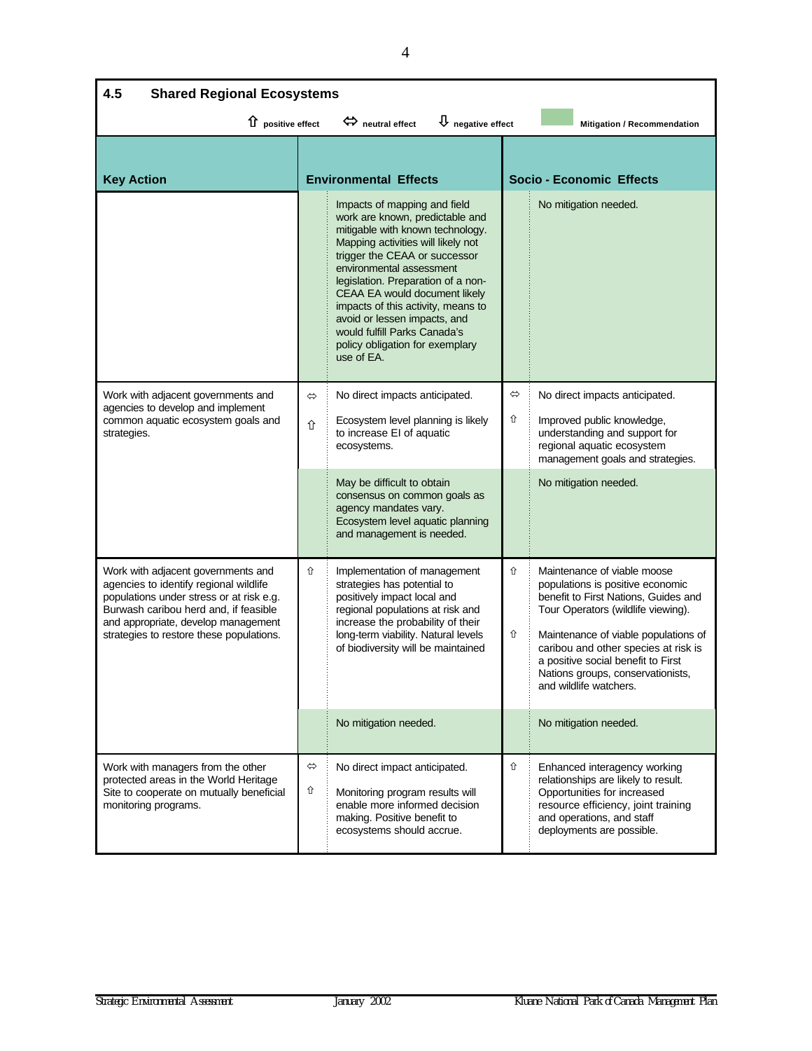### 4.5 Shared Regional Ecosystems

⇧ positive effect ⇔ neutral effect ⇩ negative effect | Mitigation / Recommendation

| Key Action | | Environmental Effects | | Socio - Economic Effects |
|---|---|---|---|---|
| | | Impacts of mapping and field work are known, predictable and mitigable with known technology. Mapping activities will likely not trigger the CEAA or successor environmental assessment legislation. Preparation of a non-CEAA EA would document likely impacts of this activity, means to avoid or lessen impacts, and would fulfill Parks Canada's policy obligation for exemplary use of EA. | | No mitigation needed. |
| Work with adjacent governments and agencies to develop and implement common aquatic ecosystem goals and strategies. | ⇔ | No direct impacts anticipated. | ⇔ | No direct impacts anticipated. |
| | ⇧ | Ecosystem level planning is likely to increase EI of aquatic ecosystems. | ⇧ | Improved public knowledge, understanding and support for regional aquatic ecosystem management goals and strategies. |
| | | May be difficult to obtain consensus on common goals as agency mandates vary. Ecosystem level aquatic planning and management is needed. | | No mitigation needed. |
| Work with adjacent governments and agencies to identify regional wildlife populations under stress or at risk e.g. Burwash caribou herd and, if feasible and appropriate, develop management strategies to restore these populations. | ⇧ | Implementation of management strategies has potential to positively impact local and regional populations at risk and increase the probability of their long-term viability. Natural levels of biodiversity will be maintained | ⇧ | Maintenance of viable moose populations is positive economic benefit to First Nations, Guides and Tour Operators (wildlife viewing). |
| | | | ⇧ | Maintenance of viable populations of caribou and other species at risk is a positive social benefit to First Nations groups, conservationists, and wildlife watchers. |
| | | No mitigation needed. | | No mitigation needed. |
| Work with managers from the other protected areas in the World Heritage Site to cooperate on mutually beneficial monitoring programs. | ⇔ | No direct impact anticipated. | ⇧ | Enhanced interagency working relationships are likely to result. Opportunities for increased resource efficiency, joint training and operations, and staff deployments are possible. |
| | ⇧ | Monitoring program results will enable more informed decision making. Positive benefit to ecosystems should accrue. | | |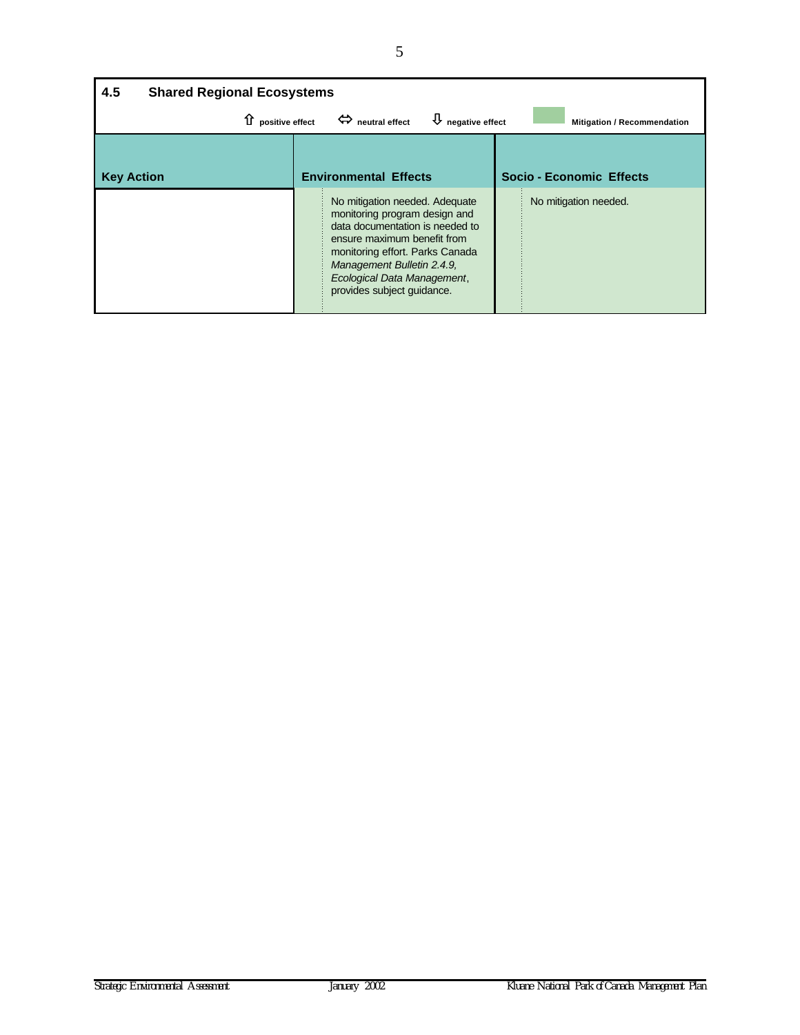## 4.5 Shared Regional Ecosystems

⇧ positive effect ⇔ neutral effect ⇩ negative effect Mitigation / Recommendation

| Key Action | Environmental Effects | | Socio - Economic Effects | |
|---|---|---|---|---|
| | | No mitigation needed. Adequate monitoring program design and data documentation is needed to ensure maximum benefit from monitoring effort. Parks Canada *Management Bulletin 2.4.9, Ecological Data Management*, provides subject guidance. | | No mitigation needed. |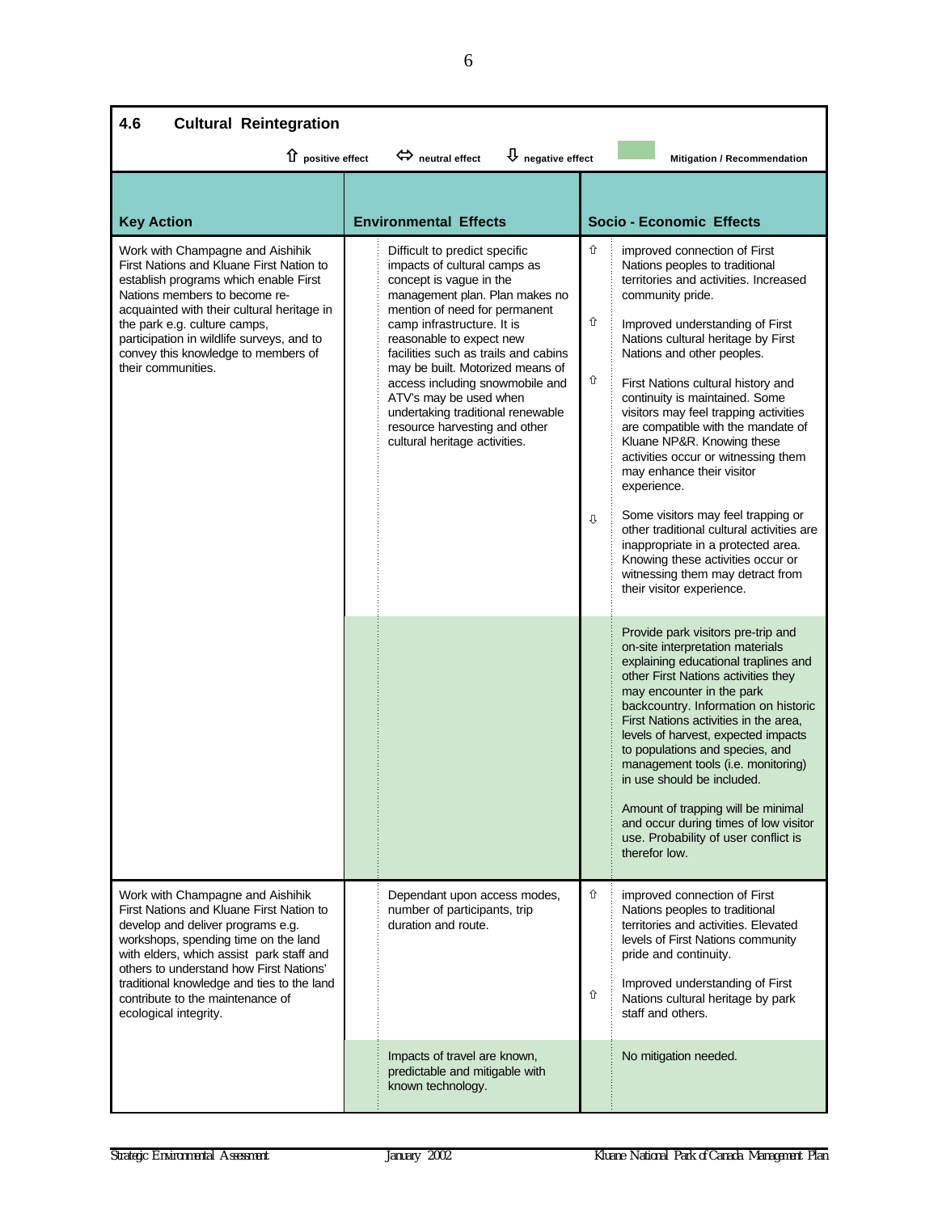## 4.6 Cultural Reintegration

⇧ positive effect ⇔ neutral effect ⇩ negative effect | Mitigation / Recommendation

| Key Action | | Environmental Effects | | Socio - Economic Effects |
|---|---|---|---|---|
| Work with Champagne and Aishihik First Nations and Kluane First Nation to establish programs which enable First Nations members to become re-acquainted with their cultural heritage in the park e.g. culture camps, participation in wildlife surveys, and to convey this knowledge to members of their communities. | | Difficult to predict specific impacts of cultural camps as concept is vague in the management plan. Plan makes no mention of need for permanent camp infrastructure. It is reasonable to expect new facilities such as trails and cabins may be built. Motorized means of access including snowmobile and ATV's may be used when undertaking traditional renewable resource harvesting and other cultural heritage activities. | ⇧<br><br>⇧<br><br>⇧<br><br>⇩ | improved connection of First Nations peoples to traditional territories and activities. Increased community pride.<br><br>Improved understanding of First Nations cultural heritage by First Nations and other peoples.<br><br>First Nations cultural history and continuity is maintained. Some visitors may feel trapping activities are compatible with the mandate of Kluane NP&R. Knowing these activities occur or witnessing them may enhance their visitor experience.<br><br>Some visitors may feel trapping or other traditional cultural activities are inappropriate in a protected area. Knowing these activities occur or witnessing them may detract from their visitor experience. |
| | | | | *Mitigation / Recommendation:* Provide park visitors pre-trip and on-site interpretation materials explaining educational traplines and other First Nations activities they may encounter in the park backcountry. Information on historic First Nations activities in the area, levels of harvest, expected impacts to populations and species, and management tools (i.e. monitoring) in use should be included.<br><br>Amount of trapping will be minimal and occur during times of low visitor use. Probability of user conflict is therefor low. |
| Work with Champagne and Aishihik First Nations and Kluane First Nation to develop and deliver programs e.g. workshops, spending time on the land with elders, which assist park staff and others to understand how First Nations' traditional knowledge and ties to the land contribute to the maintenance of ecological integrity. | | Dependant upon access modes, number of participants, trip duration and route. | ⇧<br><br>⇧ | improved connection of First Nations peoples to traditional territories and activities. Elevated levels of First Nations community pride and continuity.<br><br>Improved understanding of First Nations cultural heritage by park staff and others. |
| | | *Mitigation / Recommendation:* Impacts of travel are known, predictable and mitigable with known technology. | | *Mitigation / Recommendation:* No mitigation needed. |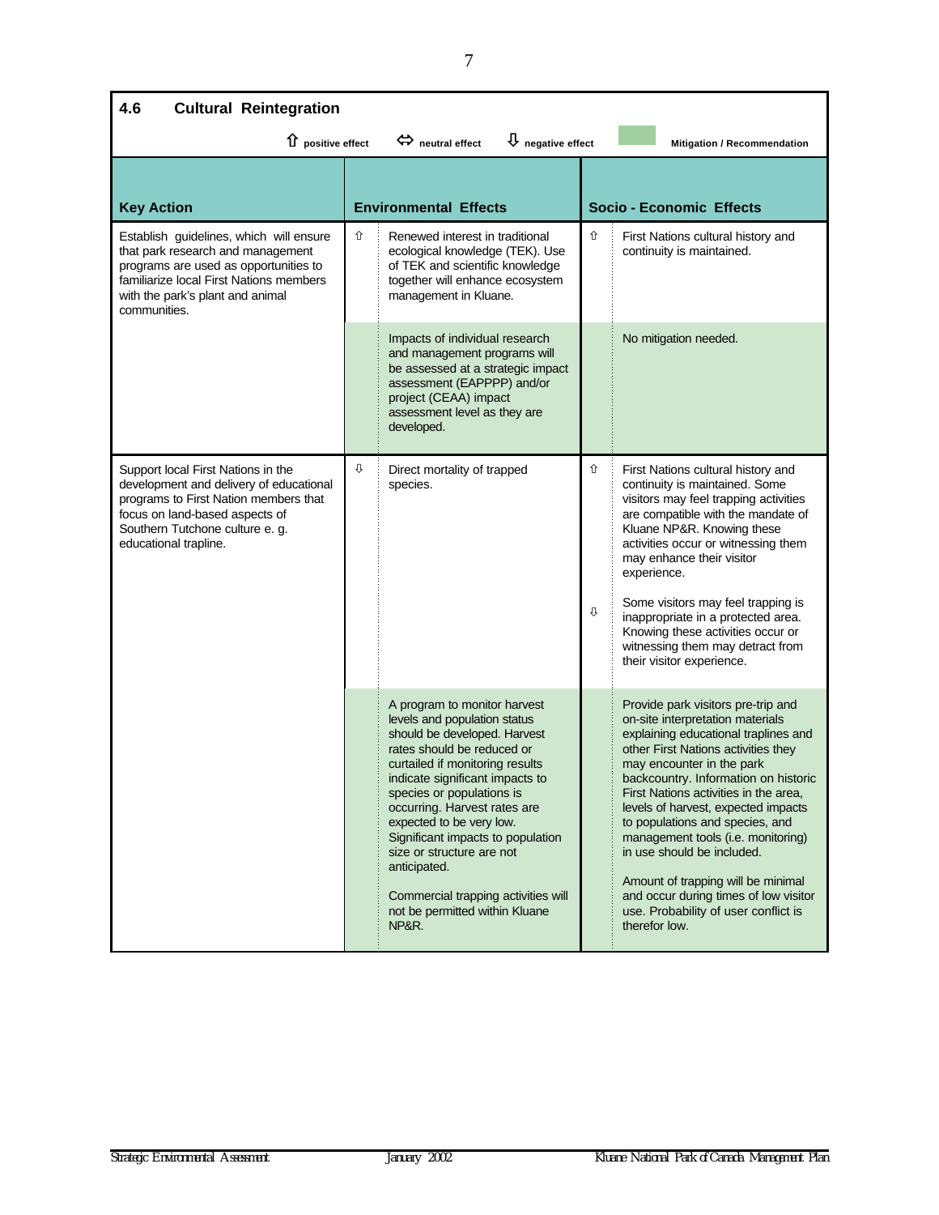## 4.6 Cultural Reintegration

⇧ positive effect ⇔ neutral effect ⇩ negative effect Mitigation / Recommendation

| Key Action | | Environmental Effects | | Socio - Economic Effects |
|---|---|---|---|---|
| Establish guidelines, which will ensure that park research and management programs are used as opportunities to familiarize local First Nations members with the park's plant and animal communities. | ⇧ | Renewed interest in traditional ecological knowledge (TEK). Use of TEK and scientific knowledge together will enhance ecosystem management in Kluane. | ⇧ | First Nations cultural history and continuity is maintained. |
| | | Impacts of individual research and management programs will be assessed at a strategic impact assessment (EAPPPP) and/or project (CEAA) impact assessment level as they are developed. | | No mitigation needed. |
| Support local First Nations in the development and delivery of educational programs to First Nation members that focus on land-based aspects of Southern Tutchone culture e. g. educational trapline. | ⇩ | Direct mortality of trapped species. | ⇧ | First Nations cultural history and continuity is maintained. Some visitors may feel trapping activities are compatible with the mandate of Kluane NP&R. Knowing these activities occur or witnessing them may enhance their visitor experience. |
| | | | ⇩ | Some visitors may feel trapping is inappropriate in a protected area. Knowing these activities occur or witnessing them may detract from their visitor experience. |
| | | A program to monitor harvest levels and population status should be developed. Harvest rates should be reduced or curtailed if monitoring results indicate significant impacts to species or populations is occurring. Harvest rates are expected to be very low. Significant impacts to population size or structure are not anticipated.<br><br>Commercial trapping activities will not be permitted within Kluane NP&R. | | Provide park visitors pre-trip and on-site interpretation materials explaining educational traplines and other First Nations activities they may encounter in the park backcountry. Information on historic First Nations activities in the area, levels of harvest, expected impacts to populations and species, and management tools (i.e. monitoring) in use should be included.<br><br>Amount of trapping will be minimal and occur during times of low visitor use. Probability of user conflict is therefor low. |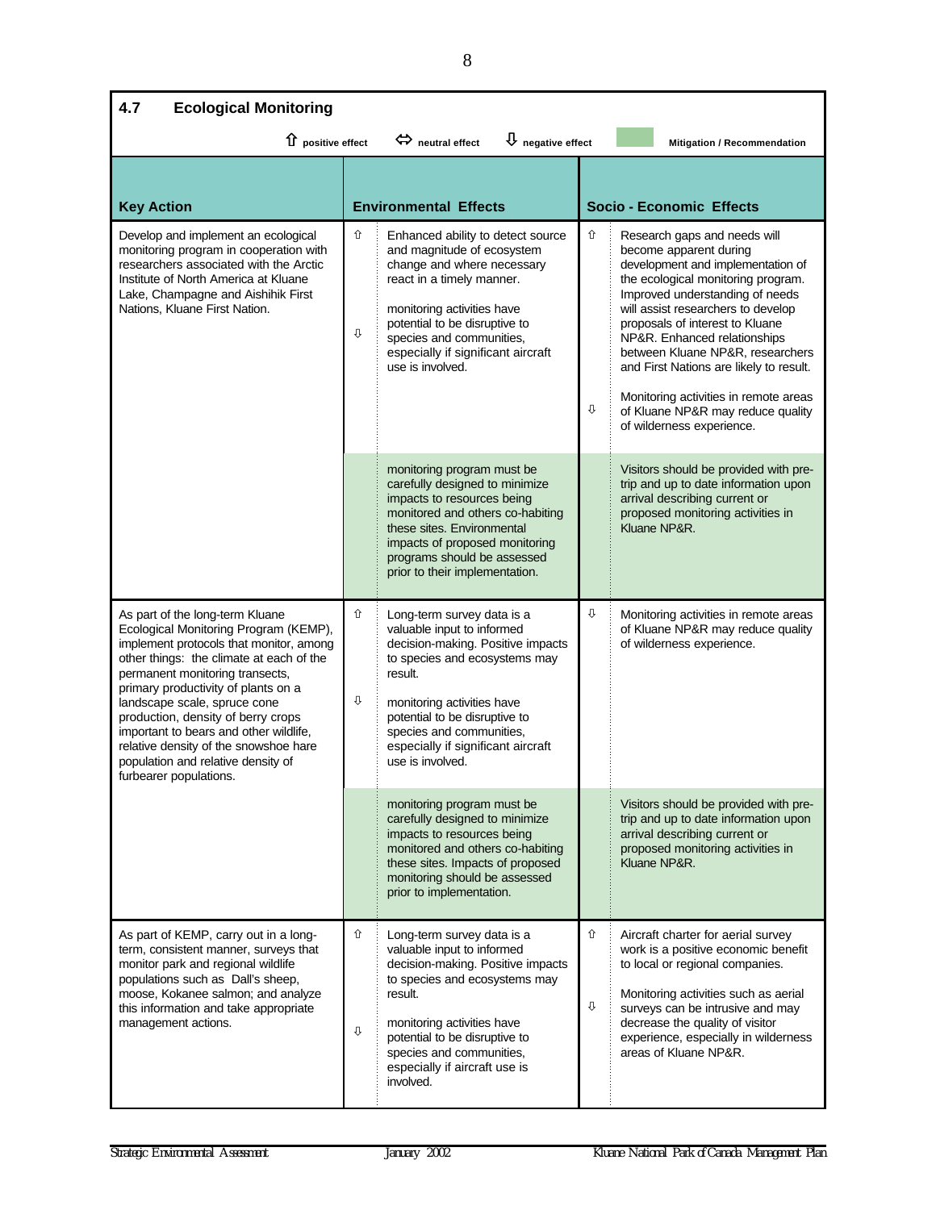### 4.7 Ecological Monitoring

⇧ positive effect ⇔ neutral effect ⇩ negative effect | Mitigation / Recommendation

| Key Action | | Environmental Effects | | Socio - Economic Effects |
|---|---|---|---|---|
| Develop and implement an ecological monitoring program in cooperation with researchers associated with the Arctic Institute of North America at Kluane Lake, Champagne and Aishihik First Nations, Kluane First Nation. | ⇧ | Enhanced ability to detect source and magnitude of ecosystem change and where necessary react in a timely manner. | ⇧ | Research gaps and needs will become apparent during development and implementation of the ecological monitoring program. Improved understanding of needs will assist researchers to develop proposals of interest to Kluane NP&R. Enhanced relationships between Kluane NP&R, researchers and First Nations are likely to result. |
| | ⇩ | monitoring activities have potential to be disruptive to species and communities, especially if significant aircraft use is involved. | ⇩ | Monitoring activities in remote areas of Kluane NP&R may reduce quality of wilderness experience. |
| | | *Mitigation / Recommendation:* monitoring program must be carefully designed to minimize impacts to resources being monitored and others co-habiting these sites. Environmental impacts of proposed monitoring programs should be assessed prior to their implementation. | | *Mitigation / Recommendation:* Visitors should be provided with pre-trip and up to date information upon arrival describing current or proposed monitoring activities in Kluane NP&R. |
| As part of the long-term Kluane Ecological Monitoring Program (KEMP), implement protocols that monitor, among other things: the climate at each of the permanent monitoring transects, primary productivity of plants on a landscape scale, spruce cone production, density of berry crops important to bears and other wildlife, relative density of the snowshoe hare population and relative density of furbearer populations. | ⇧ | Long-term survey data is a valuable input to informed decision-making. Positive impacts to species and ecosystems may result. | ⇩ | Monitoring activities in remote areas of Kluane NP&R may reduce quality of wilderness experience. |
| | ⇩ | monitoring activities have potential to be disruptive to species and communities, especially if significant aircraft use is involved. | | |
| | | *Mitigation / Recommendation:* monitoring program must be carefully designed to minimize impacts to resources being monitored and others co-habiting these sites. Impacts of proposed monitoring should be assessed prior to implementation. | | *Mitigation / Recommendation:* Visitors should be provided with pre-trip and up to date information upon arrival describing current or proposed monitoring activities in Kluane NP&R. |
| As part of KEMP, carry out in a long-term, consistent manner, surveys that monitor park and regional wildlife populations such as Dall's sheep, moose, Kokanee salmon; and analyze this information and take appropriate management actions. | ⇧ | Long-term survey data is a valuable input to informed decision-making. Positive impacts to species and ecosystems may result. | ⇧ | Aircraft charter for aerial survey work is a positive economic benefit to local or regional companies. |
| | ⇩ | monitoring activities have potential to be disruptive to species and communities, especially if aircraft use is involved. | ⇩ | Monitoring activities such as aerial surveys can be intrusive and may decrease the quality of visitor experience, especially in wilderness areas of Kluane NP&R. |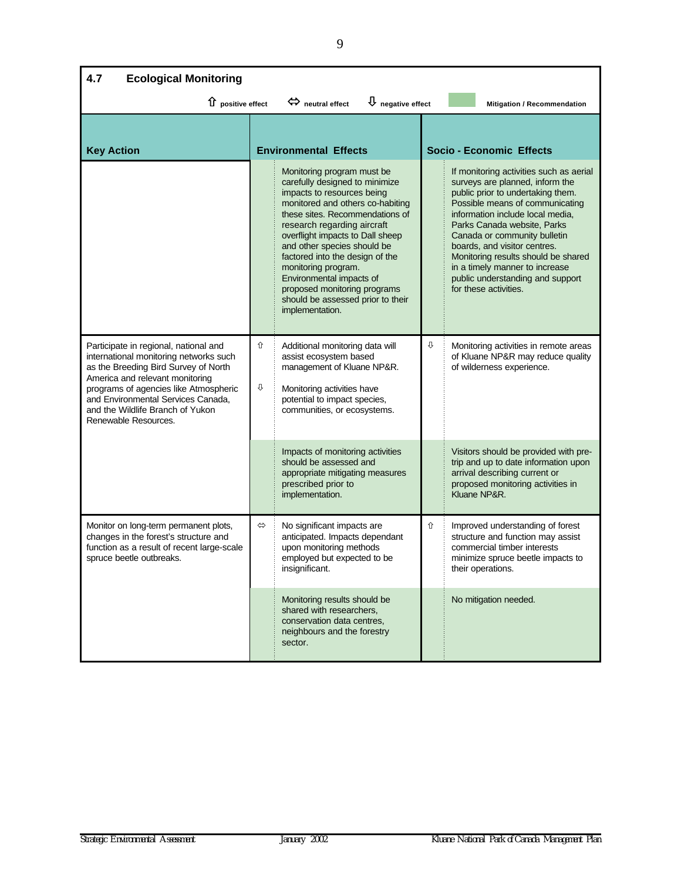## 4.7 Ecological Monitoring

⇧ positive effect ⇔ neutral effect ⇩ negative effect | Mitigation / Recommendation

| Key Action | | Environmental Effects | | Socio - Economic Effects |
|---|---|---|---|---|
| | | Monitoring program must be carefully designed to minimize impacts to resources being monitored and others co-habiting these sites. Recommendations of research regarding aircraft overflight impacts to Dall sheep and other species should be factored into the design of the monitoring program. Environmental impacts of proposed monitoring programs should be assessed prior to their implementation. | | If monitoring activities such as aerial surveys are planned, inform the public prior to undertaking them. Possible means of communicating information include local media, Parks Canada website, Parks Canada or community bulletin boards, and visitor centres. Monitoring results should be shared in a timely manner to increase public understanding and support for these activities. |
| Participate in regional, national and international monitoring networks such as the Breeding Bird Survey of North America and relevant monitoring programs of agencies like Atmospheric and Environmental Services Canada, and the Wildlife Branch of Yukon Renewable Resources. | ⇧<br><br>⇩ | Additional monitoring data will assist ecosystem based management of Kluane NP&R.<br><br>Monitoring activities have potential to impact species, communities, or ecosystems. | ⇩ | Monitoring activities in remote areas of Kluane NP&R may reduce quality of wilderness experience. |
| | | Impacts of monitoring activities should be assessed and appropriate mitigating measures prescribed prior to implementation. | | Visitors should be provided with pre-trip and up to date information upon arrival describing current or proposed monitoring activities in Kluane NP&R. |
| Monitor on long-term permanent plots, changes in the forest's structure and function as a result of recent large-scale spruce beetle outbreaks. | ⇔ | No significant impacts are anticipated. Impacts dependant upon monitoring methods employed but expected to be insignificant. | ⇧ | Improved understanding of forest structure and function may assist commercial timber interests minimize spruce beetle impacts to their operations. |
| | | Monitoring results should be shared with researchers, conservation data centres, neighbours and the forestry sector. | | No mitigation needed. |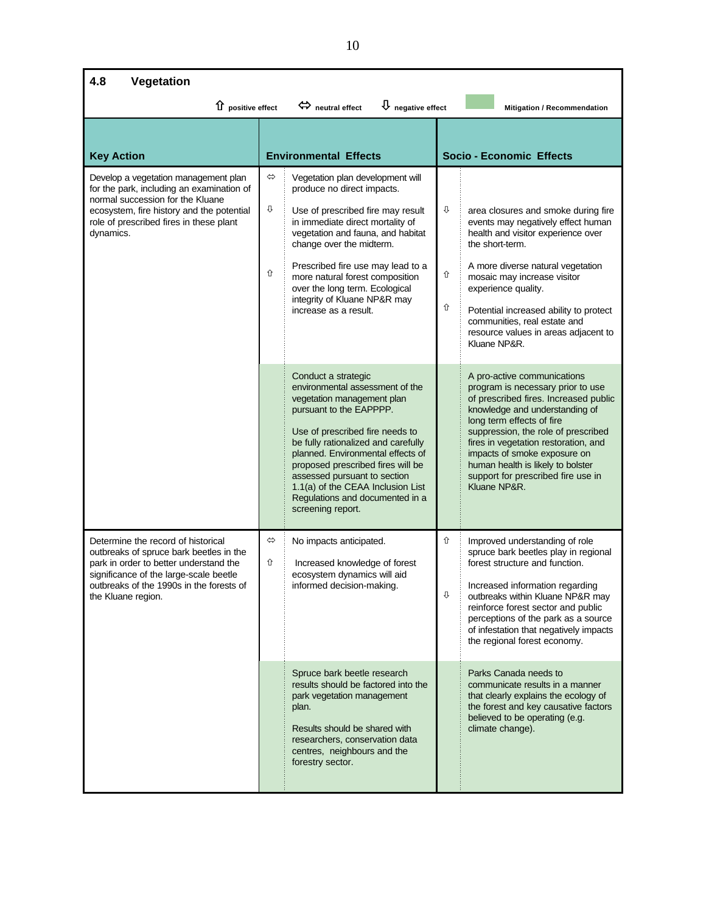## 4.8 Vegetation

⇧ positive effect ⇔ neutral effect ⇩ negative effect [shaded] Mitigation / Recommendation

| Key Action | | Environmental Effects | | Socio - Economic Effects |
|---|---|---|---|---|
| Develop a vegetation management plan for the park, including an examination of normal succession for the Kluane ecosystem, fire history and the potential role of prescribed fires in these plant dynamics. | ⇔ | Vegetation plan development will produce no direct impacts. | | |
| | ⇩ | Use of prescribed fire may result in immediate direct mortality of vegetation and fauna, and habitat change over the midterm. | ⇩ | area closures and smoke during fire events may negatively effect human health and visitor experience over the short-term. |
| | ⇧ | Prescribed fire use may lead to a more natural forest composition over the long term. Ecological integrity of Kluane NP&R may increase as a result. | ⇧ | A more diverse natural vegetation mosaic may increase visitor experience quality. |
| | | | ⇧ | Potential increased ability to protect communities, real estate and resource values in areas adjacent to Kluane NP&R. |
| | | *Mitigation / Recommendation:* Conduct a strategic environmental assessment of the vegetation management plan pursuant to the EAPPPP. Use of prescribed fire needs to be fully rationalized and carefully planned. Environmental effects of proposed prescribed fires will be assessed pursuant to section 1.1(a) of the CEAA Inclusion List Regulations and documented in a screening report. | | *Mitigation / Recommendation:* A pro-active communications program is necessary prior to use of prescribed fires. Increased public knowledge and understanding of long term effects of fire suppression, the role of prescribed fires in vegetation restoration, and impacts of smoke exposure on human health is likely to bolster support for prescribed fire use in Kluane NP&R. |
| Determine the record of historical outbreaks of spruce bark beetles in the park in order to better understand the significance of the large-scale beetle outbreaks of the 1990s in the forests of the Kluane region. | ⇔ | No impacts anticipated. | ⇧ | Improved understanding of role spruce bark beetles play in regional forest structure and function. |
| | ⇧ | Increased knowledge of forest ecosystem dynamics will aid informed decision-making. | ⇩ | Increased information regarding outbreaks within Kluane NP&R may reinforce forest sector and public perceptions of the park as a source of infestation that negatively impacts the regional forest economy. |
| | | *Mitigation / Recommendation:* Spruce bark beetle research results should be factored into the park vegetation management plan. Results should be shared with researchers, conservation data centres, neighbours and the forestry sector. | | *Mitigation / Recommendation:* Parks Canada needs to communicate results in a manner that clearly explains the ecology of the forest and key causative factors believed to be operating (e.g. climate change). |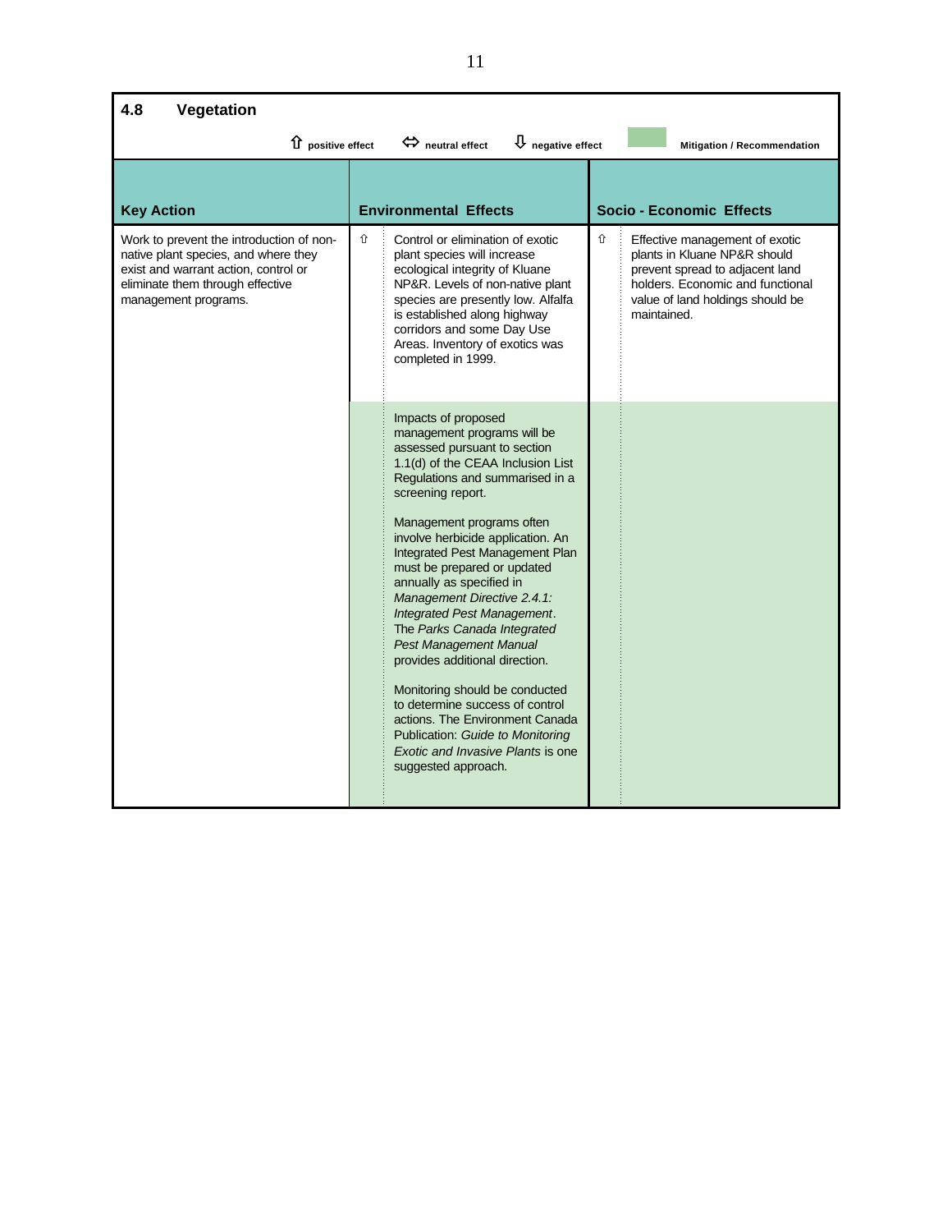## 4.8 Vegetation

⇧ positive effect ⇔ neutral effect ⇩ negative effect ▬ Mitigation / Recommendation

| Key Action | | Environmental Effects | | Socio - Economic Effects |
|---|---|---|---|---|
| Work to prevent the introduction of non-native plant species, and where they exist and warrant action, control or eliminate them through effective management programs. | ⇧ | Control or elimination of exotic plant species will increase ecological integrity of Kluane NP&R. Levels of non-native plant species are presently low. Alfalfa is established along highway corridors and some Day Use Areas. Inventory of exotics was completed in 1999. | ⇧ | Effective management of exotic plants in Kluane NP&R should prevent spread to adjacent land holders. Economic and functional value of land holdings should be maintained. |
| | | Impacts of proposed management programs will be assessed pursuant to section 1.1(d) of the CEAA Inclusion List Regulations and summarised in a screening report.<br><br>Management programs often involve herbicide application. An Integrated Pest Management Plan must be prepared or updated annually as specified in *Management Directive 2.4.1: Integrated Pest Management*. The *Parks Canada Integrated Pest Management Manual* provides additional direction.<br><br>Monitoring should be conducted to determine success of control actions. The Environment Canada Publication: *Guide to Monitoring Exotic and Invasive Plants* is one suggested approach. | | |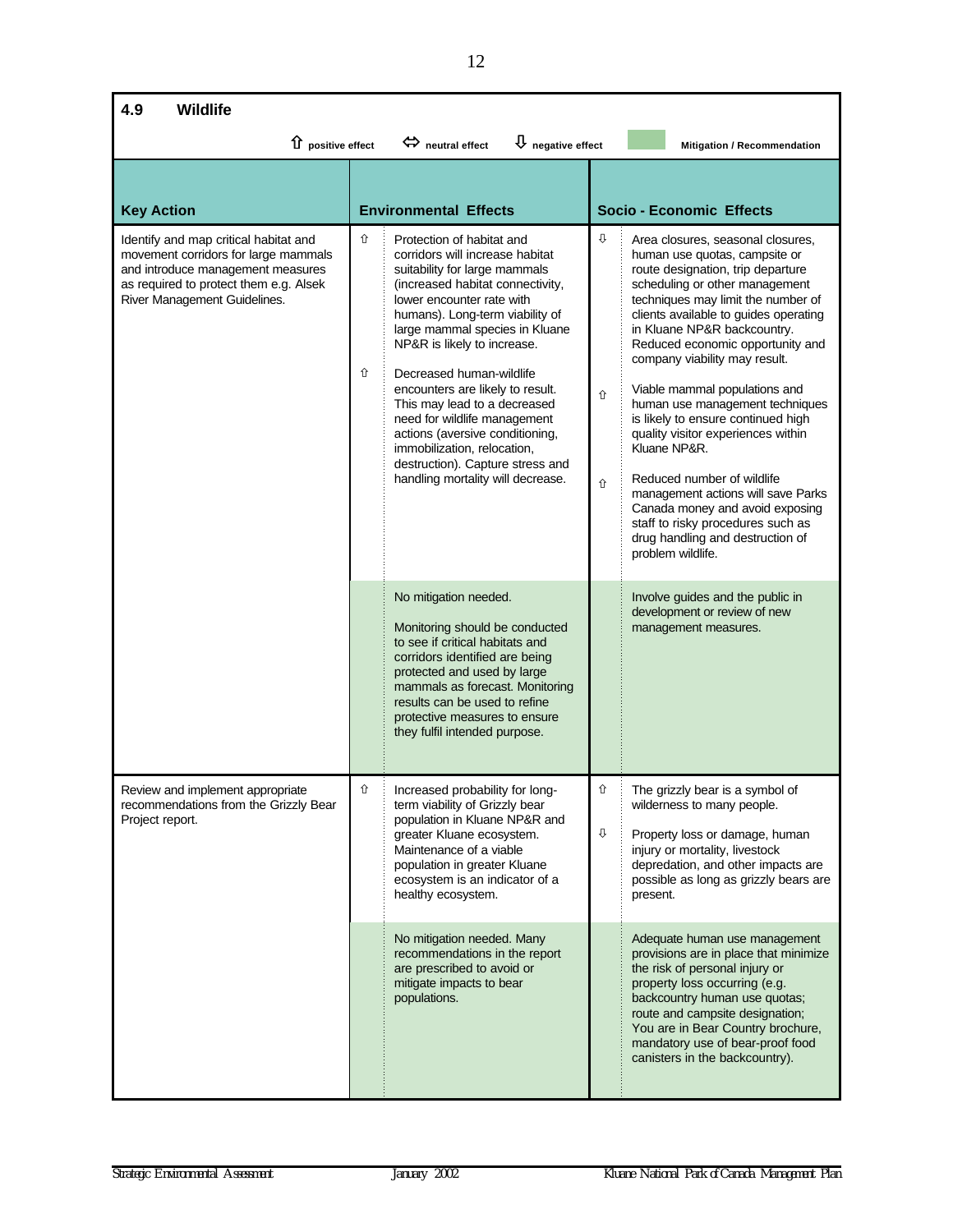## 4.9 Wildlife

⇧ positive effect ⇔ neutral effect ⇩ negative effect | Mitigation / Recommendation

| Key Action | | Environmental Effects | | Socio - Economic Effects |
|---|---|---|---|---|
| Identify and map critical habitat and movement corridors for large mammals and introduce management measures as required to protect them e.g. Alsek River Management Guidelines. | ⇧ | Protection of habitat and corridors will increase habitat suitability for large mammals (increased habitat connectivity, lower encounter rate with humans). Long-term viability of large mammal species in Kluane NP&R is likely to increase. | ⇩ | Area closures, seasonal closures, human use quotas, campsite or route designation, trip departure scheduling or other management techniques may limit the number of clients available to guides operating in Kluane NP&R backcountry. Reduced economic opportunity and company viability may result. |
| | ⇧ | Decreased human-wildlife encounters are likely to result. This may lead to a decreased need for wildlife management actions (aversive conditioning, immobilization, relocation, destruction). Capture stress and handling mortality will decrease. | ⇧ | Viable mammal populations and human use management techniques is likely to ensure continued high quality visitor experiences within Kluane NP&R. |
| | | | ⇧ | Reduced number of wildlife management actions will save Parks Canada money and avoid exposing staff to risky procedures such as drug handling and destruction of problem wildlife. |
| | | No mitigation needed.<br><br>Monitoring should be conducted to see if critical habitats and corridors identified are being protected and used by large mammals as forecast. Monitoring results can be used to refine protective measures to ensure they fulfil intended purpose. | | Involve guides and the public in development or review of new management measures. |
| Review and implement appropriate recommendations from the Grizzly Bear Project report. | ⇧ | Increased probability for long-term viability of Grizzly bear population in Kluane NP&R and greater Kluane ecosystem. Maintenance of a viable population in greater Kluane ecosystem is an indicator of a healthy ecosystem. | ⇧ | The grizzly bear is a symbol of wilderness to many people. |
| | | | ⇩ | Property loss or damage, human injury or mortality, livestock depredation, and other impacts are possible as long as grizzly bears are present. |
| | | No mitigation needed. Many recommendations in the report are prescribed to avoid or mitigate impacts to bear populations. | | Adequate human use management provisions are in place that minimize the risk of personal injury or property loss occurring (e.g. backcountry human use quotas; route and campsite designation; You are in Bear Country brochure, mandatory use of bear-proof food canisters in the backcountry). |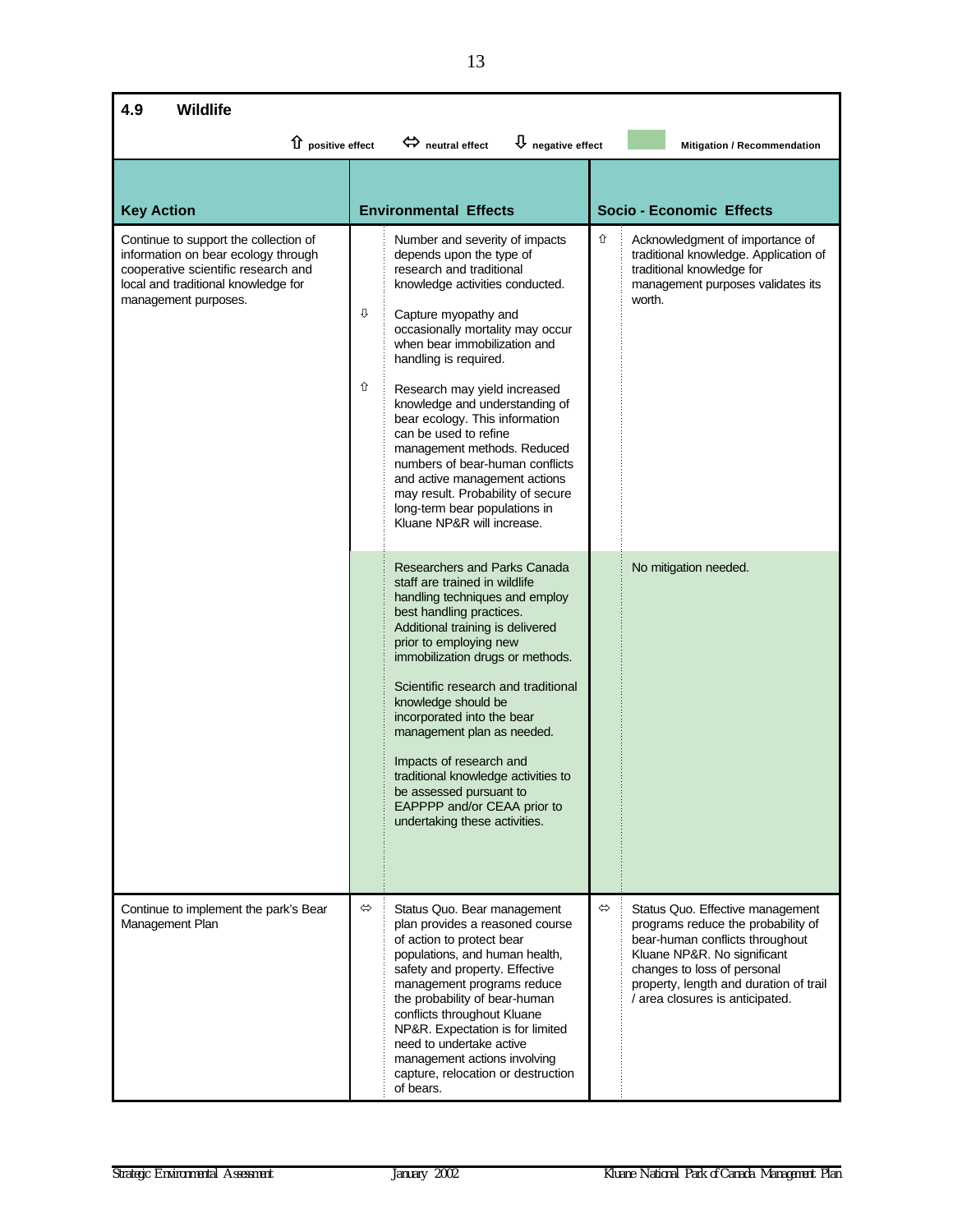## 4.9 Wildlife

⇧ positive effect ⇔ neutral effect ⇩ negative effect ▭ Mitigation / Recommendation

| Key Action | | Environmental Effects | | Socio - Economic Effects |
|---|---|---|---|---|
| Continue to support the collection of information on bear ecology through cooperative scientific research and local and traditional knowledge for management purposes. | | Number and severity of impacts depends upon the type of research and traditional knowledge activities conducted. | ⇧ | Acknowledgment of importance of traditional knowledge. Application of traditional knowledge for management purposes validates its worth. |
| | ⇩ | Capture myopathy and occasionally mortality may occur when bear immobilization and handling is required. | | |
| | ⇧ | Research may yield increased knowledge and understanding of bear ecology. This information can be used to refine management methods. Reduced numbers of bear-human conflicts and active management actions may result. Probability of secure long-term bear populations in Kluane NP&R will increase. | | |
| | | Researchers and Parks Canada staff are trained in wildlife handling techniques and employ best handling practices. Additional training is delivered prior to employing new immobilization drugs or methods.<br><br>Scientific research and traditional knowledge should be incorporated into the bear management plan as needed.<br><br>Impacts of research and traditional knowledge activities to be assessed pursuant to EAPPPP and/or CEAA prior to undertaking these activities. | | No mitigation needed. |
| Continue to implement the park's Bear Management Plan | ⇔ | Status Quo. Bear management plan provides a reasoned course of action to protect bear populations, and human health, safety and property. Effective management programs reduce the probability of bear-human conflicts throughout Kluane NP&R. Expectation is for limited need to undertake active management actions involving capture, relocation or destruction of bears. | ⇔ | Status Quo. Effective management programs reduce the probability of bear-human conflicts throughout Kluane NP&R. No significant changes to loss of personal property, length and duration of trail / area closures is anticipated. |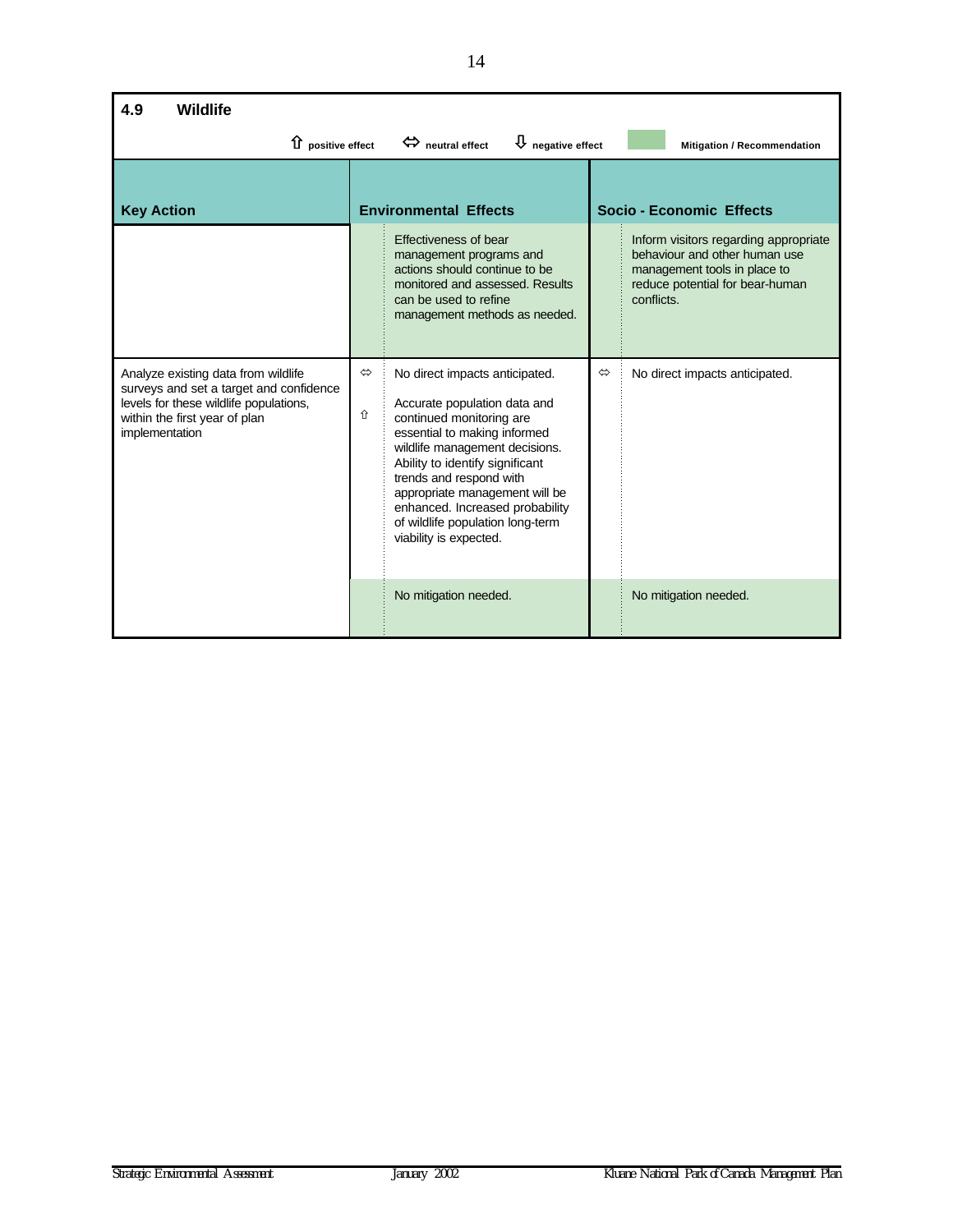## 4.9 Wildlife

⇧ positive effect ⇔ neutral effect ⇩ negative effect | Mitigation / Recommendation

| Key Action | | Environmental Effects | | Socio - Economic Effects |
|---|---|---|---|---|
| | | Effectiveness of bear management programs and actions should continue to be monitored and assessed. Results can be used to refine management methods as needed. | | Inform visitors regarding appropriate behaviour and other human use management tools in place to reduce potential for bear-human conflicts. |
| Analyze existing data from wildlife surveys and set a target and confidence levels for these wildlife populations, within the first year of plan implementation | ⇔ | No direct impacts anticipated. | ⇔ | No direct impacts anticipated. |
| | ⇧ | Accurate population data and continued monitoring are essential to making informed wildlife management decisions. Ability to identify significant trends and respond with appropriate management will be enhanced. Increased probability of wildlife population long-term viability is expected. | | |
| | | No mitigation needed. | | No mitigation needed. |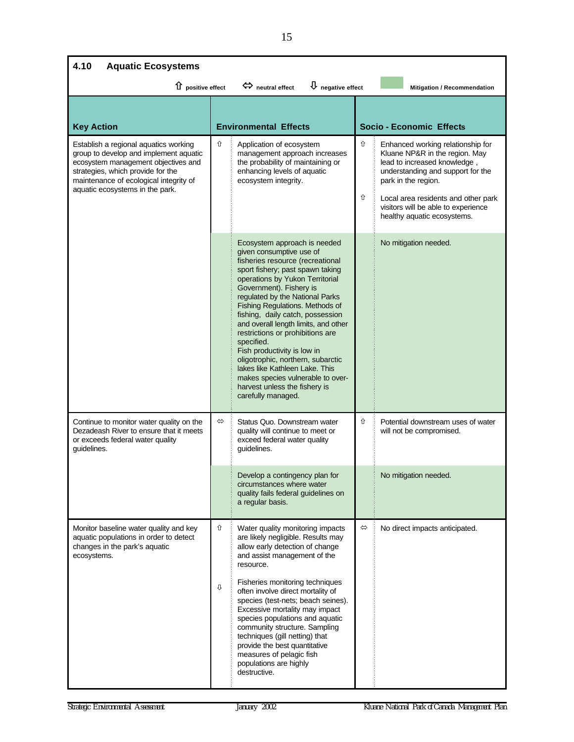## 4.10 Aspatic Ecosystems

⇧ positive effect ⇔ neutral effect ⇩ negative effect [shaded] Mitigation / Recommendation

| Key Action | | Environmental Effects | | Socio - Economic Effects |
|---|---|---|---|---|
| Establish a regional aquatics working group to develop and implement aquatic ecosystem management objectives and strategies, which provide for the maintenance of ecological integrity of aquatic ecosystems in the park. | ⇧ | Application of ecosystem management approach increases the probability of maintaining or enhancing levels of aquatic ecosystem integrity. | ⇧<br><br>⇧ | Enhanced working relationship for Kluane NP&R in the region. May lead to increased knowledge , understanding and support for the park in the region.<br><br>Local area residents and other park visitors will be able to experience healthy aquatic ecosystems. |
| | | Ecosystem approach is needed given consumptive use of fisheries resource (recreational sport fishery; past spawn taking operations by Yukon Territorial Government). Fishery is regulated by the National Parks Fishing Regulations. Methods of fishing, daily catch, possession and overall length limits, and other restrictions or prohibitions are specified.<br>Fish productivity is low in oligotrophic, northern, subarctic lakes like Kathleen Lake. This makes species vulnerable to over-harvest unless the fishery is carefully managed. | | No mitigation needed. |
| Continue to monitor water quality on the Dezadeash River to ensure that it meets or exceeds federal water quality guidelines. | ⇔ | Status Quo. Downstream water quality will continue to meet or exceed federal water quality guidelines. | ⇧ | Potential downstream uses of water will not be compromised. |
| | | Develop a contingency plan for circumstances where water quality fails federal guidelines on a regular basis. | | No mitigation needed. |
| Monitor baseline water quality and key aquatic populations in order to detect changes in the park's aquatic ecosystems. | ⇧<br><br>⇩ | Water quality monitoring impacts are likely negligible. Results may allow early detection of change and assist management of the resource.<br><br>Fisheries monitoring techniques often involve direct mortality of species (test-nets; beach seines). Excessive mortality may impact species populations and aquatic community structure. Sampling techniques (gill netting) that provide the best quantitative measures of pelagic fish populations are highly destructive. | ⇔ | No direct impacts anticipated. |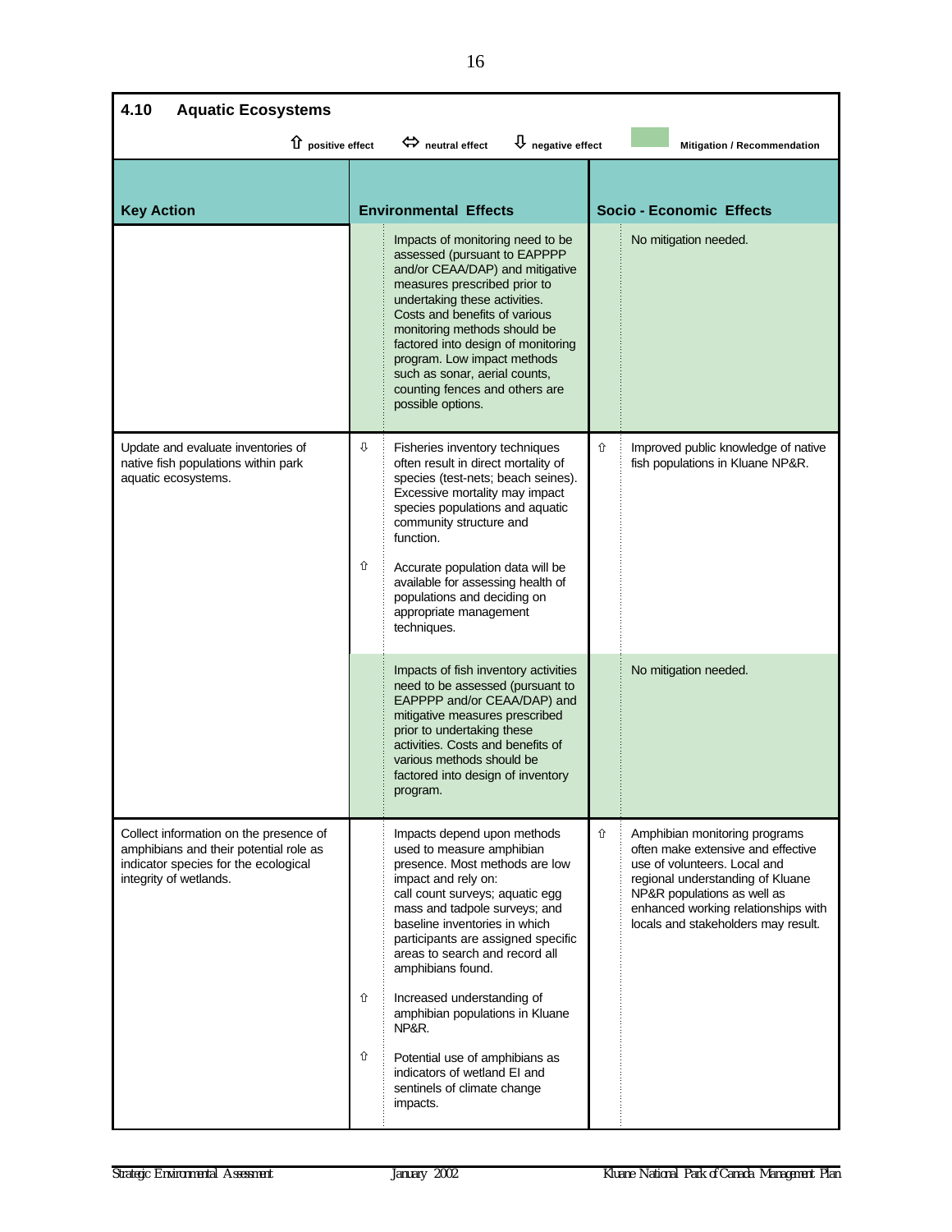## 4.10 Aquatic Ecosystems

⇧ positive effect ⇔ neutral effect ⇩ negative effect Mitigation / Recommendation

| Key Action | | Environmental Effects | | Socio - Economic Effects |
|---|---|---|---|---|
| | | Impacts of monitoring need to be assessed (pursuant to EAPPPP and/or CEAA/DAP) and mitigative measures prescribed prior to undertaking these activities. Costs and benefits of various monitoring methods should be factored into design of monitoring program. Low impact methods such as sonar, aerial counts, counting fences and others are possible options. | | No mitigation needed. |
| Update and evaluate inventories of native fish populations within park aquatic ecosystems. | ⇩ | Fisheries inventory techniques often result in direct mortality of species (test-nets; beach seines). Excessive mortality may impact species populations and aquatic community structure and function. | ⇧ | Improved public knowledge of native fish populations in Kluane NP&R. |
| | ⇧ | Accurate population data will be available for assessing health of populations and deciding on appropriate management techniques. | | |
| | | Impacts of fish inventory activities need to be assessed (pursuant to EAPPPP and/or CEAA/DAP) and mitigative measures prescribed prior to undertaking these activities. Costs and benefits of various methods should be factored into design of inventory program. | | No mitigation needed. |
| Collect information on the presence of amphibians and their potential role as indicator species for the ecological integrity of wetlands. | | Impacts depend upon methods used to measure amphibian presence. Most methods are low impact and rely on: call count surveys; aquatic egg mass and tadpole surveys; and baseline inventories in which participants are assigned specific areas to search and record all amphibians found. | ⇧ | Amphibian monitoring programs often make extensive and effective use of volunteers. Local and regional understanding of Kluane NP&R populations as well as enhanced working relationships with locals and stakeholders may result. |
| | ⇧ | Increased understanding of amphibian populations in Kluane NP&R. | | |
| | ⇧ | Potential use of amphibians as indicators of wetland EI and sentinels of climate change impacts. | | |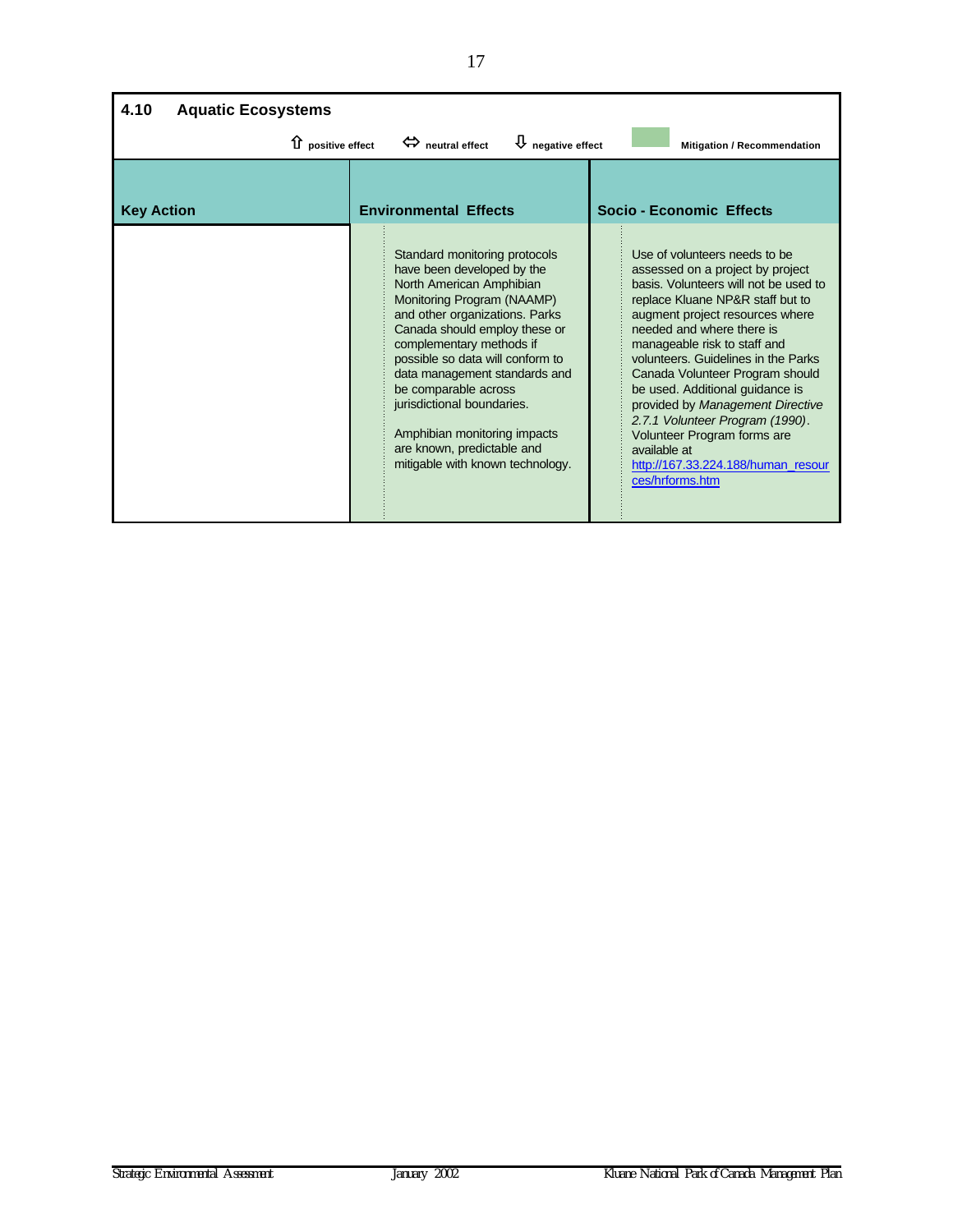## 4.10 Aquatic Ecosystems

⇧ positive effect ⇔ neutral effect ⇩ negative effect Mitigation / Recommendation

| Key Action | Environmental Effects | Socio - Economic Effects |
| --- | --- | --- |
| | Standard monitoring protocols have been developed by the North American Amphibian Monitoring Program (NAAMP) and other organizations. Parks Canada should employ these or complementary methods if possible so data will conform to data management standards and be comparable across jurisdictional boundaries.<br><br>Amphibian monitoring impacts are known, predictable and mitigable with known technology. | Use of volunteers needs to be assessed on a project by project basis. Volunteers will not be used to replace Kluane NP&R staff but to augment project resources where needed and where there is manageable risk to staff and volunteers. Guidelines in the Parks Canada Volunteer Program should be used. Additional guidance is provided by *Management Directive 2.7.1 Volunteer Program (1990)*. Volunteer Program forms are available at http://167.33.224.188/human_resources/hrforms.htm |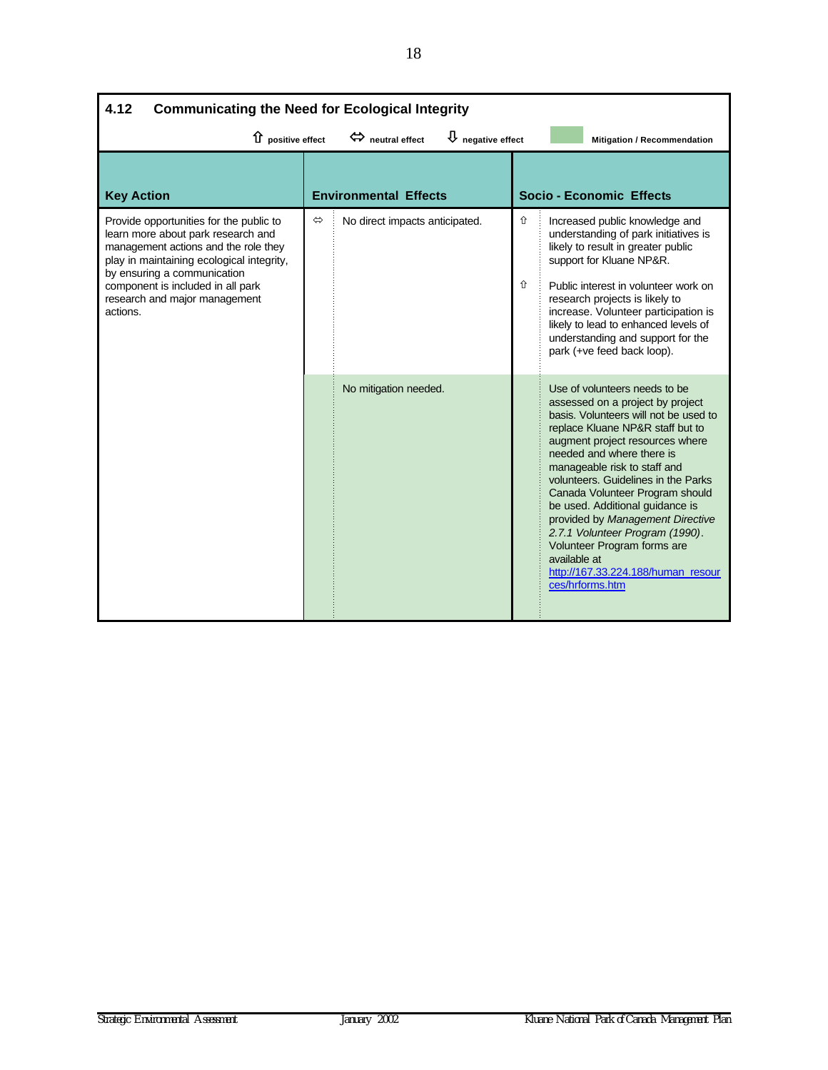## 4.12 Communicating the Need for Ecological Integrity

⇧ positive effect ⇔ neutral effect ⇩ negative effect | Mitigation / Recommendation

| Key Action | | Environmental Effects | | Socio - Economic Effects |
|---|---|---|---|---|
| Provide opportunities for the public to learn more about park research and management actions and the role they play in maintaining ecological integrity, by ensuring a communication component is included in all park research and major management actions. | ⇔ | No direct impacts anticipated. | ⇧ | Increased public knowledge and understanding of park initiatives is likely to result in greater public support for Kluane NP&R. |
| | | | ⇧ | Public interest in volunteer work on research projects is likely to increase. Volunteer participation is likely to lead to enhanced levels of understanding and support for the park (+ve feed back loop). |
| | | No mitigation needed. | | Use of volunteers needs to be assessed on a project by project basis. Volunteers will not be used to replace Kluane NP&R staff but to augment project resources where needed and where there is manageable risk to staff and volunteers. Guidelines in the Parks Canada Volunteer Program should be used. Additional guidance is provided by *Management Directive 2.7.1 Volunteer Program (1990)*. Volunteer Program forms are available at http://167.33.224.188/human_resources/hrforms.htm |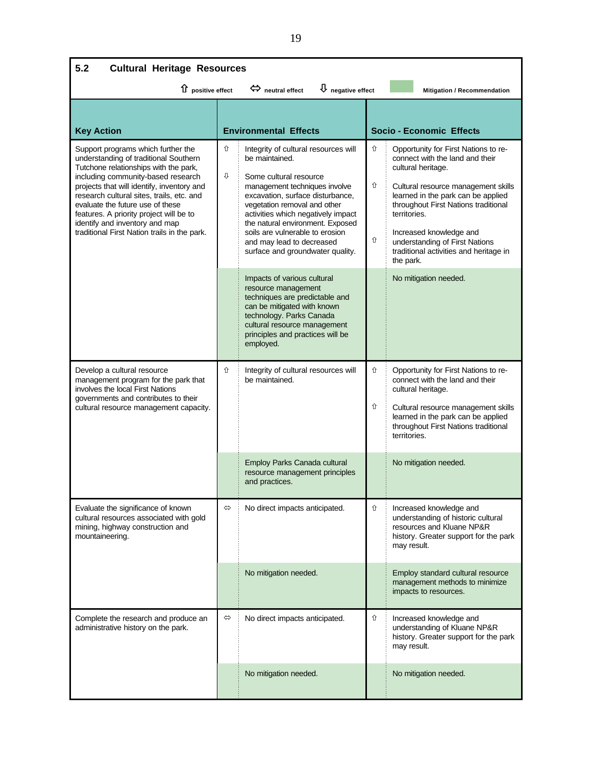## 5.2 Cultural Heritage Resources

⇧ positive effect ⇔ neutral effect ⇩ negative effect | Mitigation / Recommendation

| Key Action | | Environmental Effects | | Socio - Economic Effects |
|---|---|---|---|---|
| Support programs which further the understanding of traditional Southern Tutchone relationships with the park, including community-based research projects that will identify, inventory and research cultural sites, trails, etc. and evaluate the future use of these features. A priority project will be to identify and inventory and map traditional First Nation trails in the park. | ⇧<br>⇩ | Integrity of cultural resources will be maintained.<br><br>Some cultural resource management techniques involve excavation, surface disturbance, vegetation removal and other activities which negatively impact the natural environment. Exposed soils are vulnerable to erosion and may lead to decreased surface and groundwater quality. | ⇧<br>⇧<br>⇧ | Opportunity for First Nations to re-connect with the land and their cultural heritage.<br><br>Cultural resource management skills learned in the park can be applied throughout First Nations traditional territories.<br><br>Increased knowledge and understanding of First Nations traditional activities and heritage in the park. |
| | | Impacts of various cultural resource management techniques are predictable and can be mitigated with known technology. Parks Canada cultural resource management principles and practices will be employed. | | No mitigation needed. |
| Develop a cultural resource management program for the park that involves the local First Nations governments and contributes to their cultural resource management capacity. | ⇧ | Integrity of cultural resources will be maintained. | ⇧<br>⇧ | Opportunity for First Nations to re-connect with the land and their cultural heritage.<br><br>Cultural resource management skills learned in the park can be applied throughout First Nations traditional territories. |
| | | Employ Parks Canada cultural resource management principles and practices. | | No mitigation needed. |
| Evaluate the significance of known cultural resources associated with gold mining, highway construction and mountaineering. | ⇔ | No direct impacts anticipated. | ⇧ | Increased knowledge and understanding of historic cultural resources and Kluane NP&R history. Greater support for the park may result. |
| | | No mitigation needed. | | Employ standard cultural resource management methods to minimize impacts to resources. |
| Complete the research and produce an administrative history on the park. | ⇔ | No direct impacts anticipated. | ⇧ | Increased knowledge and understanding of Kluane NP&R history. Greater support for the park may result. |
| | | No mitigation needed. | | No mitigation needed. |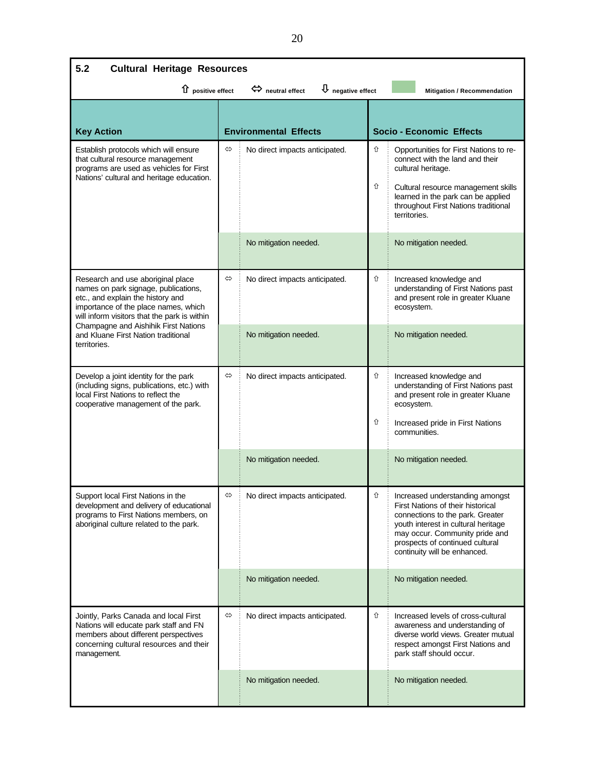## 5.2 Cultural Heritage Resources

⇧ positive effect ⇔ neutral effect ⇩ negative effect | Mitigation / Recommendation

| Key Action | | Environmental Effects | | Socio - Economic Effects |
|---|---|---|---|---|
| Establish protocols which will ensure that cultural resource management programs are used as vehicles for First Nations' cultural and heritage education. | ⇔ | No direct impacts anticipated. | ⇧ | Opportunities for First Nations to re-connect with the land and their cultural heritage. |
| | | | ⇧ | Cultural resource management skills learned in the park can be applied throughout First Nations traditional territories. |
| | | No mitigation needed. | | No mitigation needed. |
| Research and use aboriginal place names on park signage, publications, etc., and explain the history and importance of the place names, which will inform visitors that the park is within Champagne and Aishihik First Nations and Kluane First Nation traditional territories. | ⇔ | No direct impacts anticipated. | ⇧ | Increased knowledge and understanding of First Nations past and present role in greater Kluane ecosystem. |
| | | No mitigation needed. | | No mitigation needed. |
| Develop a joint identity for the park (including signs, publications, etc.) with local First Nations to reflect the cooperative management of the park. | ⇔ | No direct impacts anticipated. | ⇧ | Increased knowledge and understanding of First Nations past and present role in greater Kluane ecosystem. |
| | | | ⇧ | Increased pride in First Nations communities. |
| | | No mitigation needed. | | No mitigation needed. |
| Support local First Nations in the development and delivery of educational programs to First Nations members, on aboriginal culture related to the park. | ⇔ | No direct impacts anticipated. | ⇧ | Increased understanding amongst First Nations of their historical connections to the park. Greater youth interest in cultural heritage may occur. Community pride and prospects of continued cultural continuity will be enhanced. |
| | | No mitigation needed. | | No mitigation needed. |
| Jointly, Parks Canada and local First Nations will educate park staff and FN members about different perspectives concerning cultural resources and their management. | ⇔ | No direct impacts anticipated. | ⇧ | Increased levels of cross-cultural awareness and understanding of diverse world views. Greater mutual respect amongst First Nations and park staff should occur. |
| | | No mitigation needed. | | No mitigation needed. |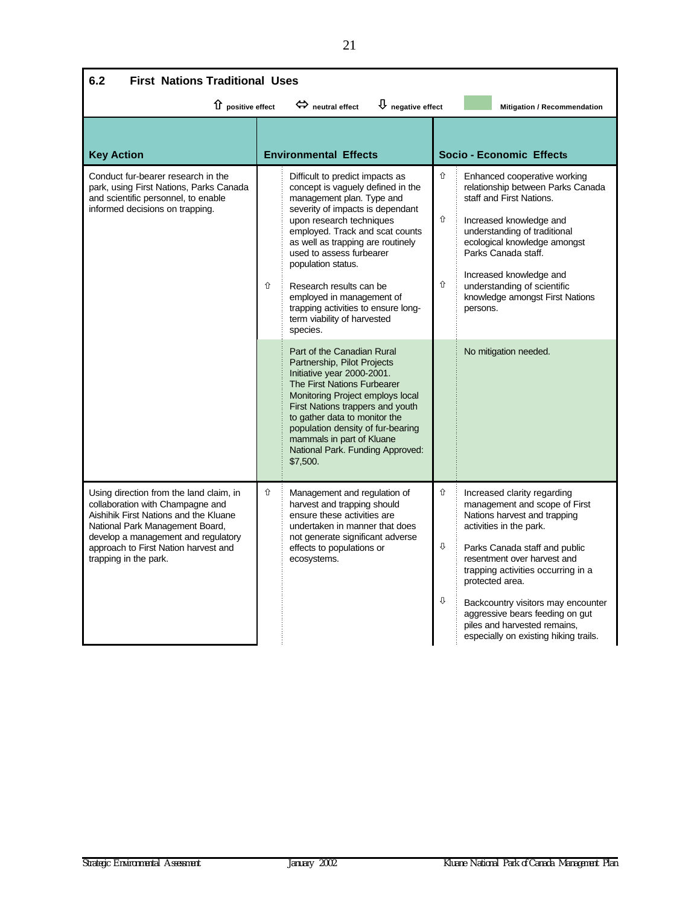## 6.2 First Nations Traditional Uses

⇧ positive effect ⇔ neutral effect ⇩ negative effect | Mitigation / Recommendation

| Key Action | | Environmental Effects | | Socio - Economic Effects |
|---|---|---|---|---|
| Conduct fur-bearer research in the park, using First Nations, Parks Canada and scientific personnel, to enable informed decisions on trapping. | | Difficult to predict impacts as concept is vaguely defined in the management plan. Type and severity of impacts is dependant upon research techniques employed. Track and scat counts as well as trapping are routinely used to assess furbearer population status. | ⇧ | Enhanced cooperative working relationship between Parks Canada staff and First Nations. |
| | | | ⇧ | Increased knowledge and understanding of traditional ecological knowledge amongst Parks Canada staff. |
| | ⇧ | Research results can be employed in management of trapping activities to ensure long-term viability of harvested species. | ⇧ | Increased knowledge and understanding of scientific knowledge amongst First Nations persons. |
| | | *Mitigation / Recommendation:* Part of the Canadian Rural Partnership, Pilot Projects Initiative year 2000-2001. The First Nations Furbearer Monitoring Project employs local First Nations trappers and youth to gather data to monitor the population density of fur-bearing mammals in part of Kluane National Park. Funding Approved: $7,500. | | *Mitigation / Recommendation:* No mitigation needed. |
| Using direction from the land claim, in collaboration with Champagne and Aishihik First Nations and the Kluane National Park Management Board, develop a management and regulatory approach to First Nation harvest and trapping in the park. | ⇧ | Management and regulation of harvest and trapping should ensure these activities are undertaken in manner that does not generate significant adverse effects to populations or ecosystems. | ⇧ | Increased clarity regarding management and scope of First Nations harvest and trapping activities in the park. |
| | | | ⇩ | Parks Canada staff and public resentment over harvest and trapping activities occurring in a protected area. |
| | | | ⇩ | Backcountry visitors may encounter aggressive bears feeding on gut piles and harvested remains, especially on existing hiking trails. |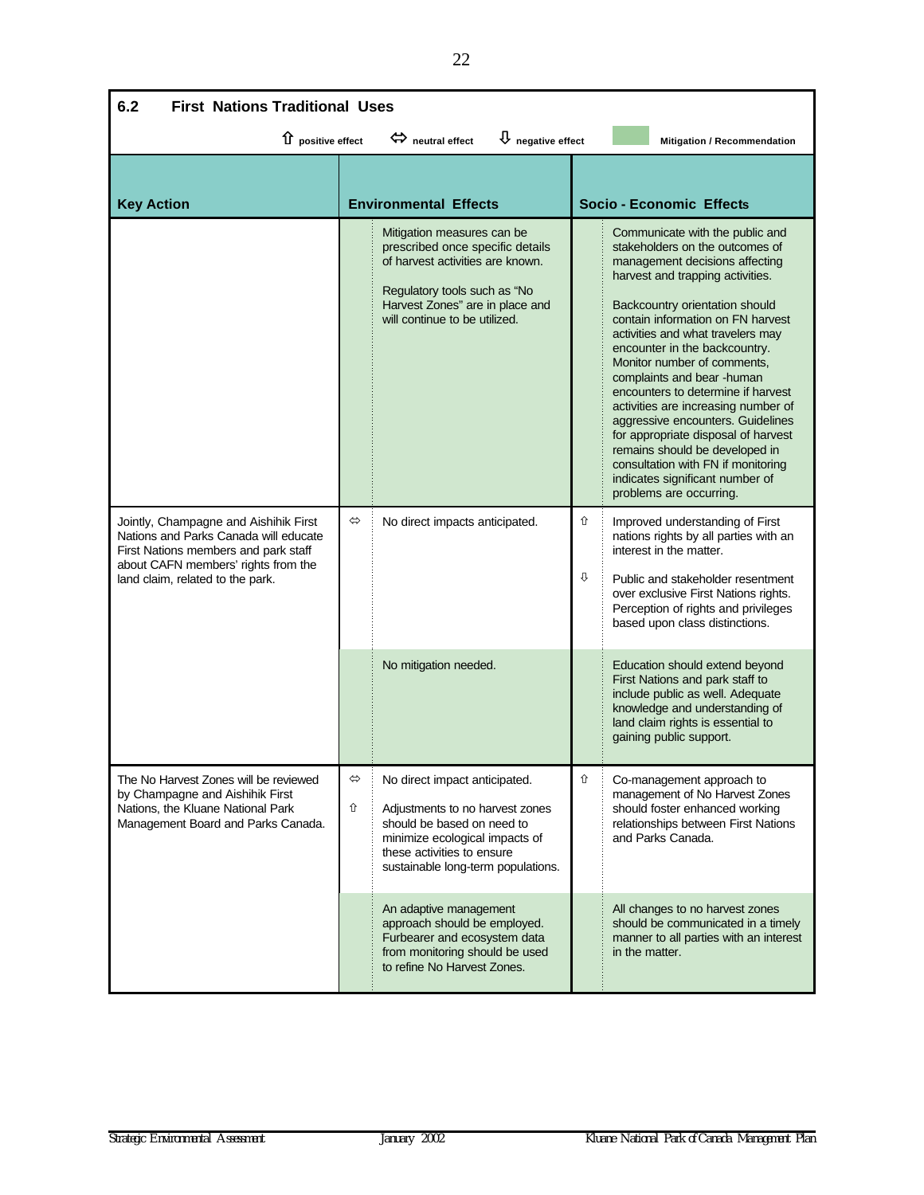## 6.2 First Nations Traditional Uses

⇧ positive effect ⇔ neutral effect ⇩ negative effect | Mitigation / Recommendation

| Key Action | | Environmental Effects | | Socio - Economic Effects |
|---|---|---|---|---|
| | | Mitigation measures can be prescribed once specific details of harvest activities are known.<br><br>Regulatory tools such as "No Harvest Zones" are in place and will continue to be utilized. | | Communicate with the public and stakeholders on the outcomes of management decisions affecting harvest and trapping activities.<br><br>Backcountry orientation should contain information on FN harvest activities and what travelers may encounter in the backcountry. Monitor number of comments, complaints and bear -human encounters to determine if harvest activities are increasing number of aggressive encounters. Guidelines for appropriate disposal of harvest remains should be developed in consultation with FN if monitoring indicates significant number of problems are occurring. |
| Jointly, Champagne and Aishihik First Nations and Parks Canada will educate First Nations members and park staff about CAFN members' rights from the land claim, related to the park. | ⇔ | No direct impacts anticipated. | ⇧<br><br>⇩ | Improved understanding of First nations rights by all parties with an interest in the matter.<br><br>Public and stakeholder resentment over exclusive First Nations rights. Perception of rights and privileges based upon class distinctions. |
| | | No mitigation needed. | | Education should extend beyond First Nations and park staff to include public as well. Adequate knowledge and understanding of land claim rights is essential to gaining public support. |
| The No Harvest Zones will be reviewed by Champagne and Aishihik First Nations, the Kluane National Park Management Board and Parks Canada. | ⇔<br><br>⇧ | No direct impact anticipated.<br><br>Adjustments to no harvest zones should be based on need to minimize ecological impacts of these activities to ensure sustainable long-term populations. | ⇧ | Co-management approach to management of No Harvest Zones should foster enhanced working relationships between First Nations and Parks Canada. |
| | | An adaptive management approach should be employed. Furbearer and ecosystem data from monitoring should be used to refine No Harvest Zones. | | All changes to no harvest zones should be communicated in a timely manner to all parties with an interest in the matter. |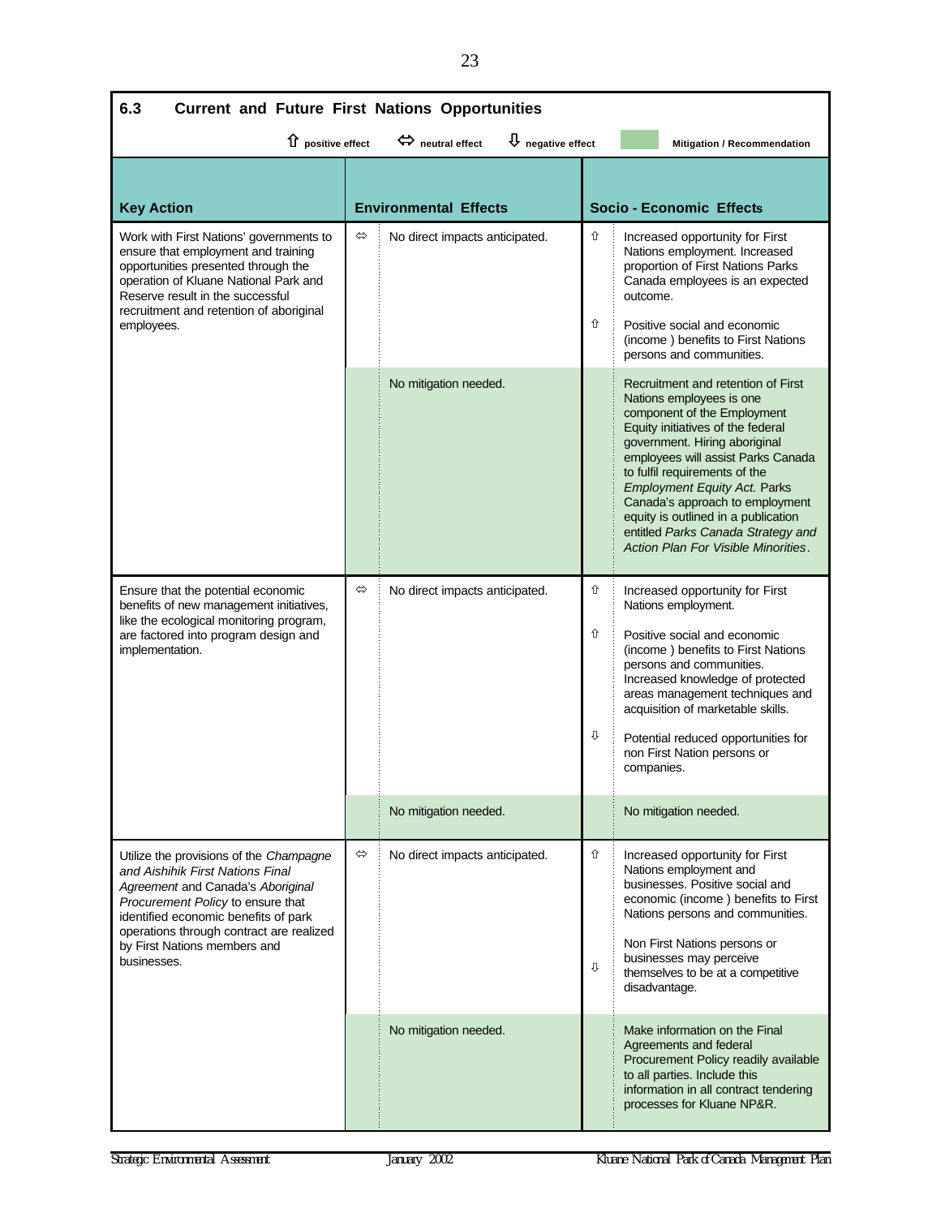## 6.3 Current and Future First Nations Opportunities

⇧ positive effect ⇔ neutral effect ⇩ negative effect | Mitigation / Recommendation

| Key Action | | Environmental Effects | | Socio - Economic Effects |
|---|---|---|---|---|
| Work with First Nations' governments to ensure that employment and training opportunities presented through the operation of Kluane National Park and Reserve result in the successful recruitment and retention of aboriginal employees. | ⇔ | No direct impacts anticipated. | ⇧<br>⇧ | Increased opportunity for First Nations employment. Increased proportion of First Nations Parks Canada employees is an expected outcome.<br>Positive social and economic (income ) benefits to First Nations persons and communities. |
| | | No mitigation needed. | | Recruitment and retention of First Nations employees is one component of the Employment Equity initiatives of the federal government. Hiring aboriginal employees will assist Parks Canada to fulfil requirements of the *Employment Equity Act.* Parks Canada's approach to employment equity is outlined in a publication entitled *Parks Canada Strategy and Action Plan For Visible Minorities*. |
| Ensure that the potential economic benefits of new management initiatives, like the ecological monitoring program, are factored into program design and implementation. | ⇔ | No direct impacts anticipated. | ⇧<br>⇧<br>⇩ | Increased opportunity for First Nations employment.<br>Positive social and economic (income ) benefits to First Nations persons and communities. Increased knowledge of protected areas management techniques and acquisition of marketable skills.<br>Potential reduced opportunities for non First Nation persons or companies. |
| | | No mitigation needed. | | No mitigation needed. |
| Utilize the provisions of the *Champagne and Aishihik First Nations Final Agreement* and Canada's *Aboriginal Procurement Policy* to ensure that identified economic benefits of park operations through contract are realized by First Nations members and businesses. | ⇔ | No direct impacts anticipated. | ⇧<br>⇩ | Increased opportunity for First Nations employment and businesses. Positive social and economic (income ) benefits to First Nations persons and communities.<br>Non First Nations persons or businesses may perceive themselves to be at a competitive disadvantage. |
| | | No mitigation needed. | | Make information on the Final Agreements and federal Procurement Policy readily available to all parties. Include this information in all contract tendering processes for Kluane NP&R. |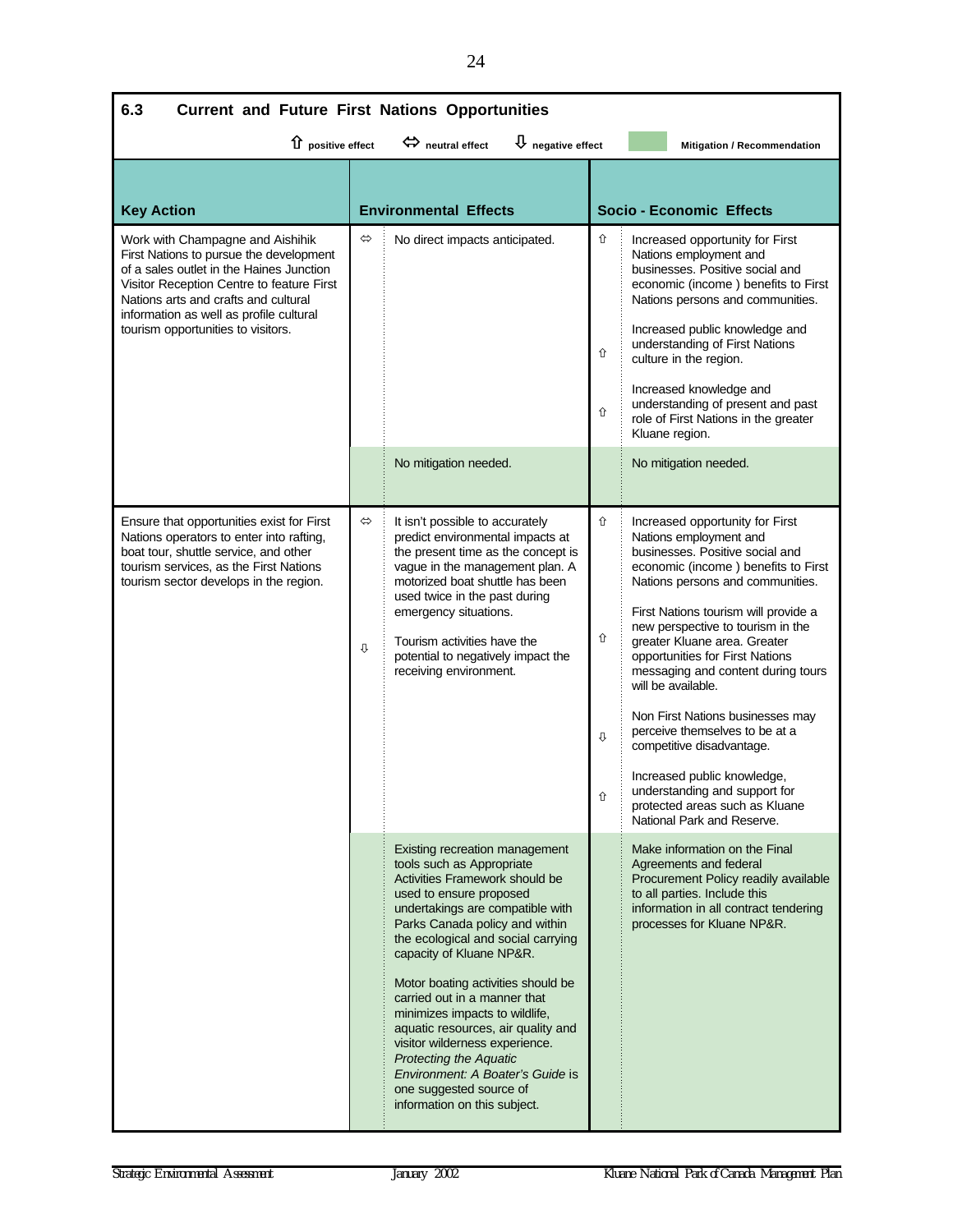## 6.3 Current and Future First Nations Opportunities

⇧ positive effect ⇔ neutral effect ⇩ negative effect | Mitigation / Recommendation

| Key Action | | Environmental Effects | | Socio - Economic Effects |
|---|---|---|---|---|
| Work with Champagne and Aishihik First Nations to pursue the development of a sales outlet in the Haines Junction Visitor Reception Centre to feature First Nations arts and crafts and cultural information as well as profile cultural tourism opportunities to visitors. | ⇔ | No direct impacts anticipated. | ⇧ | Increased opportunity for First Nations employment and businesses. Positive social and economic (income ) benefits to First Nations persons and communities. |
| | | | ⇧ | Increased public knowledge and understanding of First Nations culture in the region. |
| | | | ⇧ | Increased knowledge and understanding of present and past role of First Nations in the greater Kluane region. |
| | | No mitigation needed. | | No mitigation needed. |
| Ensure that opportunities exist for First Nations operators to enter into rafting, boat tour, shuttle service, and other tourism services, as the First Nations tourism sector develops in the region. | ⇔ | It isn't possible to accurately predict environmental impacts at the present time as the concept is vague in the management plan. A motorized boat shuttle has been used twice in the past during emergency situations. | ⇧ | Increased opportunity for First Nations employment and businesses. Positive social and economic (income ) benefits to First Nations persons and communities. |
| | ⇩ | Tourism activities have the potential to negatively impact the receiving environment. | ⇧ | First Nations tourism will provide a new perspective to tourism in the greater Kluane area. Greater opportunities for First Nations messaging and content during tours will be available. |
| | | | ⇩ | Non First Nations businesses may perceive themselves to be at a competitive disadvantage. |
| | | | ⇧ | Increased public knowledge, understanding and support for protected areas such as Kluane National Park and Reserve. |
| | | Existing recreation management tools such as Appropriate Activities Framework should be used to ensure proposed undertakings are compatible with Parks Canada policy and within the ecological and social carrying capacity of Kluane NP&R.<br><br>Motor boating activities should be carried out in a manner that minimizes impacts to wildlife, aquatic resources, air quality and visitor wilderness experience. *Protecting the Aquatic Environment: A Boater's Guide* is one suggested source of information on this subject. | | Make information on the Final Agreements and federal Procurement Policy readily available to all parties. Include this information in all contract tendering processes for Kluane NP&R. |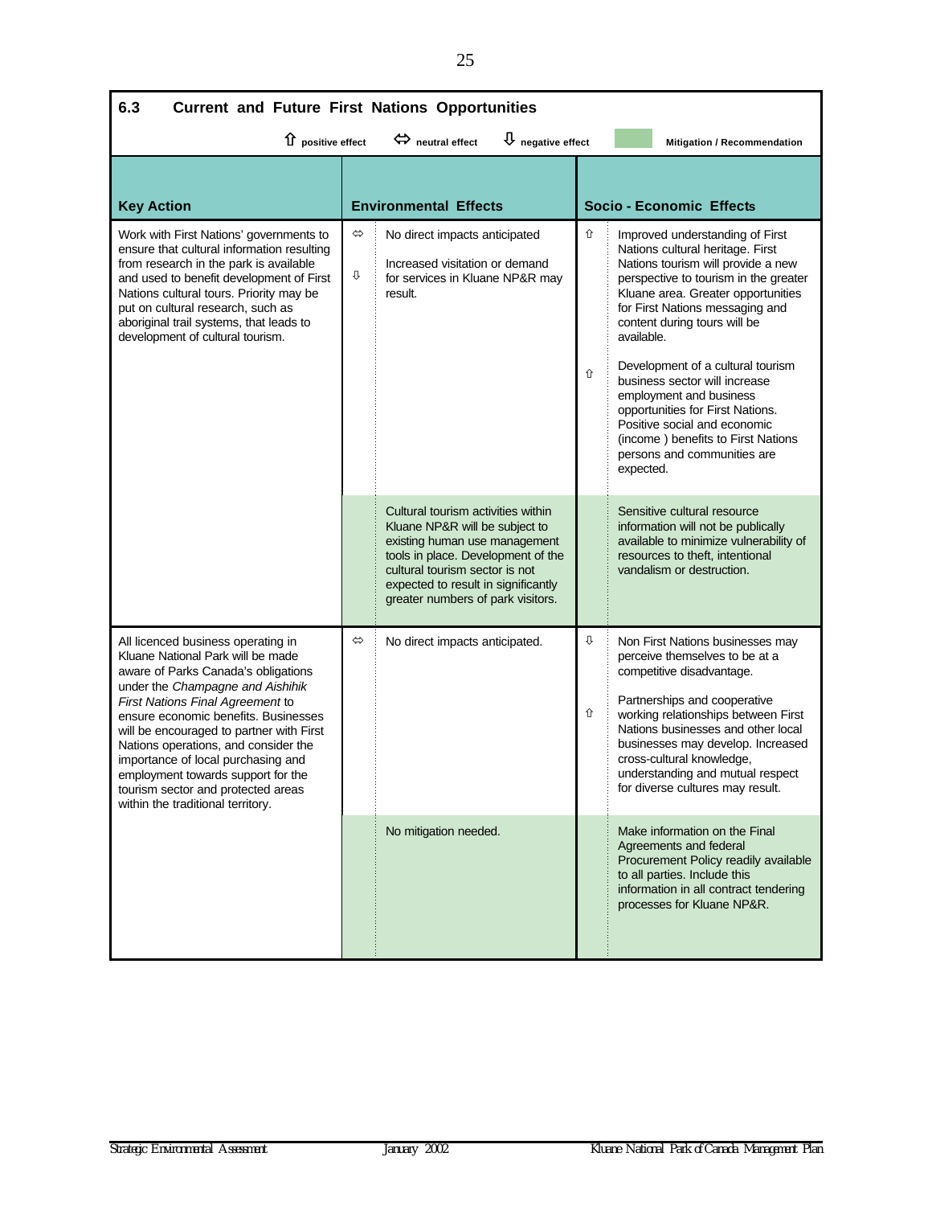## 6.3 Current and Future First Nations Opportunities

⇧ positive effect ⇔ neutral effect ⇩ negative effect [shaded] Mitigation / Recommendation

| Key Action | | Environmental Effects | | Socio - Economic Effects |
|---|---|---|---|---|
| Work with First Nations' governments to ensure that cultural information resulting from research in the park is available and used to benefit development of First Nations cultural tours. Priority may be put on cultural research, such as aboriginal trail systems, that leads to development of cultural tourism. | ⇔<br><br>⇩ | No direct impacts anticipated<br><br>Increased visitation or demand for services in Kluane NP&R may result. | ⇧<br><br>⇧ | Improved understanding of First Nations cultural heritage. First Nations tourism will provide a new perspective to tourism in the greater Kluane area. Greater opportunities for First Nations messaging and content during tours will be available.<br><br>Development of a cultural tourism business sector will increase employment and business opportunities for First Nations. Positive social and economic (income ) benefits to First Nations persons and communities are expected. |
| | | *Mitigation:* Cultural tourism activities within Kluane NP&R will be subject to existing human use management tools in place. Development of the cultural tourism sector is not expected to result in significantly greater numbers of park visitors. | | *Mitigation:* Sensitive cultural resource information will not be publically available to minimize vulnerability of resources to theft, intentional vandalism or destruction. |
| All licenced business operating in Kluane National Park will be made aware of Parks Canada's obligations under the *Champagne and Aishihik First Nations Final Agreement* to ensure economic benefits. Businesses will be encouraged to partner with First Nations operations, and consider the importance of local purchasing and employment towards support for the tourism sector and protected areas within the traditional territory. | ⇔ | No direct impacts anticipated. | ⇩<br><br>⇧ | Non First Nations businesses may perceive themselves to be at a competitive disadvantage.<br><br>Partnerships and cooperative working relationships between First Nations businesses and other local businesses may develop. Increased cross-cultural knowledge, understanding and mutual respect for diverse cultures may result. |
| | | *Mitigation:* No mitigation needed. | | *Mitigation:* Make information on the Final Agreements and federal Procurement Policy readily available to all parties. Include this information in all contract tendering processes for Kluane NP&R. |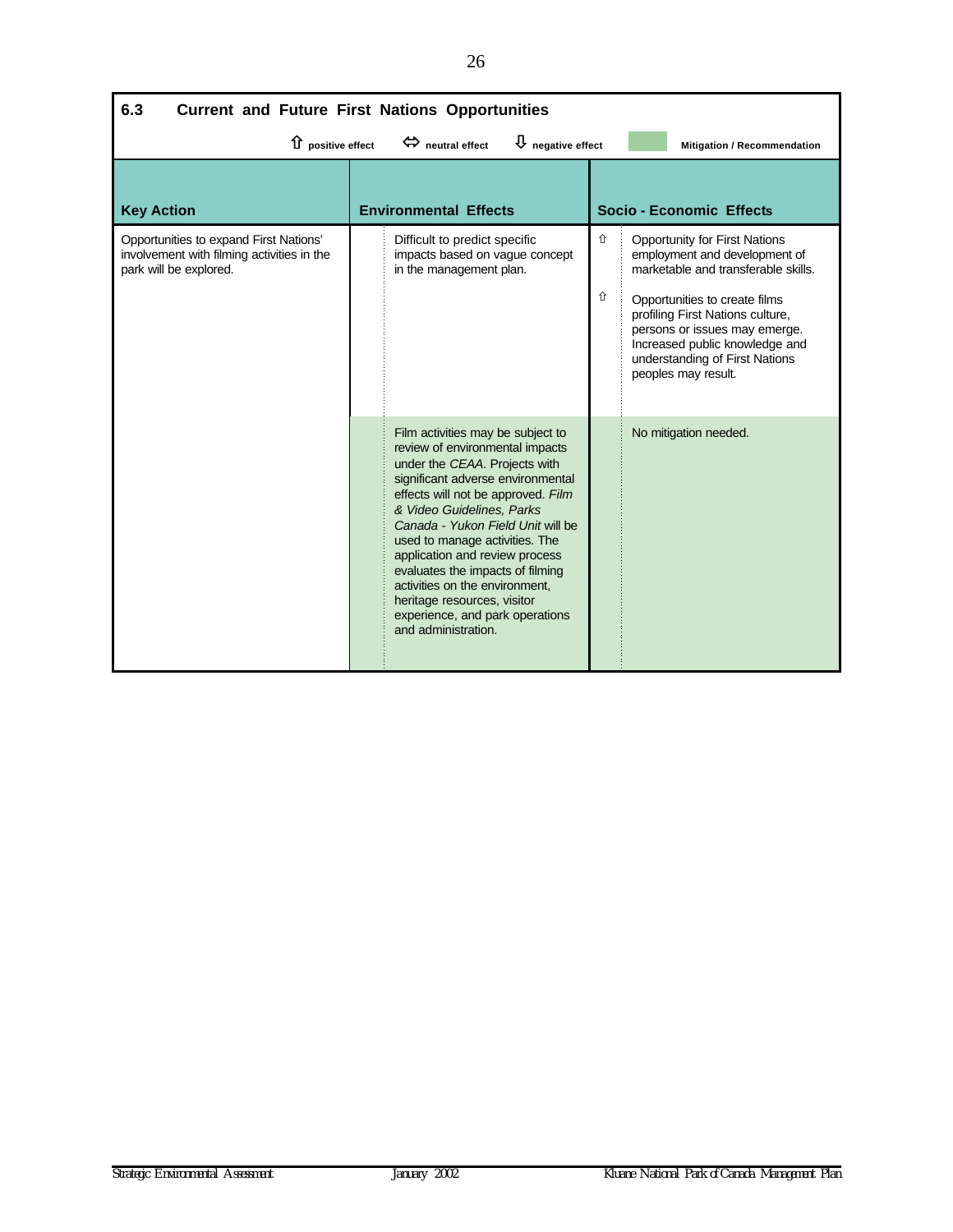## 6.3 Current and Future First Nations Opportunities

⇧ positive effect ⇔ neutral effect ⇩ negative effect | Mitigation / Recommendation

| Key Action | | Environmental Effects | | Socio - Economic Effects |
|---|---|---|---|---|
| Opportunities to expand First Nations' involvement with filming activities in the park will be explored. | | Difficult to predict specific impacts based on vague concept in the management plan. | ⇧ | Opportunity for First Nations employment and development of marketable and transferable skills. |
| | | | ⇧ | Opportunities to create films profiling First Nations culture, persons or issues may emerge. Increased public knowledge and understanding of First Nations peoples may result. |
| | | Film activities may be subject to review of environmental impacts under the *CEAA*. Projects with significant adverse environmental effects will not be approved. *Film & Video Guidelines, Parks Canada - Yukon Field Unit* will be used to manage activities. The application and review process evaluates the impacts of filming activities on the environment, heritage resources, visitor experience, and park operations and administration. | | No mitigation needed. |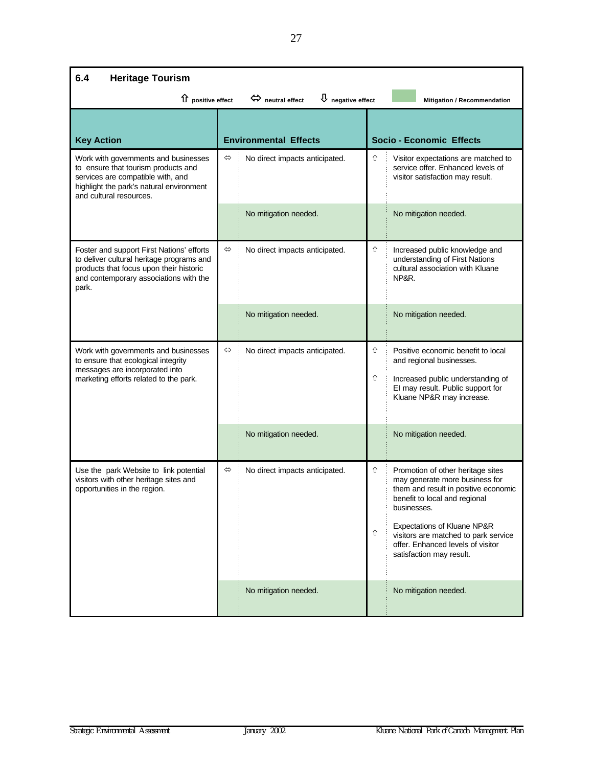## 6.4 Heritage Tourism

⇧ positive effect ⇔ neutral effect ⇩ negative effect ▭ Mitigation / Recommendation

| Key Action | | Environmental Effects | | Socio - Economic Effects |
|---|---|---|---|---|
| Work with governments and businesses to ensure that tourism products and services are compatible with, and highlight the park's natural environment and cultural resources. | ⇔ | No direct impacts anticipated. | ⇧ | Visitor expectations are matched to service offer. Enhanced levels of visitor satisfaction may result. |
| | | No mitigation needed. | | No mitigation needed. |
| Foster and support First Nations' efforts to deliver cultural heritage programs and products that focus upon their historic and contemporary associations with the park. | ⇔ | No direct impacts anticipated. | ⇧ | Increased public knowledge and understanding of First Nations cultural association with Kluane NP&R. |
| | | No mitigation needed. | | No mitigation needed. |
| Work with governments and businesses to ensure that ecological integrity messages are incorporated into marketing efforts related to the park. | ⇔ | No direct impacts anticipated. | ⇧ | Positive economic benefit to local and regional businesses. |
| | | | ⇧ | Increased public understanding of EI may result. Public support for Kluane NP&R may increase. |
| | | No mitigation needed. | | No mitigation needed. |
| Use the park Website to link potential visitors with other heritage sites and opportunities in the region. | ⇔ | No direct impacts anticipated. | ⇧ | Promotion of other heritage sites may generate more business for them and result in positive economic benefit to local and regional businesses. |
| | | | ⇧ | Expectations of Kluane NP&R visitors are matched to park service offer. Enhanced levels of visitor satisfaction may result. |
| | | No mitigation needed. | | No mitigation needed. |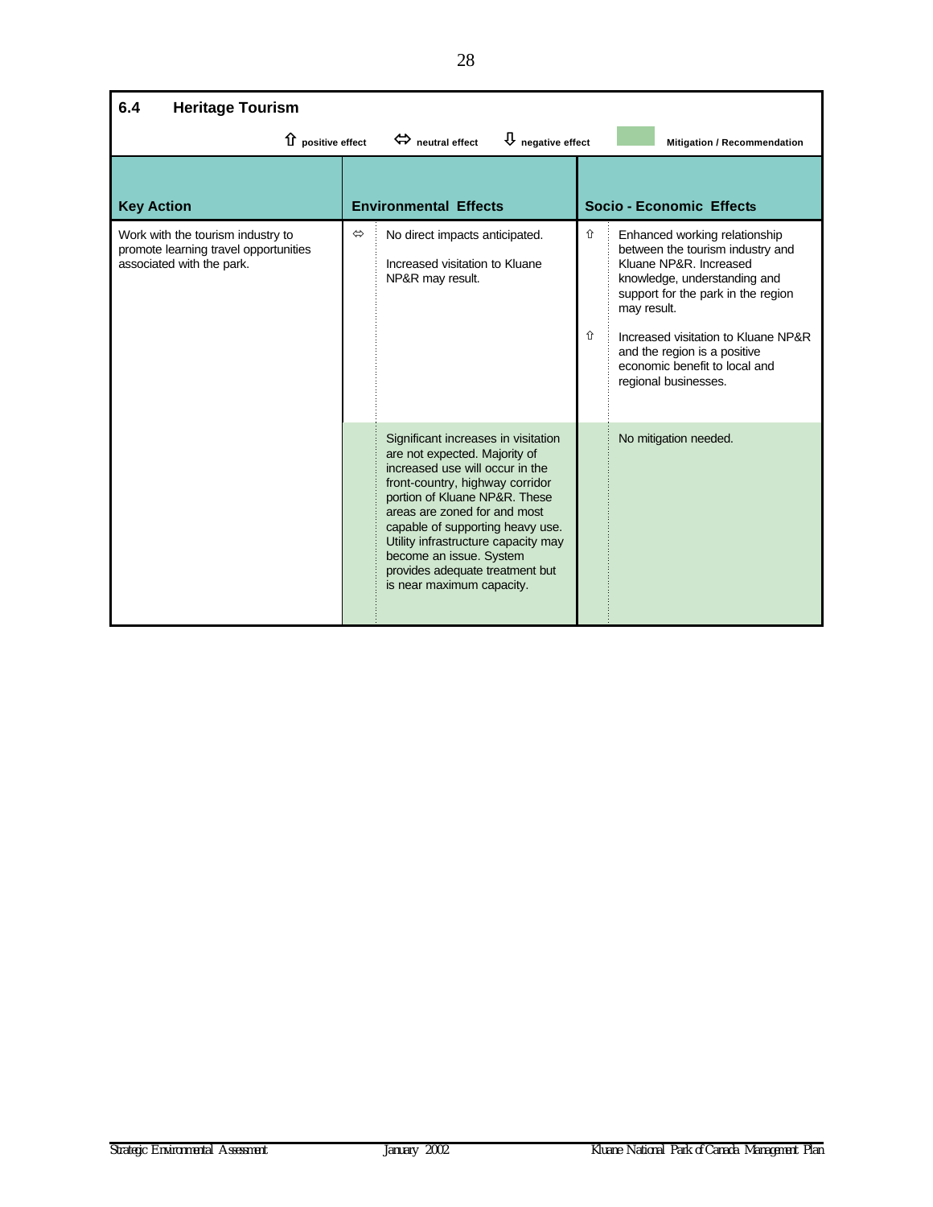## 6.4 Heritage Tourism

⇧ positive effect ⇔ neutral effect ⇩ negative effect Mitigation / Recommendation

| Key Action | | Environmental Effects | | Socio - Economic Effects |
|---|---|---|---|---|
| Work with the tourism industry to promote learning travel opportunities associated with the park. | ⇔ | No direct impacts anticipated.<br><br>Increased visitation to Kluane NP&R may result. | ⇧<br><br>⇧ | Enhanced working relationship between the tourism industry and Kluane NP&R. Increased knowledge, understanding and support for the park in the region may result.<br><br>Increased visitation to Kluane NP&R and the region is a positive economic benefit to local and regional businesses. |
| | | Significant increases in visitation are not expected. Majority of increased use will occur in the front-country, highway corridor portion of Kluane NP&R. These areas are zoned for and most capable of supporting heavy use. Utility infrastructure capacity may become an issue. System provides adequate treatment but is near maximum capacity. | | No mitigation needed. |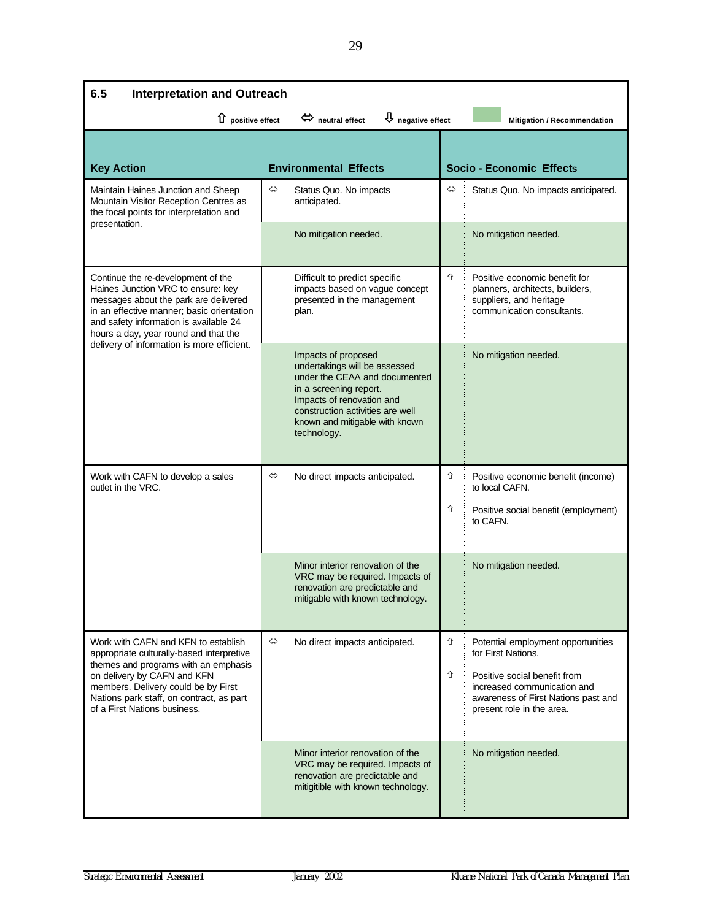## 6.5 Interpretation and Outreach

⇧ positive effect ⇔ neutral effect ⇩ negative effect Mitigation / Recommendation

| Key Action | | Environmental Effects | | Socio - Economic Effects |
|---|---|---|---|---|
| Maintain Haines Junction and Sheep Mountain Visitor Reception Centres as the focal points for interpretation and presentation. | ⇔ | Status Quo. No impacts anticipated. | ⇔ | Status Quo. No impacts anticipated. |
| | | No mitigation needed. | | No mitigation needed. |
| Continue the re-development of the Haines Junction VRC to ensure: key messages about the park are delivered in an effective manner; basic orientation and safety information is available 24 hours a day, year round and that the delivery of information is more efficient. | | Difficult to predict specific impacts based on vague concept presented in the management plan. | ⇧ | Positive economic benefit for planners, architects, builders, suppliers, and heritage communication consultants. |
| | | Impacts of proposed undertakings will be assessed under the CEAA and documented in a screening report. Impacts of renovation and construction activities are well known and mitigable with known technology. | | No mitigation needed. |
| Work with CAFN to develop a sales outlet in the VRC. | ⇔ | No direct impacts anticipated. | ⇧ | Positive economic benefit (income) to local CAFN. |
| | | | ⇧ | Positive social benefit (employment) to CAFN. |
| | | Minor interior renovation of the VRC may be required. Impacts of renovation are predictable and mitigable with known technology. | | No mitigation needed. |
| Work with CAFN and KFN to establish appropriate culturally-based interpretive themes and programs with an emphasis on delivery by CAFN and KFN members. Delivery could be by First Nations park staff, on contract, as part of a First Nations business. | ⇔ | No direct impacts anticipated. | ⇧ | Potential employment opportunities for First Nations. |
| | | | ⇧ | Positive social benefit from increased communication and awareness of First Nations past and present role in the area. |
| | | Minor interior renovation of the VRC may be required. Impacts of renovation are predictable and mitigitible with known technology. | | No mitigation needed. |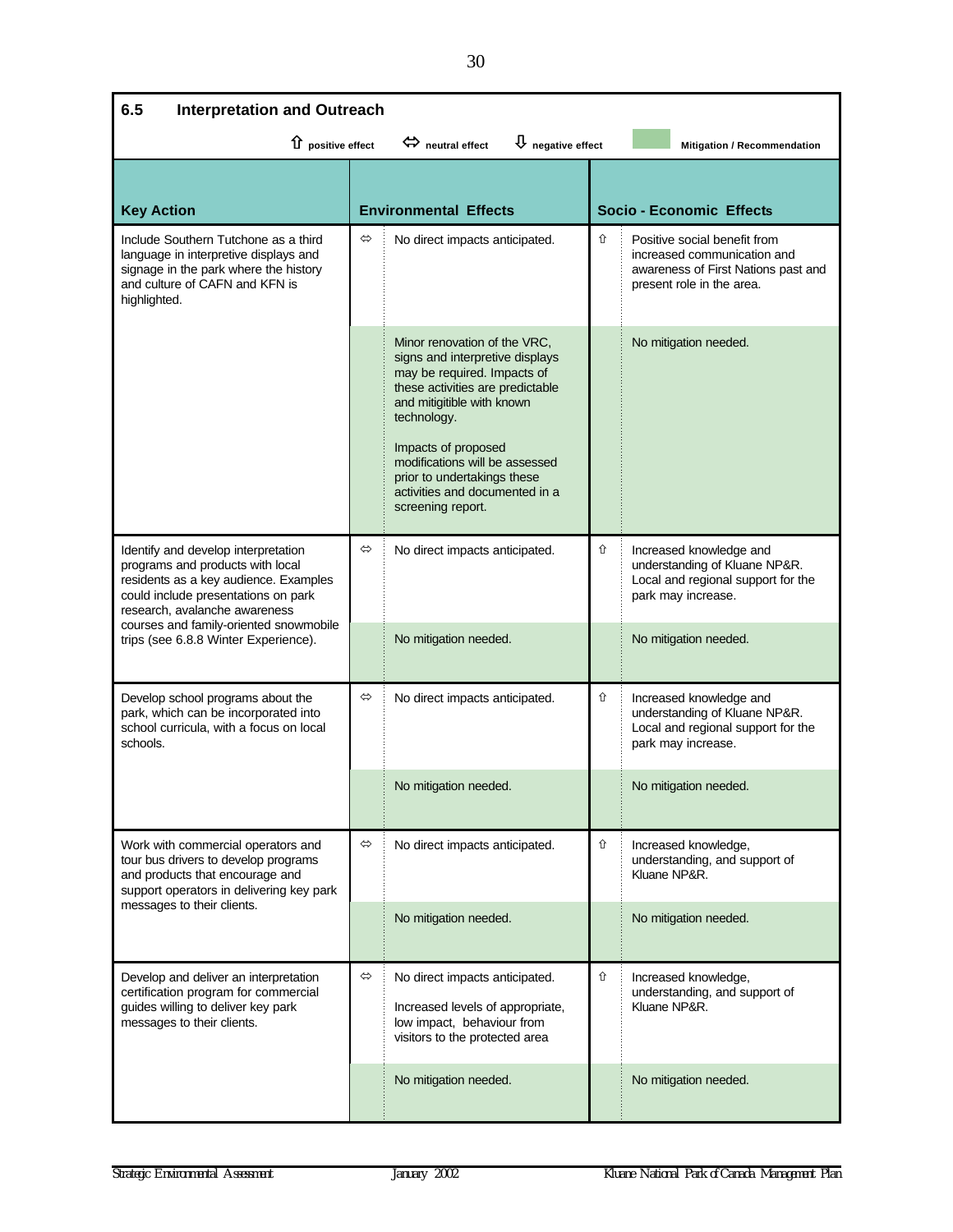## 6.5 Interpretation and Outreach

⇧ positive effect ⇔ neutral effect ⇩ negative effect | Mitigation / Recommendation

| Key Action | | Environmental Effects | | Socio - Economic Effects |
|---|---|---|---|---|
| Include Southern Tutchone as a third language in interpretive displays and signage in the park where the history and culture of CAFN and KFN is highlighted. | ⇔ | No direct impacts anticipated. | ⇧ | Positive social benefit from increased communication and awareness of First Nations past and present role in the area. |
| | | Minor renovation of the VRC, signs and interpretive displays may be required. Impacts of these activities are predictable and mitigitible with known technology.<br><br>Impacts of proposed modifications will be assessed prior to undertakings these activities and documented in a screening report. | | No mitigation needed. |
| Identify and develop interpretation programs and products with local residents as a key audience. Examples could include presentations on park research, avalanche awareness courses and family-oriented snowmobile trips (see 6.8.8 Winter Experience). | ⇔ | No direct impacts anticipated. | ⇧ | Increased knowledge and understanding of Kluane NP&R. Local and regional support for the park may increase. |
| | | No mitigation needed. | | No mitigation needed. |
| Develop school programs about the park, which can be incorporated into school curricula, with a focus on local schools. | ⇔ | No direct impacts anticipated. | ⇧ | Increased knowledge and understanding of Kluane NP&R. Local and regional support for the park may increase. |
| | | No mitigation needed. | | No mitigation needed. |
| Work with commercial operators and tour bus drivers to develop programs and products that encourage and support operators in delivering key park messages to their clients. | ⇔ | No direct impacts anticipated. | ⇧ | Increased knowledge, understanding, and support of Kluane NP&R. |
| | | No mitigation needed. | | No mitigation needed. |
| Develop and deliver an interpretation certification program for commercial guides willing to deliver key park messages to their clients. | ⇔ | No direct impacts anticipated.<br><br>Increased levels of appropriate, low impact, behaviour from visitors to the protected area | ⇧ | Increased knowledge, understanding, and support of Kluane NP&R. |
| | | No mitigation needed. | | No mitigation needed. |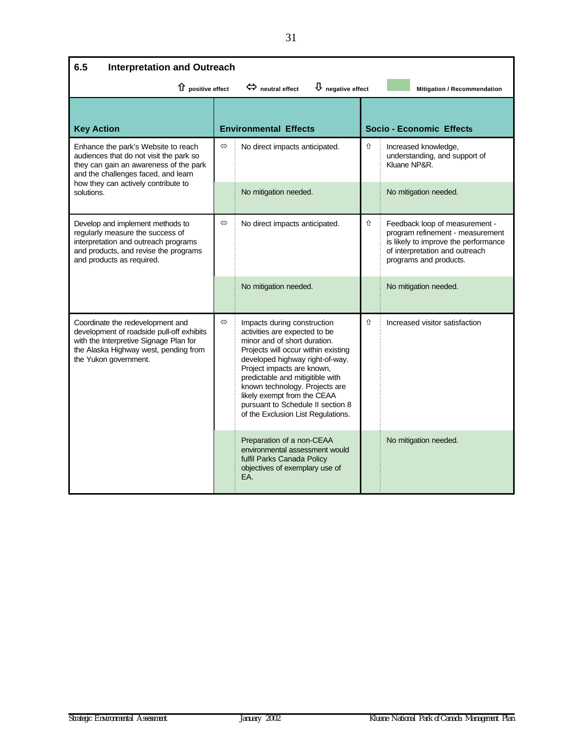## 6.5 Interpretation and Outreach

⇧ positive effect ⇔ neutral effect ⇩ negative effect | Mitigation / Recommendation

| Key Action | | Environmental Effects | | Socio - Economic Effects |
|---|---|---|---|---|
| Enhance the park's Website to reach audiences that do not visit the park so they can gain an awareness of the park and the challenges faced, and learn how they can actively contribute to solutions. | ⇔ | No direct impacts anticipated. | ⇧ | Increased knowledge, understanding, and support of Kluane NP&R. |
| | | No mitigation needed. | | No mitigation needed. |
| Develop and implement methods to regularly measure the success of interpretation and outreach programs and products, and revise the programs and products as required. | ⇔ | No direct impacts anticipated. | ⇧ | Feedback loop of measurement - program refinement - measurement is likely to improve the performance of interpretation and outreach programs and products. |
| | | No mitigation needed. | | No mitigation needed. |
| Coordinate the redevelopment and development of roadside pull-off exhibits with the Interpretive Signage Plan for the Alaska Highway west, pending from the Yukon government. | ⇔ | Impacts during construction activities are expected to be minor and of short duration. Projects will occur within existing developed highway right-of-way. Project impacts are known, predictable and mitigitible with known technology. Projects are likely exempt from the CEAA pursuant to Schedule II section 8 of the Exclusion List Regulations. | ⇧ | Increased visitor satisfaction |
| | | Preparation of a non-CEAA environmental assessment would fulfil Parks Canada Policy objectives of exemplary use of EA. | | No mitigation needed. |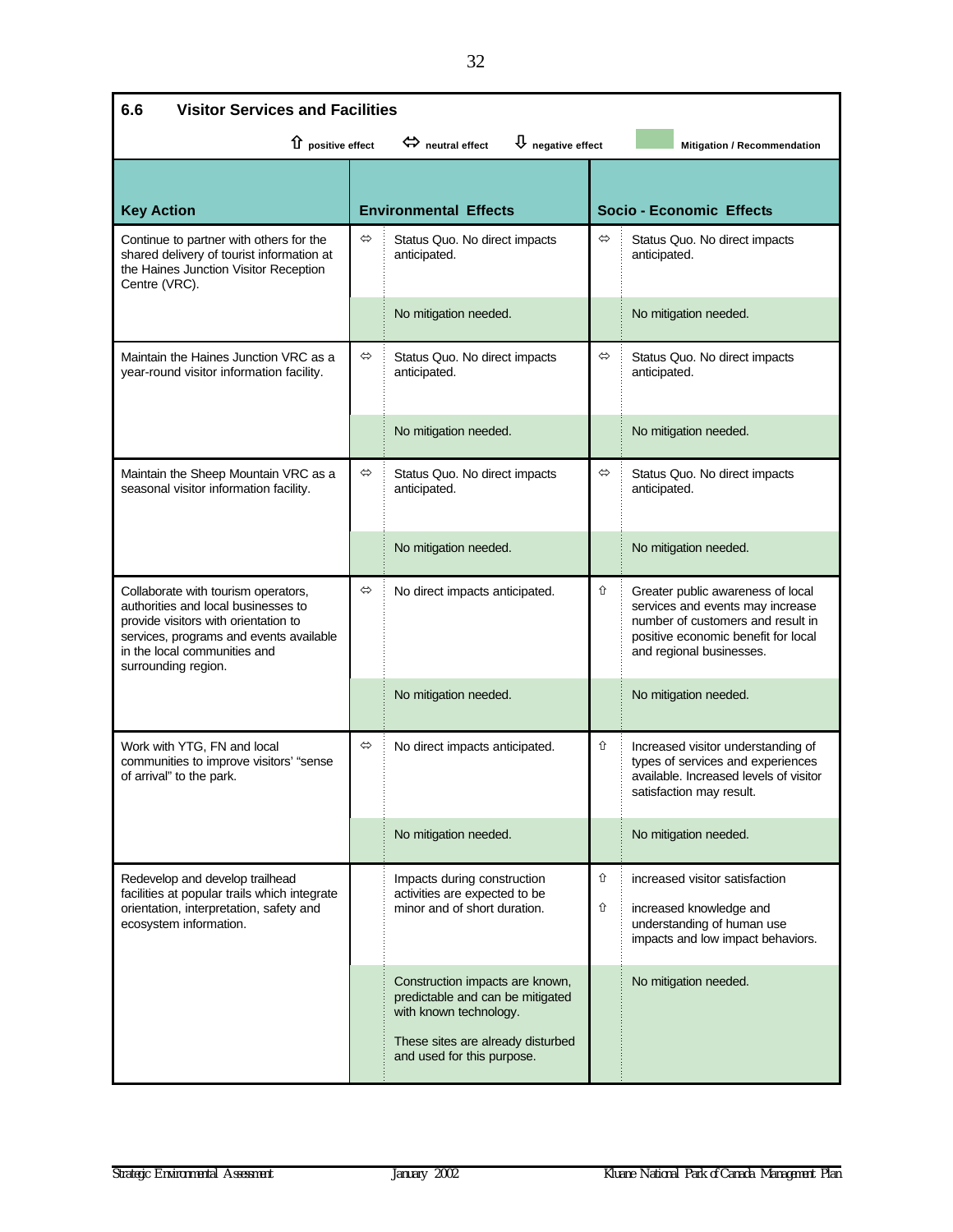## 6.6 Visitor Services and Facilities

⇧ positive effect ⇔ neutral effect ⇩ negative effect | Mitigation / Recommendation

| Key Action | | Environmental Effects | | Socio - Economic Effects |
|---|---|---|---|---|
| Continue to partner with others for the shared delivery of tourist information at the Haines Junction Visitor Reception Centre (VRC). | ⇔ | Status Quo. No direct impacts anticipated. | ⇔ | Status Quo. No direct impacts anticipated. |
| | | No mitigation needed. | | No mitigation needed. |
| Maintain the Haines Junction VRC as a year-round visitor information facility. | ⇔ | Status Quo. No direct impacts anticipated. | ⇔ | Status Quo. No direct impacts anticipated. |
| | | No mitigation needed. | | No mitigation needed. |
| Maintain the Sheep Mountain VRC as a seasonal visitor information facility. | ⇔ | Status Quo. No direct impacts anticipated. | ⇔ | Status Quo. No direct impacts anticipated. |
| | | No mitigation needed. | | No mitigation needed. |
| Collaborate with tourism operators, authorities and local businesses to provide visitors with orientation to services, programs and events available in the local communities and surrounding region. | ⇔ | No direct impacts anticipated. | ⇧ | Greater public awareness of local services and events may increase number of customers and result in positive economic benefit for local and regional businesses. |
| | | No mitigation needed. | | No mitigation needed. |
| Work with YTG, FN and local communities to improve visitors' "sense of arrival" to the park. | ⇔ | No direct impacts anticipated. | ⇧ | Increased visitor understanding of types of services and experiences available. Increased levels of visitor satisfaction may result. |
| | | No mitigation needed. | | No mitigation needed. |
| Redevelop and develop trailhead facilities at popular trails which integrate orientation, interpretation, safety and ecosystem information. | | Impacts during construction activities are expected to be minor and of short duration. | ⇧<br>⇧ | increased visitor satisfaction<br>increased knowledge and understanding of human use impacts and low impact behaviors. |
| | | Construction impacts are known, predictable and can be mitigated with known technology.<br>These sites are already disturbed and used for this purpose. | | No mitigation needed. |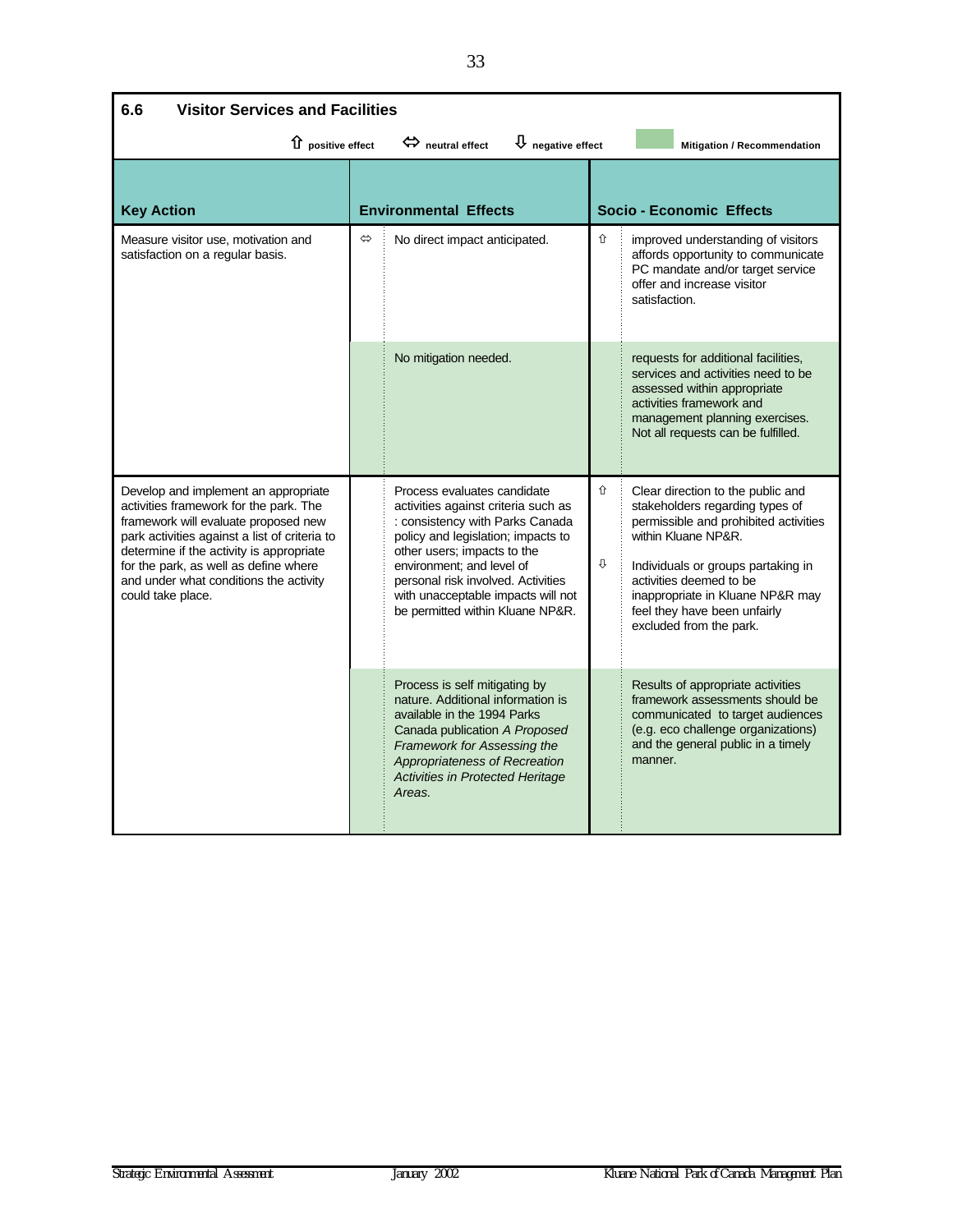## 6.6 Visitor Services and Facilities

⇧ positive effect ⇔ neutral effect ⇩ negative effect [shaded] Mitigation / Recommendation

| Key Action | | Environmental Effects | | Socio - Economic Effects |
|---|---|---|---|---|
| Measure visitor use, motivation and satisfaction on a regular basis. | ⇔ | No direct impact anticipated. | ⇧ | improved understanding of visitors affords opportunity to communicate PC mandate and/or target service offer and increase visitor satisfaction. |
| | | No mitigation needed. | | requests for additional facilities, services and activities need to be assessed within appropriate activities framework and management planning exercises. Not all requests can be fulfilled. |
| Develop and implement an appropriate activities framework for the park. The framework will evaluate proposed new park activities against a list of criteria to determine if the activity is appropriate for the park, as well as define where and under what conditions the activity could take place. | | Process evaluates candidate activities against criteria such as : consistency with Parks Canada policy and legislation; impacts to other users; impacts to the environment; and level of personal risk involved. Activities with unacceptable impacts will not be permitted within Kluane NP&R. | ⇧<br><br>⇩ | Clear direction to the public and stakeholders regarding types of permissible and prohibited activities within Kluane NP&R.<br><br>Individuals or groups partaking in activities deemed to be inappropriate in Kluane NP&R may feel they have been unfairly excluded from the park. |
| | | Process is self mitigating by nature. Additional information is available in the 1994 Parks Canada publication *A Proposed Framework for Assessing the Appropriateness of Recreation Activities in Protected Heritage Areas.* | | Results of appropriate activities framework assessments should be communicated to target audiences (e.g. eco challenge organizations) and the general public in a timely manner. |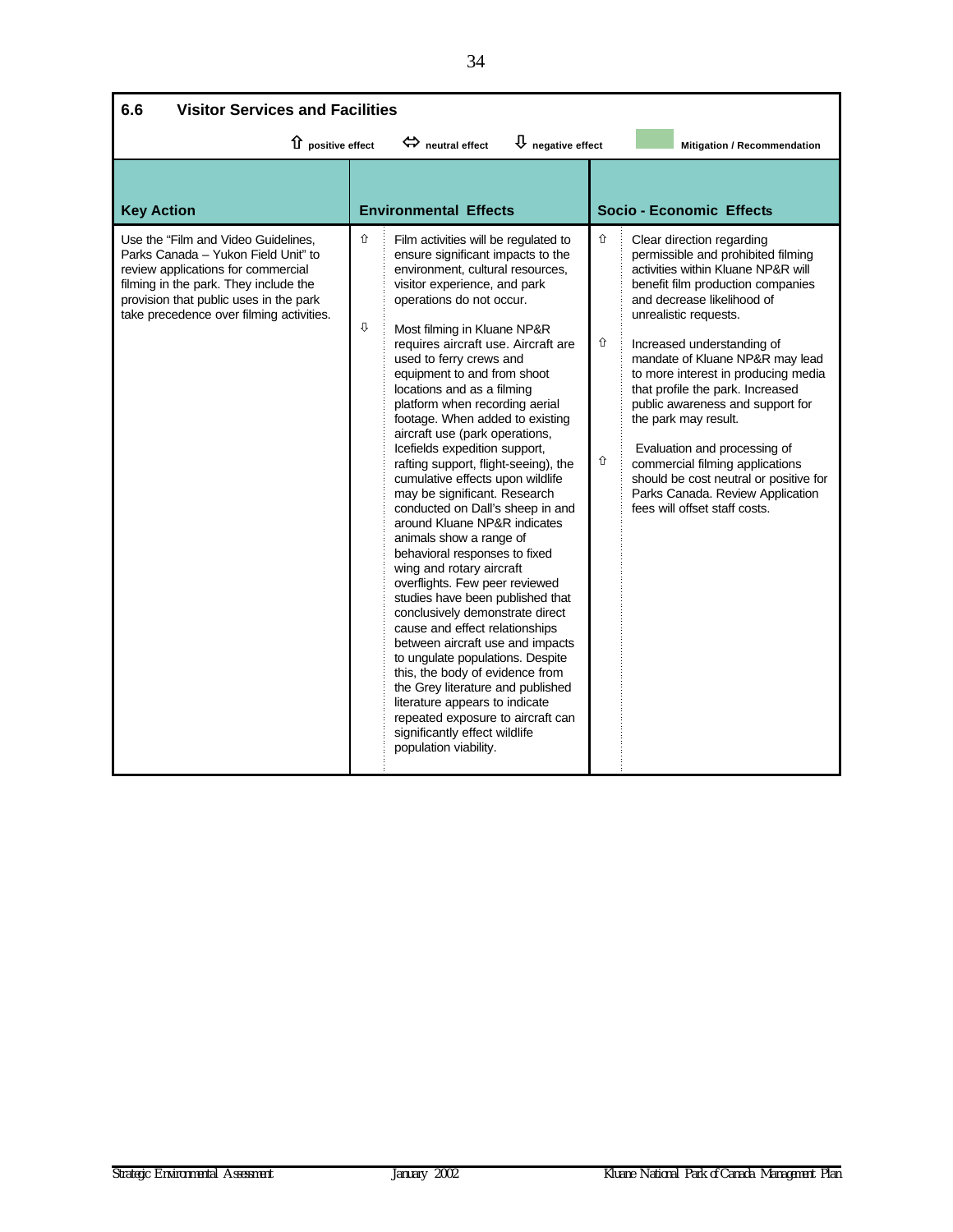## 6.6 Visitor Services and Facilities

⇧ positive effect ⇔ neutral effect ⇩ negative effect Mitigation / Recommendation

| Key Action | | Environmental Effects | | Socio - Economic Effects |
|---|---|---|---|---|
| Use the "Film and Video Guidelines, Parks Canada – Yukon Field Unit" to review applications for commercial filming in the park. They include the provision that public uses in the park take precedence over filming activities. | ⇧ | Film activities will be regulated to ensure significant impacts to the environment, cultural resources, visitor experience, and park operations do not occur. | ⇧ | Clear direction regarding permissible and prohibited filming activities within Kluane NP&R will benefit film production companies and decrease likelihood of unrealistic requests. |
| | ⇩ | Most filming in Kluane NP&R requires aircraft use. Aircraft are used to ferry crews and equipment to and from shoot locations and as a filming platform when recording aerial footage. When added to existing aircraft use (park operations, Icefields expedition support, rafting support, flight-seeing), the cumulative effects upon wildlife may be significant. Research conducted on Dall's sheep in and around Kluane NP&R indicates animals show a range of behavioral responses to fixed wing and rotary aircraft overflights. Few peer reviewed studies have been published that conclusively demonstrate direct cause and effect relationships between aircraft use and impacts to ungulate populations. Despite this, the body of evidence from the Grey literature and published literature appears to indicate repeated exposure to aircraft can significantly effect wildlife population viability. | ⇧ | Increased understanding of mandate of Kluane NP&R may lead to more interest in producing media that profile the park. Increased public awareness and support for the park may result. |
| | | | ⇧ | Evaluation and processing of commercial filming applications should be cost neutral or positive for Parks Canada. Review Application fees will offset staff costs. |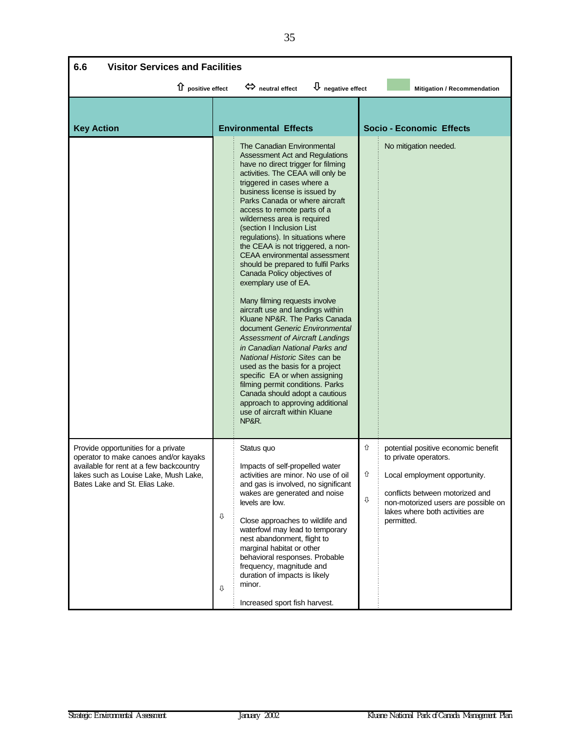## 6.6 Visitor Services and Facilities

⇧ positive effect ⇔ neutral effect ⇩ negative effect | Mitigation / Recommendation

| Key Action | | Environmental Effects | | Socio - Economic Effects |
|---|---|---|---|---|
| | | The Canadian Environmental Assessment Act and Regulations have no direct trigger for filming activities. The CEAA will only be triggered in cases where a business license is issued by Parks Canada or where aircraft access to remote parts of a wilderness area is required (section I Inclusion List regulations). In situations where the CEAA is not triggered, a non-CEAA environmental assessment should be prepared to fulfil Parks Canada Policy objectives of exemplary use of EA.<br><br>Many filming requests involve aircraft use and landings within Kluane NP&R. The Parks Canada document *Generic Environmental Assessment of Aircraft Landings in Canadian National Parks and National Historic Sites* can be used as the basis for a project specific EA or when assigning filming permit conditions. Parks Canada should adopt a cautious approach to approving additional use of aircraft within Kluane NP&R. | | No mitigation needed. |
| Provide opportunities for a private operator to make canoes and/or kayaks available for rent at a few backcountry lakes such as Louise Lake, Mush Lake, Bates Lake and St. Elias Lake. | | Status quo | ⇧ | potential positive economic benefit to private operators. |
| | | Impacts of self-propelled water activities are minor. No use of oil and gas is involved, no significant wakes are generated and noise levels are low. | ⇧ | Local employment opportunity. |
| | ⇩ | Close approaches to wildlife and waterfowl may lead to temporary nest abandonment, flight to marginal habitat or other behavioral responses. Probable frequency, magnitude and duration of impacts is likely minor. | ⇩ | conflicts between motorized and non-motorized users are possible on lakes where both activities are permitted. |
| | ⇩ | Increased sport fish harvest. | | |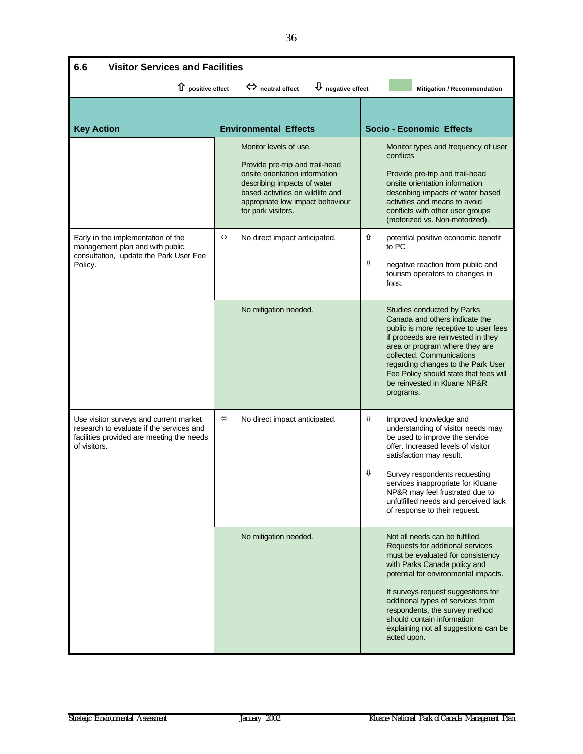## 6.6 Visitor Services and Facilities

⇧ positive effect ⇔ neutral effect ⇩ negative effect | Mitigation / Recommendation

| Key Action | | Environmental Effects | | Socio - Economic Effects |
|---|---|---|---|---|
| | | Monitor levels of use.<br><br>Provide pre-trip and trail-head onsite orientation information describing impacts of water based activities on wildlife and appropriate low impact behaviour for park visitors. | | Monitor types and frequency of user conflicts<br><br>Provide pre-trip and trail-head onsite orientation information describing impacts of water based activities and means to avoid conflicts with other user groups (motorized vs. Non-motorized). |
| Early in the implementation of the management plan and with public consultation, update the Park User Fee Policy. | ⇔ | No direct impact anticipated. | ⇧<br><br>⇩ | potential positive economic benefit to PC<br><br>negative reaction from public and tourism operators to changes in fees. |
| | | No mitigation needed. | | Studies conducted by Parks Canada and others indicate the public is more receptive to user fees if proceeds are reinvested in they area or program where they are collected. Communications regarding changes to the Park User Fee Policy should state that fees will be reinvested in Kluane NP&R programs. |
| Use visitor surveys and current market research to evaluate if the services and facilities provided are meeting the needs of visitors. | ⇔ | No direct impact anticipated. | ⇧<br><br>⇩ | Improved knowledge and understanding of visitor needs may be used to improve the service offer. Increased levels of visitor satisfaction may result.<br><br>Survey respondents requesting services inappropriate for Kluane NP&R may feel frustrated due to unfulfilled needs and perceived lack of response to their request. |
| | | No mitigation needed. | | Not all needs can be fulfilled. Requests for additional services must be evaluated for consistency with Parks Canada policy and potential for environmental impacts.<br><br>If surveys request suggestions for additional types of services from respondents, the survey method should contain information explaining not all suggestions can be acted upon. |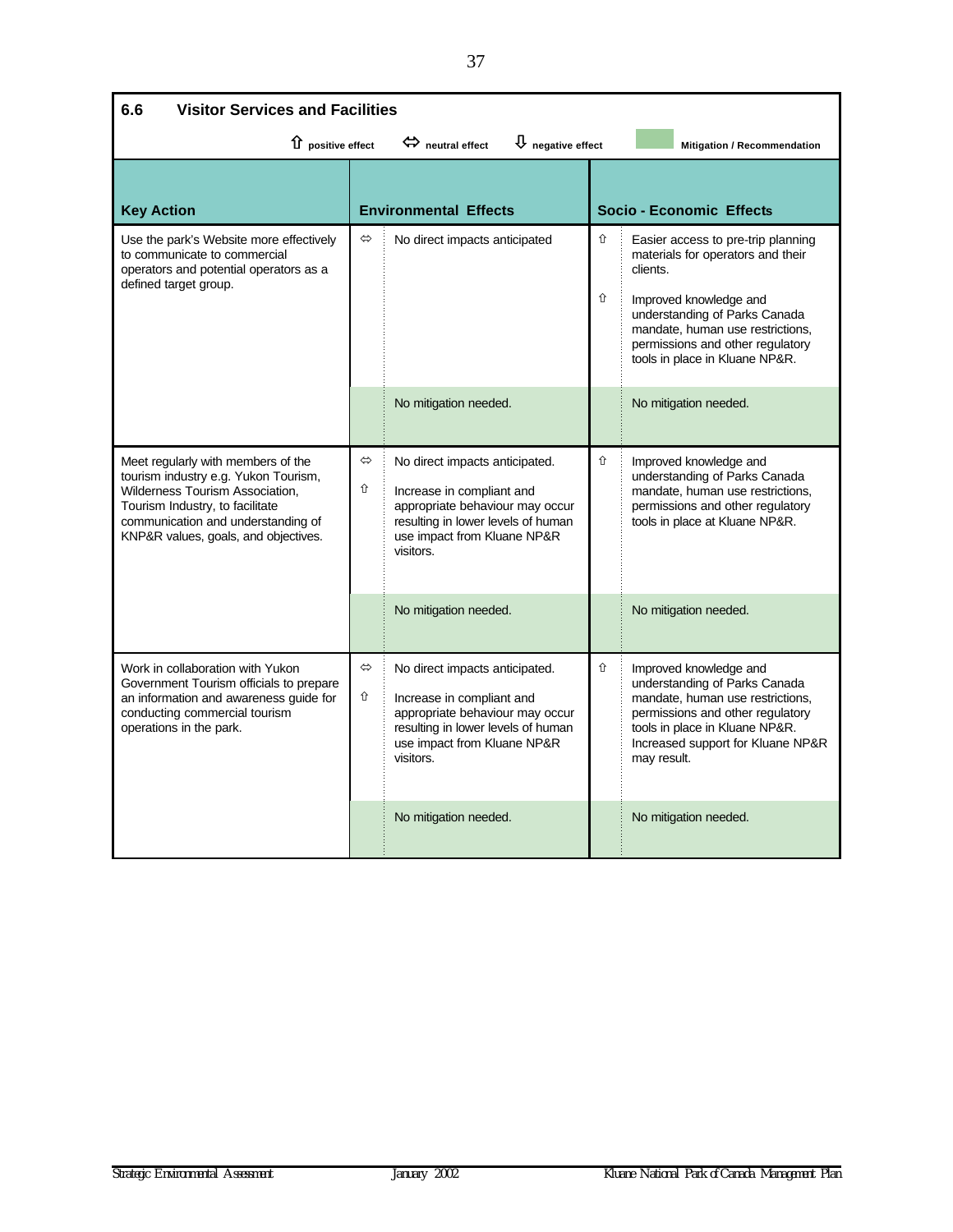## 6.6 Visitor Services and Facilities

⇧ positive effect ⇔ neutral effect ⇩ negative effect — Mitigation / Recommendation

| Key Action | | Environmental Effects | | Socio - Economic Effects |
|---|---|---|---|---|
| Use the park's Website more effectively to communicate to commercial operators and potential operators as a defined target group. | ⇔ | No direct impacts anticipated | ⇧ | Easier access to pre-trip planning materials for operators and their clients. |
| | | | ⇧ | Improved knowledge and understanding of Parks Canada mandate, human use restrictions, permissions and other regulatory tools in place in Kluane NP&R. |
| | | No mitigation needed. | | No mitigation needed. |
| Meet regularly with members of the tourism industry e.g. Yukon Tourism, Wilderness Tourism Association, Tourism Industry, to facilitate communication and understanding of KNP&R values, goals, and objectives. | ⇔ | No direct impacts anticipated. | ⇧ | Improved knowledge and understanding of Parks Canada mandate, human use restrictions, permissions and other regulatory tools in place at Kluane NP&R. |
| | ⇧ | Increase in compliant and appropriate behaviour may occur resulting in lower levels of human use impact from Kluane NP&R visitors. | | |
| | | No mitigation needed. | | No mitigation needed. |
| Work in collaboration with Yukon Government Tourism officials to prepare an information and awareness guide for conducting commercial tourism operations in the park. | ⇔ | No direct impacts anticipated. | ⇧ | Improved knowledge and understanding of Parks Canada mandate, human use restrictions, permissions and other regulatory tools in place in Kluane NP&R. Increased support for Kluane NP&R may result. |
| | ⇧ | Increase in compliant and appropriate behaviour may occur resulting in lower levels of human use impact from Kluane NP&R visitors. | | |
| | | No mitigation needed. | | No mitigation needed. |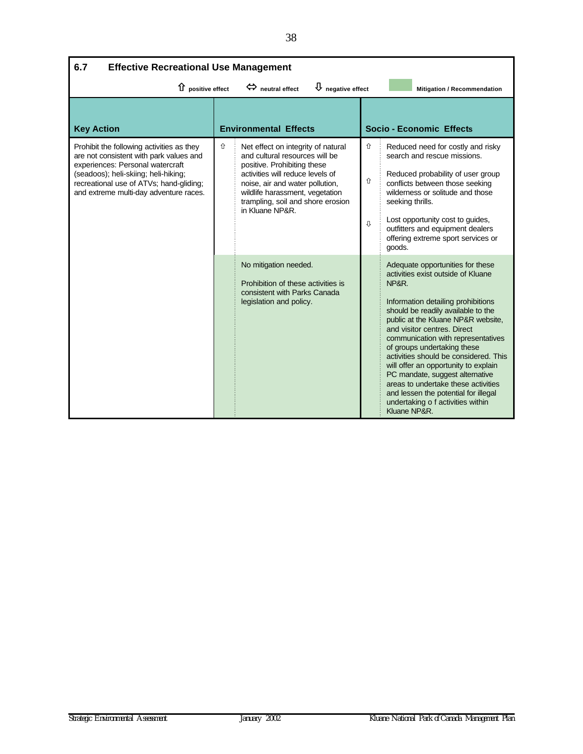## 6.7 Effective Recreational Use Management

⇧ positive effect ⇔ neutral effect ⇩ negative effect Mitigation / Recommendation

| Key Action | | Environmental Effects | | Socio - Economic Effects |
|---|---|---|---|---|
| Prohibit the following activities as they are not consistent with park values and experiences: Personal watercraft (seadoos); heli-skiing; heli-hiking; recreational use of ATVs; hand-gliding; and extreme multi-day adventure races. | ⇧ | Net effect on integrity of natural and cultural resources will be positive. Prohibiting these activities will reduce levels of noise, air and water pollution, wildlife harassment, vegetation trampling, soil and shore erosion in Kluane NP&R. | ⇧<br><br>⇧<br><br>⇩ | Reduced need for costly and risky search and rescue missions.<br><br>Reduced probability of user group conflicts between those seeking wilderness or solitude and those seeking thrills.<br><br>Lost opportunity cost to guides, outfitters and equipment dealers offering extreme sport services or goods. |
| | | No mitigation needed.<br><br>Prohibition of these activities is consistent with Parks Canada legislation and policy. | | Adequate opportunities for these activities exist outside of Kluane NP&R.<br><br>Information detailing prohibitions should be readily available to the public at the Kluane NP&R website, and visitor centres. Direct communication with representatives of groups undertaking these activities should be considered. This will offer an opportunity to explain PC mandate, suggest alternative areas to undertake these activities and lessen the potential for illegal undertaking o f activities within Kluane NP&R. |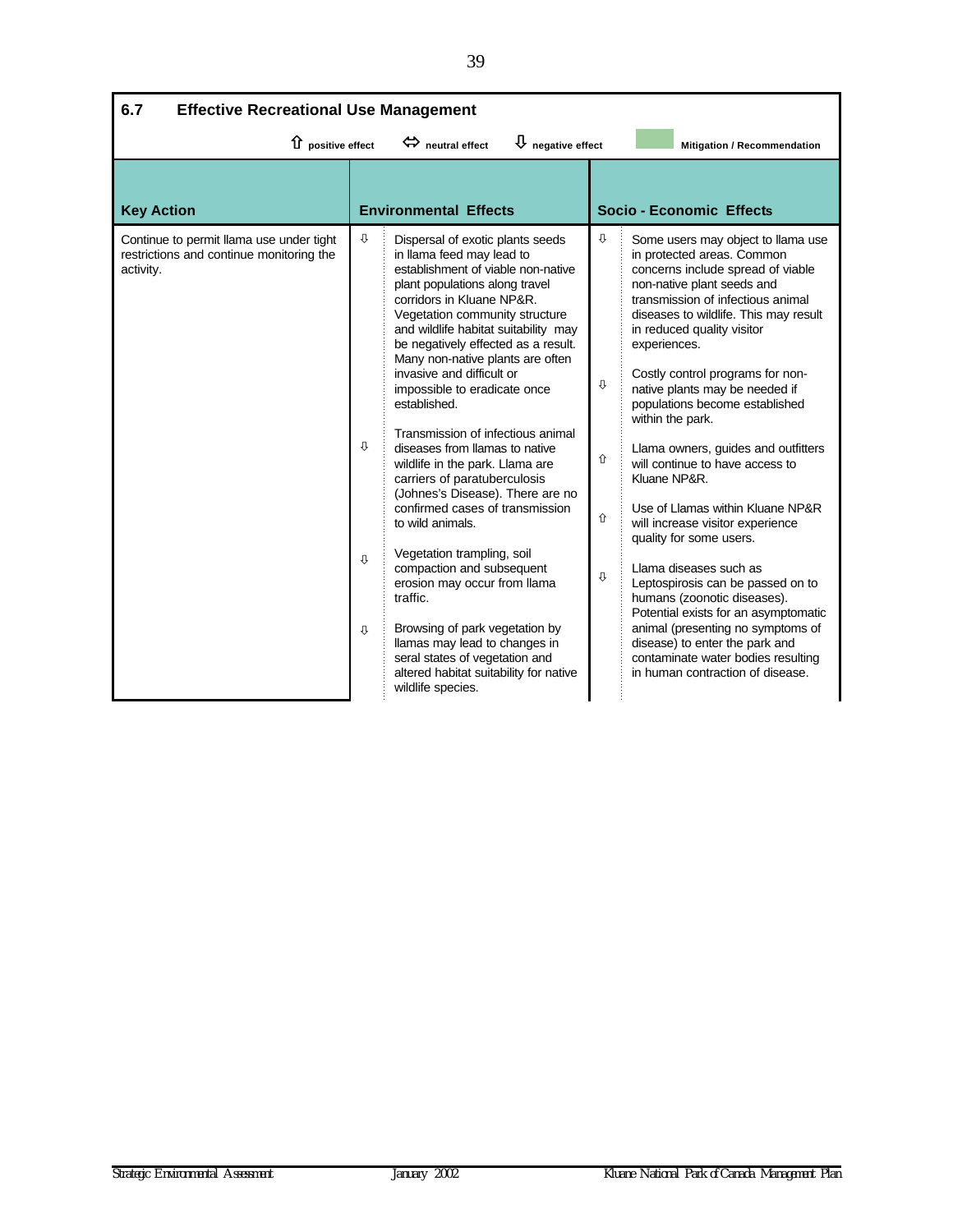## 6.7 Effective Recreational Use Management

⇧ positive effect ⇔ neutral effect ⇩ negative effect Mitigation / Recommendation

| Key Action | | Environmental Effects | | Socio - Economic Effects |
|---|---|---|---|---|
| Continue to permit llama use under tight restrictions and continue monitoring the activity. | ⇩ | Dispersal of exotic plants seeds in llama feed may lead to establishment of viable non-native plant populations along travel corridors in Kluane NP&R. Vegetation community structure and wildlife habitat suitability may be negatively effected as a result. Many non-native plants are often invasive and difficult or impossible to eradicate once established. | ⇩ | Some users may object to llama use in protected areas. Common concerns include spread of viable non-native plant seeds and transmission of infectious animal diseases to wildlife. This may result in reduced quality visitor experiences. |
| | | | ⇩ | Costly control programs for non-native plants may be needed if populations become established within the park. |
| | ⇩ | Transmission of infectious animal diseases from llamas to native wildlife in the park. Llama are carriers of paratuberculosis (Johnes's Disease). There are no confirmed cases of transmission to wild animals. | ⇧ | Llama owners, guides and outfitters will continue to have access to Kluane NP&R. |
| | | | ⇧ | Use of Llamas within Kluane NP&R will increase visitor experience quality for some users. |
| | ⇩ | Vegetation trampling, soil compaction and subsequent erosion may occur from llama traffic. | ⇩ | Llama diseases such as Leptospirosis can be passed on to humans (zoonotic diseases). Potential exists for an asymptomatic animal (presenting no symptoms of disease) to enter the park and contaminate water bodies resulting in human contraction of disease. |
| | ⇩ | Browsing of park vegetation by llamas may lead to changes in seral states of vegetation and altered habitat suitability for native wildlife species. | | |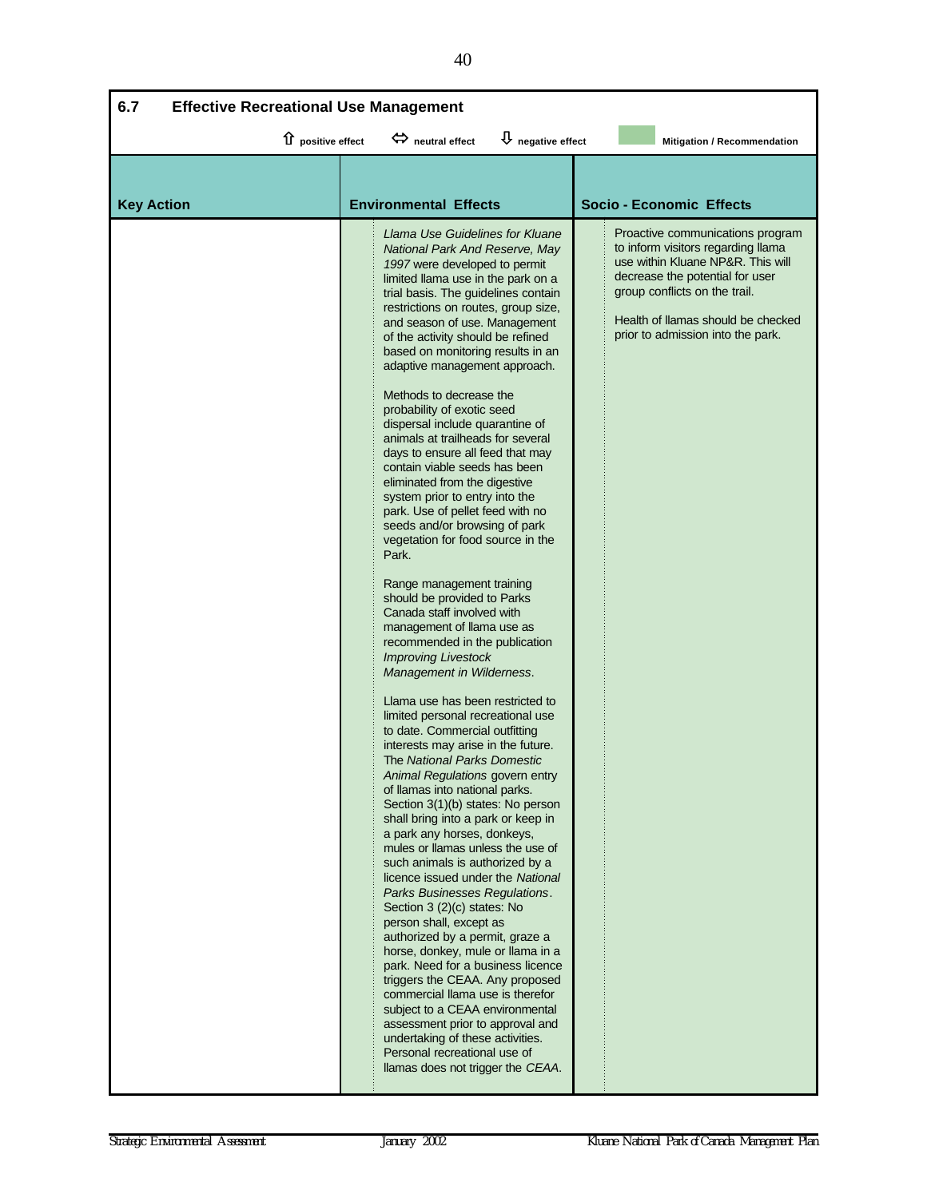## 6.7 Effective Recreational Use Management

⇧ positive effect ⇔ neutral effect ⇩ negative effect Mitigation / Recommendation

| Key Action | Environmental Effects | Socio - Economic Effects |
|---|---|---|
| | *Llama Use Guidelines for Kluane National Park And Reserve, May 1997* were developed to permit limited llama use in the park on a trial basis. The guidelines contain restrictions on routes, group size, and season of use. Management of the activity should be refined based on monitoring results in an adaptive management approach.<br><br>Methods to decrease the probability of exotic seed dispersal include quarantine of animals at trailheads for several days to ensure all feed that may contain viable seeds has been eliminated from the digestive system prior to entry into the park. Use of pellet feed with no seeds and/or browsing of park vegetation for food source in the Park.<br><br>Range management training should be provided to Parks Canada staff involved with management of llama use as recommended in the publication *Improving Livestock Management in Wilderness*.<br><br>Llama use has been restricted to limited personal recreational use to date. Commercial outfitting interests may arise in the future. The *National Parks Domestic Animal Regulations* govern entry of llamas into national parks. Section 3(1)(b) states: No person shall bring into a park or keep in a park any horses, donkeys, mules or llamas unless the use of such animals is authorized by a licence issued under the *National Parks Businesses Regulations*. Section 3 (2)(c) states: No person shall, except as authorized by a permit, graze a horse, donkey, mule or llama in a park. Need for a business licence triggers the CEAA. Any proposed commercial llama use is therefor subject to a CEAA environmental assessment prior to approval and undertaking of these activities. Personal recreational use of llamas does not trigger the *CEAA*. | Proactive communications program to inform visitors regarding llama use within Kluane NP&R. This will decrease the potential for user group conflicts on the trail.<br><br>Health of llamas should be checked prior to admission into the park. |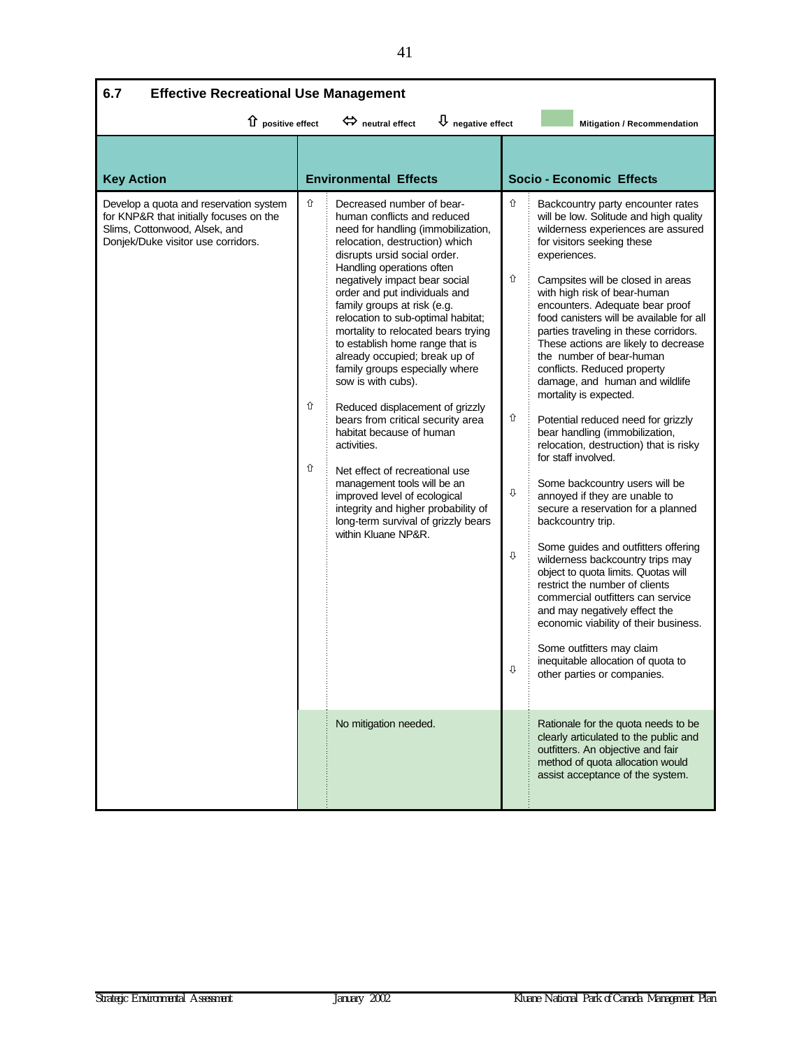## 6.7 Effective Recreational Use Management

⇧ positive effect ⇔ neutral effect ⇩ negative effect | Mitigation / Recommendation

| Key Action | | Environmental Effects | | Socio - Economic Effects |
|---|---|---|---|---|
| Develop a quota and reservation system for KNP&R that initially focuses on the Slims, Cottonwood, Alsek, and Donjek/Duke visitor use corridors. | ⇧ | Decreased number of bear-human conflicts and reduced need for handling (immobilization, relocation, destruction) which disrupts ursid social order. Handling operations often negatively impact bear social order and put individuals and family groups at risk (e.g. relocation to sub-optimal habitat; mortality to relocated bears trying to establish home range that is already occupied; break up of family groups especially where sow is with cubs). | ⇧ | Backcountry party encounter rates will be low. Solitude and high quality wilderness experiences are assured for visitors seeking these experiences. |
| | ⇧ | Reduced displacement of grizzly bears from critical security area habitat because of human activities. | ⇧ | Campsites will be closed in areas with high risk of bear-human encounters. Adequate bear proof food canisters will be available for all parties traveling in these corridors. These actions are likely to decrease the number of bear-human conflicts. Reduced property damage, and human and wildlife mortality is expected. |
| | ⇧ | Net effect of recreational use management tools will be an improved level of ecological integrity and higher probability of long-term survival of grizzly bears within Kluane NP&R. | ⇧ | Potential reduced need for grizzly bear handling (immobilization, relocation, destruction) that is risky for staff involved. |
| | | | ⇩ | Some backcountry users will be annoyed if they are unable to secure a reservation for a planned backcountry trip. |
| | | | ⇩ | Some guides and outfitters offering wilderness backcountry trips may object to quota limits. Quotas will restrict the number of clients commercial outfitters can service and may negatively effect the economic viability of their business. |
| | | | ⇩ | Some outfitters may claim inequitable allocation of quota to other parties or companies. |
| | | No mitigation needed. | | Rationale for the quota needs to be clearly articulated to the public and outfitters. An objective and fair method of quota allocation would assist acceptance of the system. |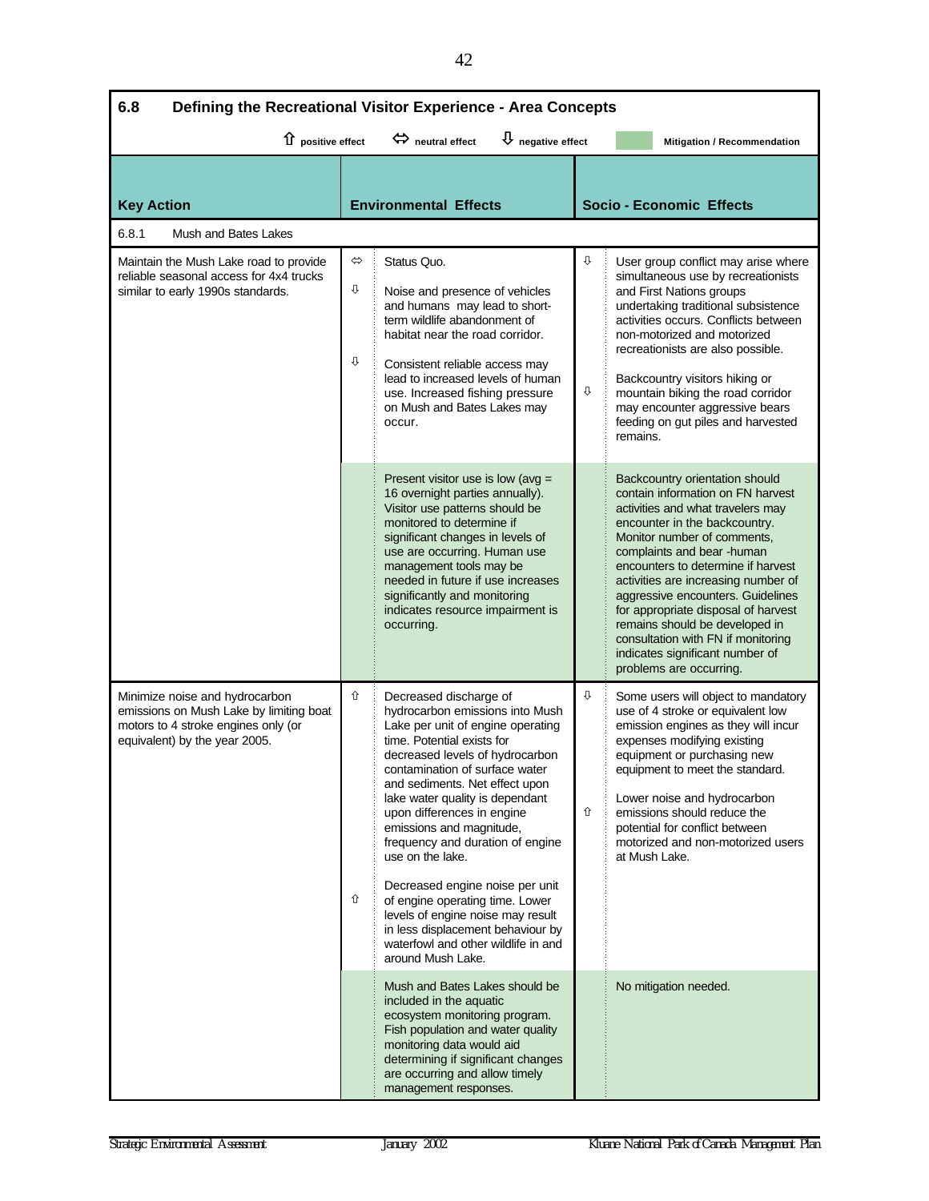## 6.8 Defining the Recreational Visitor Experience - Area Concepts

⇧ positive effect ⇔ neutral effect ⇩ negative effect | Mitigation / Recommendation

| Key Action | | Environmental Effects | | Socio - Economic Effects |
|---|---|---|---|---|
| **6.8.1 Mush and Bates Lakes** | | | | |
| Maintain the Mush Lake road to provide reliable seasonal access for 4x4 trucks similar to early 1990s standards. | ⇔ | Status Quo. | ⇩ | User group conflict may arise where simultaneous use by recreationists and First Nations groups undertaking traditional subsistence activities occurs. Conflicts between non-motorized and motorized recreationists are also possible. |
| | ⇩ | Noise and presence of vehicles and humans may lead to short-term wildlife abandonment of habitat near the road corridor. | ⇩ | Backcountry visitors hiking or mountain biking the road corridor may encounter aggressive bears feeding on gut piles and harvested remains. |
| | ⇩ | Consistent reliable access may lead to increased levels of human use. Increased fishing pressure on Mush and Bates Lakes may occur. | | |
| | | Present visitor use is low (avg = 16 overnight parties annually). Visitor use patterns should be monitored to determine if significant changes in levels of use are occurring. Human use management tools may be needed in future if use increases significantly and monitoring indicates resource impairment is occurring. | | Backcountry orientation should contain information on FN harvest activities and what travelers may encounter in the backcountry. Monitor number of comments, complaints and bear -human encounters to determine if harvest activities are increasing number of aggressive encounters. Guidelines for appropriate disposal of harvest remains should be developed in consultation with FN if monitoring indicates significant number of problems are occurring. |
| Minimize noise and hydrocarbon emissions on Mush Lake by limiting boat motors to 4 stroke engines only (or equivalent) by the year 2005. | ⇧ | Decreased discharge of hydrocarbon emissions into Mush Lake per unit of engine operating time. Potential exists for decreased levels of hydrocarbon contamination of surface water and sediments. Net effect upon lake water quality is dependant upon differences in engine emissions and magnitude, frequency and duration of engine use on the lake. | ⇩ | Some users will object to mandatory use of 4 stroke or equivalent low emission engines as they will incur expenses modifying existing equipment or purchasing new equipment to meet the standard. |
| | ⇧ | Decreased engine noise per unit of engine operating time. Lower levels of engine noise may result in less displacement behaviour by waterfowl and other wildlife in and around Mush Lake. | ⇧ | Lower noise and hydrocarbon emissions should reduce the potential for conflict between motorized and non-motorized users at Mush Lake. |
| | | Mush and Bates Lakes should be included in the aquatic ecosystem monitoring program. Fish population and water quality monitoring data would aid determining if significant changes are occurring and allow timely management responses. | | No mitigation needed. |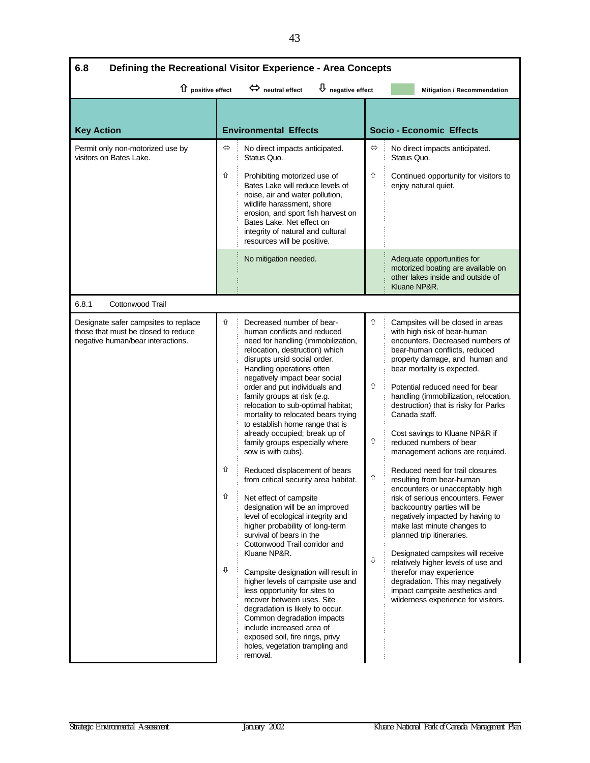## 6.8 Defining the Recreational Visitor Experience - Area Concepts

⇧ positive effect ⇔ neutral effect ⇩ negative effect | Mitigation / Recommendation

| Key Action | | Environmental Effects | | Socio - Economic Effects |
|---|---|---|---|---|
| Permit only non-motorized use by visitors on Bates Lake. | ⇔ | No direct impacts anticipated. Status Quo. | ⇔ | No direct impacts anticipated. Status Quo. |
| | ⇧ | Prohibiting motorized use of Bates Lake will reduce levels of noise, air and water pollution, wildlife harassment, shore erosion, and sport fish harvest on Bates Lake. Net effect on integrity of natural and cultural resources will be positive. | ⇧ | Continued opportunity for visitors to enjoy natural quiet. |
| | | No mitigation needed. | | Adequate opportunities for motorized boating are available on other lakes inside and outside of Kluane NP&R. |
| **6.8.1 Cottonwood Trail** | | | | |
| Designate safer campsites to replace those that must be closed to reduce negative human/bear interactions. | ⇧ | Decreased number of bear-human conflicts and reduced need for handling (immobilization, relocation, destruction) which disrupts ursid social order. Handling operations often negatively impact bear social order and put individuals and family groups at risk (e.g. relocation to sub-optimal habitat; mortality to relocated bears trying to establish home range that is already occupied; break up of family groups especially where sow is with cubs). | ⇧ | Campsites will be closed in areas with high risk of bear-human encounters. Decreased numbers of bear-human conflicts, reduced property damage, and human and bear mortality is expected. |
| | | | ⇧ | Potential reduced need for bear handling (immobilization, relocation, destruction) that is risky for Parks Canada staff. |
| | | | ⇧ | Cost savings to Kluane NP&R if reduced numbers of bear management actions are required. |
| | ⇧ | Reduced displacement of bears from critical security area habitat. | ⇧ | Reduced need for trail closures resulting from bear-human encounters or unacceptably high risk of serious encounters. Fewer backcountry parties will be negatively impacted by having to make last minute changes to planned trip itineraries. |
| | ⇧ | Net effect of campsite designation will be an improved level of ecological integrity and higher probability of long-term survival of bears in the Cottonwood Trail corridor and Kluane NP&R. | | |
| | ⇩ | Campsite designation will result in higher levels of campsite use and less opportunity for sites to recover between uses. Site degradation is likely to occur. Common degradation impacts include increased area of exposed soil, fire rings, privy holes, vegetation trampling and removal. | ⇩ | Designated campsites will receive relatively higher levels of use and therefore may experience degradation. This may negatively impact campsite aesthetics and wilderness experience for visitors. |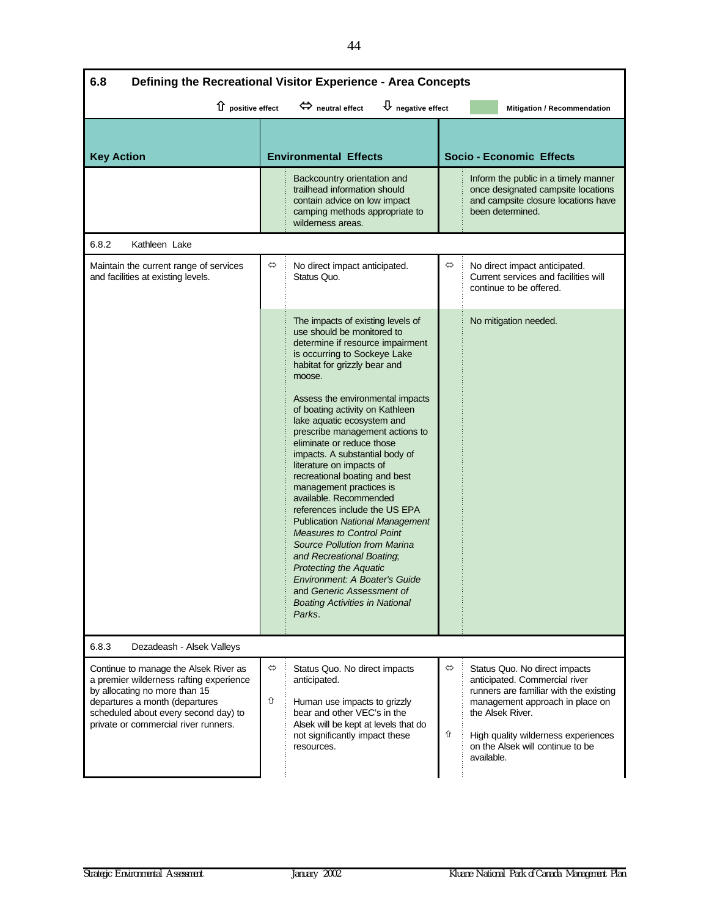## 6.8 Defining the Recreational Visitor Experience - Area Concepts

⇧ positive effect ⇔ neutral effect ⇩ negative effect | Mitigation / Recommendation

| Key Action | | Environmental Effects | | Socio - Economic Effects |
|---|---|---|---|---|
| | | Backcountry orientation and trailhead information should contain advice on low impact camping methods appropriate to wilderness areas. | | Inform the public in a timely manner once designated campsite locations and campsite closure locations have been determined. |
| **6.8.2 Kathleen Lake** | | | | |
| Maintain the current range of services and facilities at existing levels. | ⇔ | No direct impact anticipated. Status Quo. | ⇔ | No direct impact anticipated. Current services and facilities will continue to be offered. |
| | | The impacts of existing levels of use should be monitored to determine if resource impairment is occurring to Sockeye Lake habitat for grizzly bear and moose.<br><br>Assess the environmental impacts of boating activity on Kathleen lake aquatic ecosystem and prescribe management actions to eliminate or reduce those impacts. A substantial body of literature on impacts of recreational boating and best management practices is available. Recommended references include the US EPA Publication *National Management Measures to Control Point Source Pollution from Marina and Recreational Boating*; *Protecting the Aquatic Environment: A Boater's Guide* and *Generic Assessment of Boating Activities in National Parks*. | | No mitigation needed. |
| **6.8.3 Dezadeash - Alsek Valleys** | | | | |
| Continue to manage the Alsek River as a premier wilderness rafting experience by allocating no more than 15 departures a month (departures scheduled about every second day) to private or commercial river runners. | ⇔<br><br>⇧ | Status Quo. No direct impacts anticipated.<br><br>Human use impacts to grizzly bear and other VEC's in the Alsek will be kept at levels that do not significantly impact these resources. | ⇔<br><br>⇧ | Status Quo. No direct impacts anticipated. Commercial river runners are familiar with the existing management approach in place on the Alsek River.<br><br>High quality wilderness experiences on the Alsek will continue to be available. |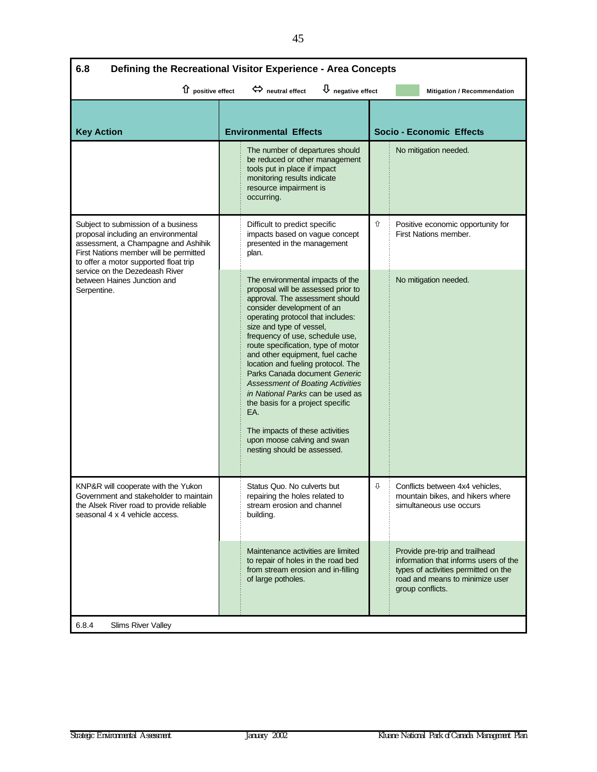## 6.8 Defining the Recreational Visitor Experience - Area Concepts

⇧ positive effect ⇔ neutral effect ⇩ negative effect | Mitigation / Recommendation

| Key Action | | Environmental Effects | | Socio - Economic Effects |
|---|---|---|---|---|
| | | The number of departures should be reduced or other management tools put in place if impact monitoring results indicate resource impairment is occurring. | | No mitigation needed. |
| Subject to submission of a business proposal including an environmental assessment, a Champagne and Ashihik First Nations member will be permitted to offer a motor supported float trip service on the Dezedeash River between Haines Junction and Serpentine. | | Difficult to predict specific impacts based on vague concept presented in the management plan. | ⇧ | Positive economic opportunity for First Nations member. |
| | | The environmental impacts of the proposal will be assessed prior to approval. The assessment should consider development of an operating protocol that includes: size and type of vessel, frequency of use, schedule use, route specification, type of motor and other equipment, fuel cache location and fueling protocol. The Parks Canada document *Generic Assessment of Boating Activities in National Parks* can be used as the basis for a project specific EA.<br><br>The impacts of these activities upon moose calving and swan nesting should be assessed. | | No mitigation needed. |
| KNP&R will cooperate with the Yukon Government and stakeholder to maintain the Alsek River road to provide reliable seasonal 4 x 4 vehicle access. | | Status Quo. No culverts but repairing the holes related to stream erosion and channel building. | ⇩ | Conflicts between 4x4 vehicles, mountain bikes, and hikers where simultaneous use occurs |
| | | Maintenance activities are limited to repair of holes in the road bed from stream erosion and in-filling of large potholes. | | Provide pre-trip and trailhead information that informs users of the types of activities permitted on the road and means to minimize user group conflicts. |

6.8.4 Slims River Valley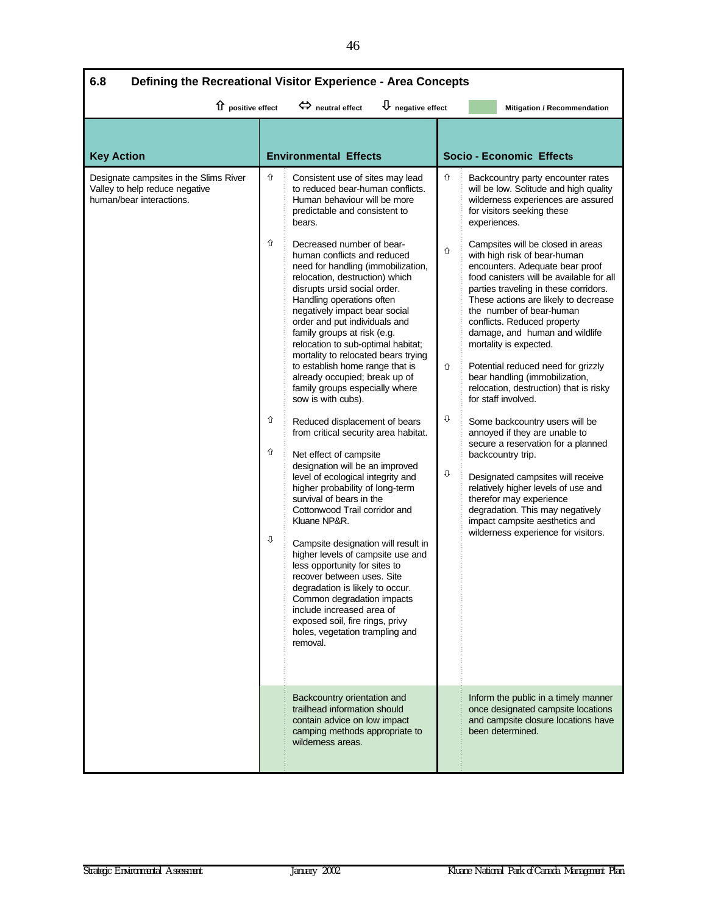## 6.8 Defining the Recreational Visitor Experience - Area Concepts

⇧ positive effect ⇔ neutral effect ⇩ negative effect — Mitigation / Recommendation

| Key Action | | Environmental Effects | | Socio - Economic Effects |
|---|---|---|---|---|
| Designate campsites in the Slims River Valley to help reduce negative human/bear interactions. | ⇧ | Consistent use of sites may lead to reduced bear-human conflicts. Human behaviour will be more predictable and consistent to bears. | ⇧ | Backcountry party encounter rates will be low. Solitude and high quality wilderness experiences are assured for visitors seeking these experiences. |
| | ⇧ | Decreased number of bear-human conflicts and reduced need for handling (immobilization, relocation, destruction) which disrupts ursid social order. Handling operations often negatively impact bear social order and put individuals and family groups at risk (e.g. relocation to sub-optimal habitat; mortality to relocated bears trying to establish home range that is already occupied; break up of family groups especially where sow is with cubs). | ⇧ | Campsites will be closed in areas with high risk of bear-human encounters. Adequate bear proof food canisters will be available for all parties traveling in these corridors. These actions are likely to decrease the number of bear-human conflicts. Reduced property damage, and human and wildlife mortality is expected. |
| | | | ⇧ | Potential reduced need for grizzly bear handling (immobilization, relocation, destruction) that is risky for staff involved. |
| | ⇧ | Reduced displacement of bears from critical security area habitat. | ⇩ | Some backcountry users will be annoyed if they are unable to secure a reservation for a planned backcountry trip. |
| | ⇧ | Net effect of campsite designation will be an improved level of ecological integrity and higher probability of long-term survival of bears in the Cottonwood Trail corridor and Kluane NP&R. | ⇩ | Designated campsites will receive relatively higher levels of use and therefor may experience degradation. This may negatively impact campsite aesthetics and wilderness experience for visitors. |
| | ⇩ | Campsite designation will result in higher levels of campsite use and less opportunity for sites to recover between uses. Site degradation is likely to occur. Common degradation impacts include increased area of exposed soil, fire rings, privy holes, vegetation trampling and removal. | | |
| | | *Mitigation / Recommendation:* Backcountry orientation and trailhead information should contain advice on low impact camping methods appropriate to wilderness areas. | | *Mitigation / Recommendation:* Inform the public in a timely manner once designated campsite locations and campsite closure locations have been determined. |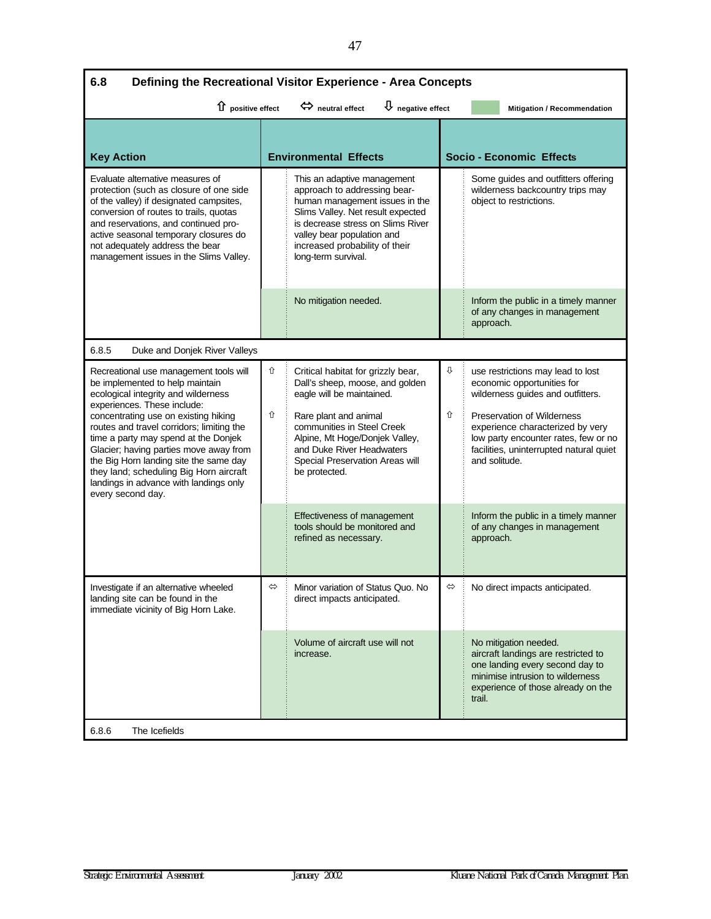| **6.8 Defining the Recreational Visitor Experience - Area Concepts** | | | | |
|---|---|---|---|---|
| ⇧ positive effect ⇔ neutral effect ⇩ negative effect | | | | Mitigation / Recommendation |
| **Key Action** | | **Environmental Effects** | | **Socio - Economic Effects** |
| Evaluate alternative measures of protection (such as closure of one side of the valley) if designated campsites, conversion of routes to trails, quotas and reservations, and continued pro-active seasonal temporary closures do not adequately address the bear management issues in the Slims Valley. | | This an adaptive management approach to addressing bear-human management issues in the Slims Valley. Net result expected is decrease stress on Slims River valley bear population and increased probability of their long-term survival. | | Some guides and outfitters offering wilderness backcountry trips may object to restrictions. |
| | | No mitigation needed. | | Inform the public in a timely manner of any changes in management approach. |
| 6.8.5 Duke and Donjek River Valleys | | | | |
| Recreational use management tools will be implemented to help maintain ecological integrity and wilderness experiences. These include: concentrating use on existing hiking routes and travel corridors; limiting the time a party may spend at the Donjek Glacier; having parties move away from the Big Horn landing site the same day they land; scheduling Big Horn aircraft landings in advance with landings only every second day. | ⇧<br><br>⇧ | Critical habitat for grizzly bear, Dall's sheep, moose, and golden eagle will be maintained.<br><br>Rare plant and animal communities in Steel Creek Alpine, Mt Hoge/Donjek Valley, and Duke River Headwaters Special Preservation Areas will be protected. | ⇩<br><br>⇧ | use restrictions may lead to lost economic opportunities for wilderness guides and outfitters.<br><br>Preservation of Wilderness experience characterized by very low party encounter rates, few or no facilities, uninterrupted natural quiet and solitude. |
| | | Effectiveness of management tools should be monitored and refined as necessary. | | Inform the public in a timely manner of any changes in management approach. |
| Investigate if an alternative wheeled landing site can be found in the immediate vicinity of Big Horn Lake. | ⇔ | Minor variation of Status Quo. No direct impacts anticipated. | ⇔ | No direct impacts anticipated. |
| | | Volume of aircraft use will not increase. | | No mitigation needed.<br>aircraft landings are restricted to one landing every second day to minimise intrusion to wilderness experience of those already on the trail. |
| 6.8.6 The Icefields | | | | |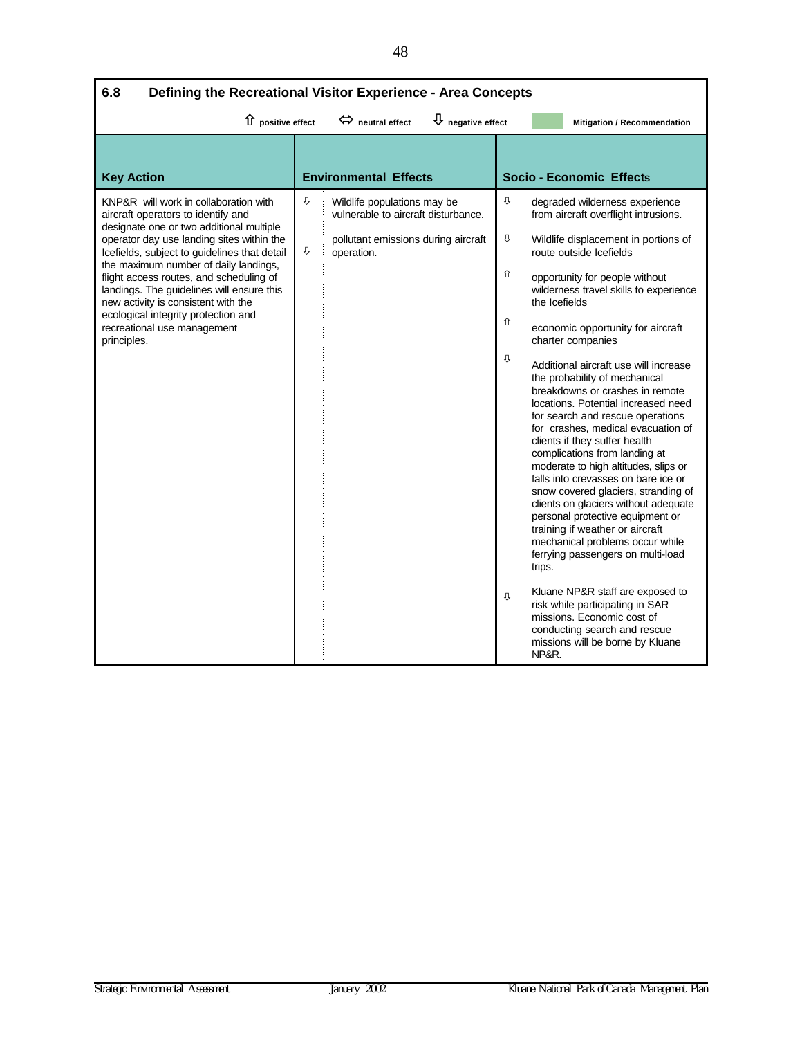### 6.8 Defining the Recreational Visitor Experience - Area Concepts

⇧ positive effect ⇔ neutral effect ⇩ negative effect Mitigation / Recommendation

| Key Action | | Environmental Effects | | Socio - Economic Effects |
|---|---|---|---|---|
| KNP&R will work in collaboration with aircraft operators to identify and designate one or two additional multiple operator day use landing sites within the Icefields, subject to guidelines that detail the maximum number of daily landings, flight access routes, and scheduling of landings. The guidelines will ensure this new activity is consistent with the ecological integrity protection and recreational use management principles. | ⇩ | Wildlife populations may be vulnerable to aircraft disturbance. | ⇩ | degraded wilderness experience from aircraft overflight intrusions. |
| | ⇩ | pollutant emissions during aircraft operation. | ⇩ | Wildlife displacement in portions of route outside Icefields |
| | | | ⇧ | opportunity for people without wilderness travel skills to experience the Icefields |
| | | | ⇧ | economic opportunity for aircraft charter companies |
| | | | ⇩ | Additional aircraft use will increase the probability of mechanical breakdowns or crashes in remote locations. Potential increased need for search and rescue operations for crashes, medical evacuation of clients if they suffer health complications from landing at moderate to high altitudes, slips or falls into crevasses on bare ice or snow covered glaciers, stranding of clients on glaciers without adequate personal protective equipment or training if weather or aircraft mechanical problems occur while ferrying passengers on multi-load trips. |
| | | | ⇩ | Kluane NP&R staff are exposed to risk while participating in SAR missions. Economic cost of conducting search and rescue missions will be borne by Kluane NP&R. |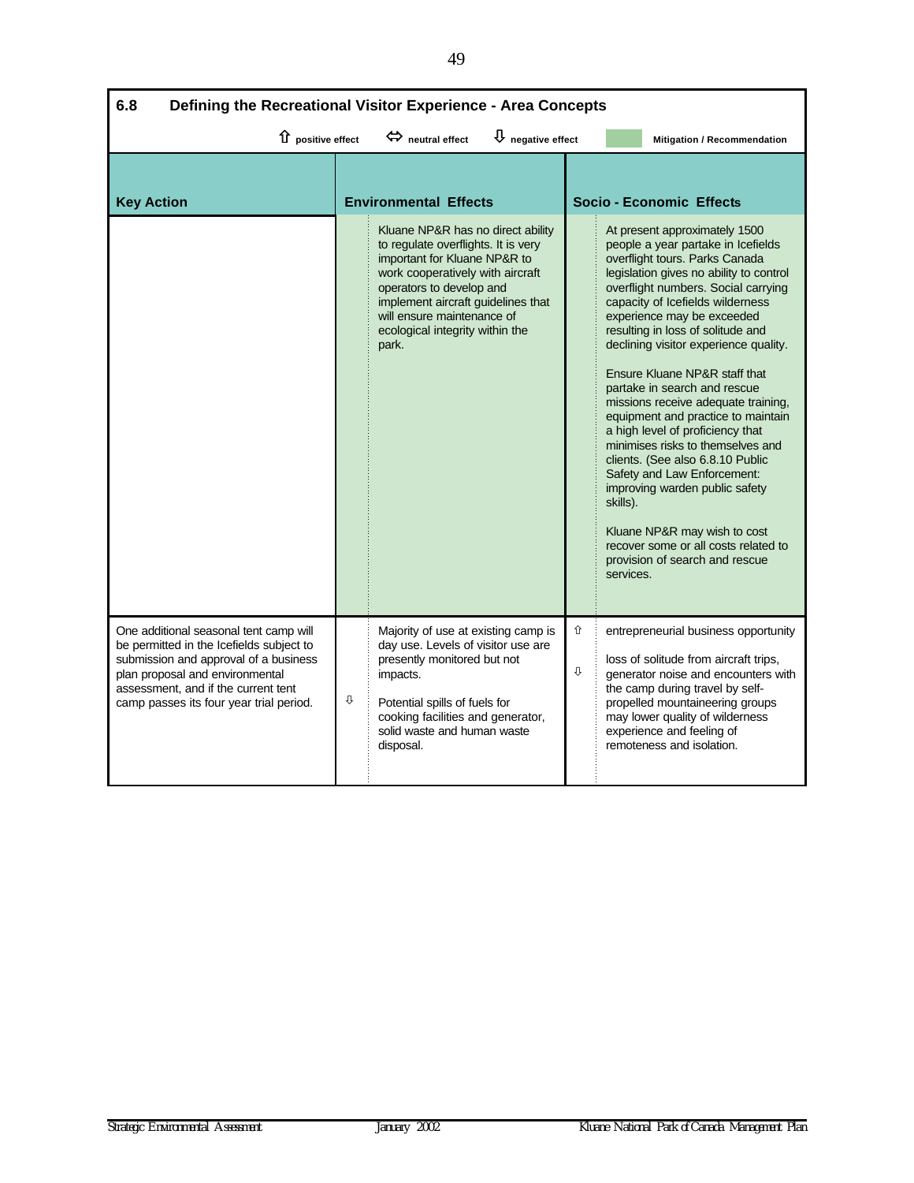## 6.8 Defining the Recreational Visitor Experience - Area Concepts

⇧ positive effect ⇔ neutral effect ⇩ negative effect | Mitigation / Recommendation

| Key Action | | Environmental Effects | | Socio - Economic Effects |
|---|---|---|---|---|
| | | Kluane NP&R has no direct ability to regulate overflights. It is very important for Kluane NP&R to work cooperatively with aircraft operators to develop and implement aircraft guidelines that will ensure maintenance of ecological integrity within the park. | | At present approximately 1500 people a year partake in Icefields overflight tours. Parks Canada legislation gives no ability to control overflight numbers. Social carrying capacity of Icefields wilderness experience may be exceeded resulting in loss of solitude and declining visitor experience quality.<br><br>Ensure Kluane NP&R staff that partake in search and rescue missions receive adequate training, equipment and practice to maintain a high level of proficiency that minimises risks to themselves and clients. (See also 6.8.10 Public Safety and Law Enforcement: improving warden public safety skills).<br><br>Kluane NP&R may wish to cost recover some or all costs related to provision of search and rescue services. |
| One additional seasonal tent camp will be permitted in the Icefields subject to submission and approval of a business plan proposal and environmental assessment, and if the current tent camp passes its four year trial period. | <br><br><br><br>⇩ | Majority of use at existing camp is day use. Levels of visitor use are presently monitored but not impacts.<br><br>Potential spills of fuels for cooking facilities and generator, solid waste and human waste disposal. | ⇧<br><br>⇩ | entrepreneurial business opportunity<br><br>loss of solitude from aircraft trips, generator noise and encounters with the camp during travel by self-propelled mountaineering groups may lower quality of wilderness experience and feeling of remoteness and isolation. |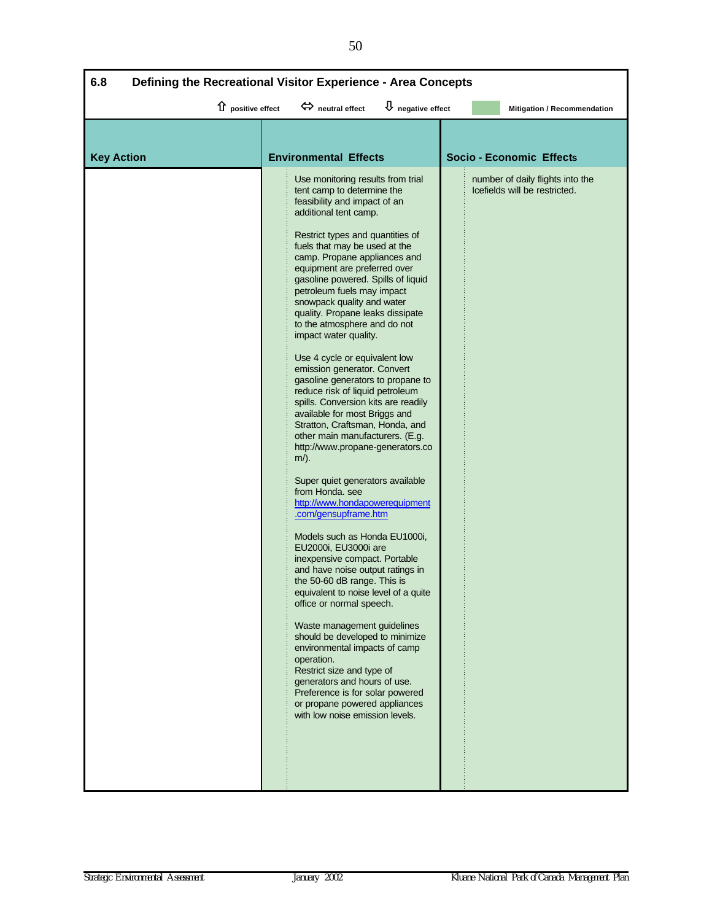## 6.8 Defining the Recreational Visitor Experience - Area Concepts

⇧ positive effect ⇔ neutral effect ⇩ negative effect Mitigation / Recommendation

| Key Action | Environmental Effects | Socio - Economic Effects |
|---|---|---|
| | Use monitoring results from trial tent camp to determine the feasibility and impact of an additional tent camp.<br><br>Restrict types and quantities of fuels that may be used at the camp. Propane appliances and equipment are preferred over gasoline powered. Spills of liquid petroleum fuels may impact snowpack quality and water quality. Propane leaks dissipate to the atmosphere and do not impact water quality.<br><br>Use 4 cycle or equivalent low emission generator. Convert gasoline generators to propane to reduce risk of liquid petroleum spills. Conversion kits are readily available for most Briggs and Stratton, Craftsman, Honda, and other main manufacturers. (E.g. http://www.propane-generators.com/).<br><br>Super quiet generators available from Honda. see http://www.hondapowerequipment.com/gensupframe.htm<br><br>Models such as Honda EU1000i, EU2000i, EU3000i are inexpensive compact. Portable and have noise output ratings in the 50-60 dB range. This is equivalent to noise level of a quite office or normal speech.<br><br>Waste management guidelines should be developed to minimize environmental impacts of camp operation.<br>Restrict size and type of generators and hours of use. Preference is for solar powered or propane powered appliances with low noise emission levels. | number of daily flights into the Icefields will be restricted. |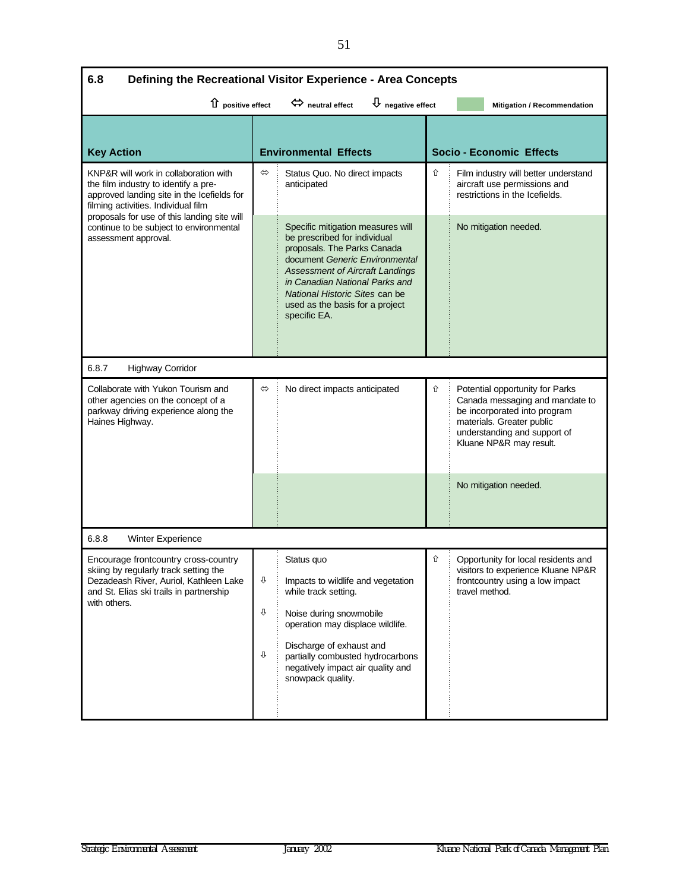## 6.8 Defining the Recreational Visitor Experience - Area Concepts

⇧ positive effect ⇔ neutral effect ⇩ negative effect | Mitigation / Recommendation

| Key Action | | Environmental Effects | | Socio - Economic Effects |
|---|---|---|---|---|
| KNP&R will work in collaboration with the film industry to identify a pre-approved landing site in the Icefields for filming activities. Individual film proposals for use of this landing site will continue to be subject to environmental assessment approval. | ⇔ | Status Quo. No direct impacts anticipated | ⇧ | Film industry will better understand aircraft use permissions and restrictions in the Icefields. |
| | | Specific mitigation measures will be prescribed for individual proposals. The Parks Canada document *Generic Environmental Assessment of Aircraft Landings in Canadian National Parks and National Historic Sites* can be used as the basis for a project specific EA. | | No mitigation needed. |
| **6.8.7 Highway Corridor** | | | | |
| Collaborate with Yukon Tourism and other agencies on the concept of a parkway driving experience along the Haines Highway. | ⇔ | No direct impacts anticipated | ⇧ | Potential opportunity for Parks Canada messaging and mandate to be incorporated into program materials. Greater public understanding and support of Kluane NP&R may result. |
| | | | | No mitigation needed. |
| **6.8.8 Winter Experience** | | | | |
| Encourage frontcountry cross-country skiing by regularly track setting the Dezadeash River, Auriol, Kathleen Lake and St. Elias ski trails in partnership with others. | | Status quo | ⇧ | Opportunity for local residents and visitors to experience Kluane NP&R frontcountry using a low impact travel method. |
| | ⇩ | Impacts to wildlife and vegetation while track setting. | | |
| | ⇩ | Noise during snowmobile operation may displace wildlife. | | |
| | ⇩ | Discharge of exhaust and partially combusted hydrocarbons negatively impact air quality and snowpack quality. | | |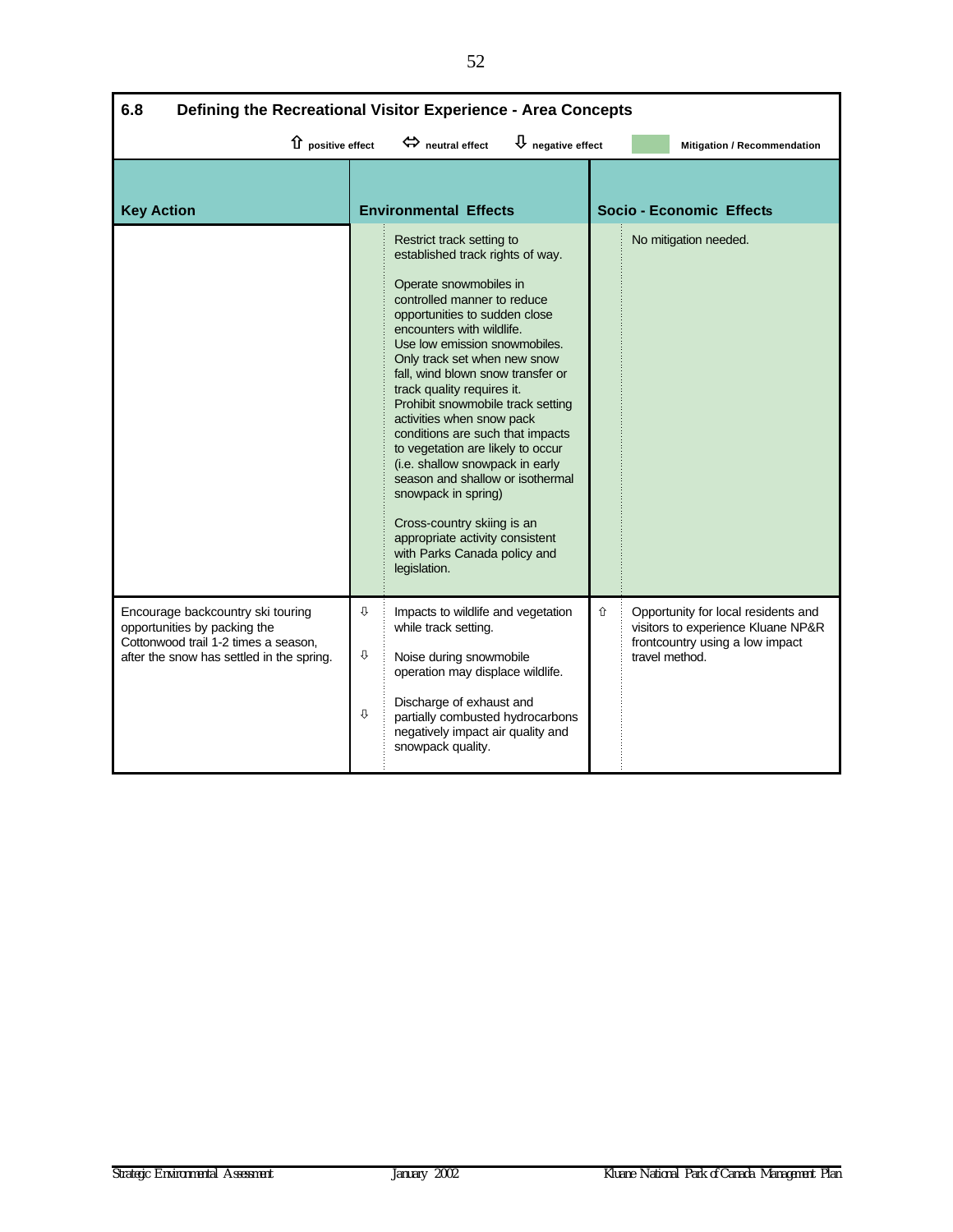## 6.8 Defining the Recreational Visitor Experience - Area Concepts

⇧ positive effect ⇔ neutral effect ⇩ negative effect | Mitigation / Recommendation

| Key Action | | Environmental Effects | | Socio - Economic Effects |
|---|---|---|---|---|
| | | Restrict track setting to established track rights of way.<br><br>Operate snowmobiles in controlled manner to reduce opportunities to sudden close encounters with wildlife.<br>Use low emission snowmobiles.<br>Only track set when new snow fall, wind blown snow transfer or track quality requires it.<br>Prohibit snowmobile track setting activities when snow pack conditions are such that impacts to vegetation are likely to occur (i.e. shallow snowpack in early season and shallow or isothermal snowpack in spring)<br><br>Cross-country skiing is an appropriate activity consistent with Parks Canada policy and legislation. | | No mitigation needed. |
| Encourage backcountry ski touring opportunities by packing the Cottonwood trail 1-2 times a season, after the snow has settled in the spring. | ⇩<br><br>⇩<br><br>⇩ | Impacts to wildlife and vegetation while track setting.<br><br>Noise during snowmobile operation may displace wildlife.<br><br>Discharge of exhaust and partially combusted hydrocarbons negatively impact air quality and snowpack quality. | ⇧ | Opportunity for local residents and visitors to experience Kluane NP&R frontcountry using a low impact travel method. |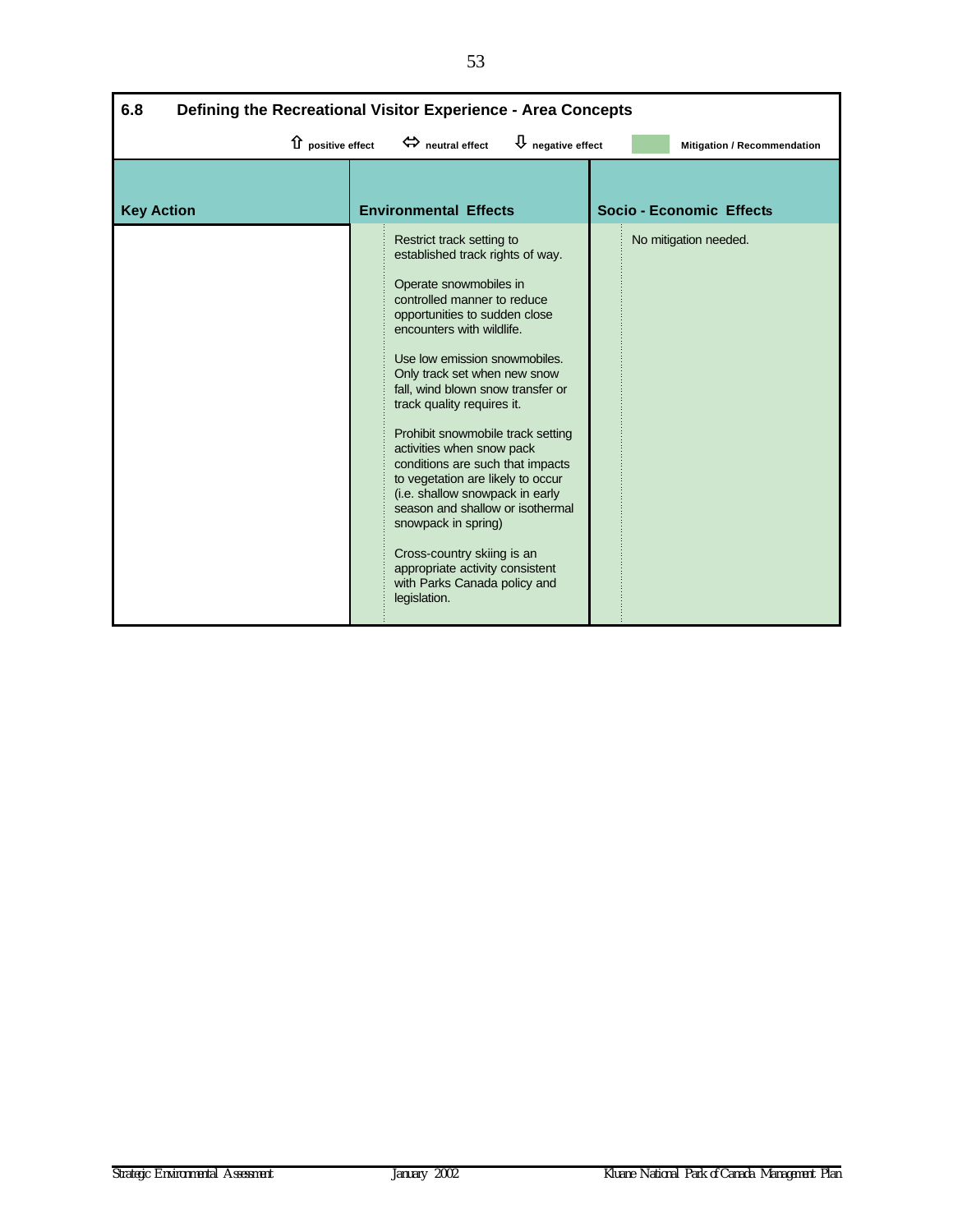## 6.8 Defining the Recreational Visitor Experience - Area Concepts

⇧ positive effect ⇔ neutral effect ⇩ negative effect Mitigation / Recommendation

| Key Action | Environmental Effects | Socio - Economic Effects |
|---|---|---|
| | Restrict track setting to established track rights of way.<br><br>Operate snowmobiles in controlled manner to reduce opportunities to sudden close encounters with wildlife.<br><br>Use low emission snowmobiles. Only track set when new snow fall, wind blown snow transfer or track quality requires it.<br><br>Prohibit snowmobile track setting activities when snow pack conditions are such that impacts to vegetation are likely to occur (i.e. shallow snowpack in early season and shallow or isothermal snowpack in spring)<br><br>Cross-country skiing is an appropriate activity consistent with Parks Canada policy and legislation. | No mitigation needed. |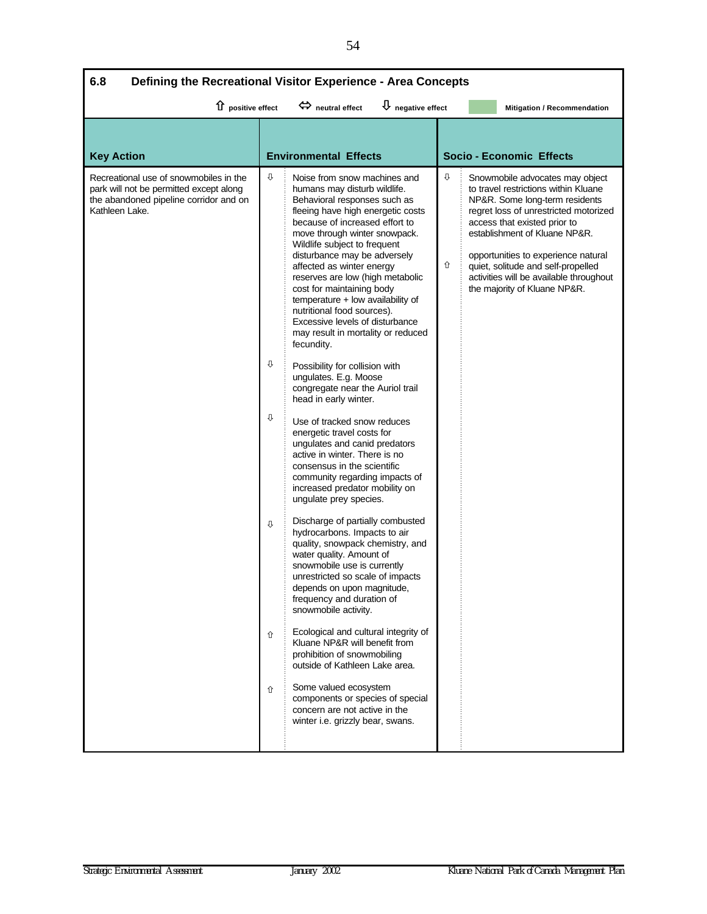## 6.8 Defining the Recreational Visitor Experience - Area Concepts

⇧ positive effect ⇔ neutral effect ⇩ negative effect Mitigation / Recommendation

| Key Action | | Environmental Effects | | Socio - Economic Effects |
|---|---|---|---|---|
| Recreational use of snowmobiles in the park will not be permitted except along the abandoned pipeline corridor and on Kathleen Lake. | ⇩ | Noise from snow machines and humans may disturb wildlife. Behavioral responses such as fleeing have high energetic costs because of increased effort to move through winter snowpack. Wildlife subject to frequent disturbance may be adversely affected as winter energy reserves are low (high metabolic cost for maintaining body temperature + low availability of nutritional food sources). Excessive levels of disturbance may result in mortality or reduced fecundity. | ⇩ | Snowmobile advocates may object to travel restrictions within Kluane NP&R. Some long-term residents regret loss of unrestricted motorized access that existed prior to establishment of Kluane NP&R. |
| | | | ⇧ | opportunities to experience natural quiet, solitude and self-propelled activities will be available throughout the majority of Kluane NP&R. |
| | ⇩ | Possibility for collision with ungulates. E.g. Moose congregate near the Auriol trail head in early winter. | | |
| | ⇩ | Use of tracked snow reduces energetic travel costs for ungulates and canid predators active in winter. There is no consensus in the scientific community regarding impacts of increased predator mobility on ungulate prey species. | | |
| | ⇩ | Discharge of partially combusted hydrocarbons. Impacts to air quality, snowpack chemistry, and water quality. Amount of snowmobile use is currently unrestricted so scale of impacts depends on upon magnitude, frequency and duration of snowmobile activity. | | |
| | ⇧ | Ecological and cultural integrity of Kluane NP&R will benefit from prohibition of snowmobiling outside of Kathleen Lake area. | | |
| | ⇧ | Some valued ecosystem components or species of special concern are not active in the winter i.e. grizzly bear, swans. | | |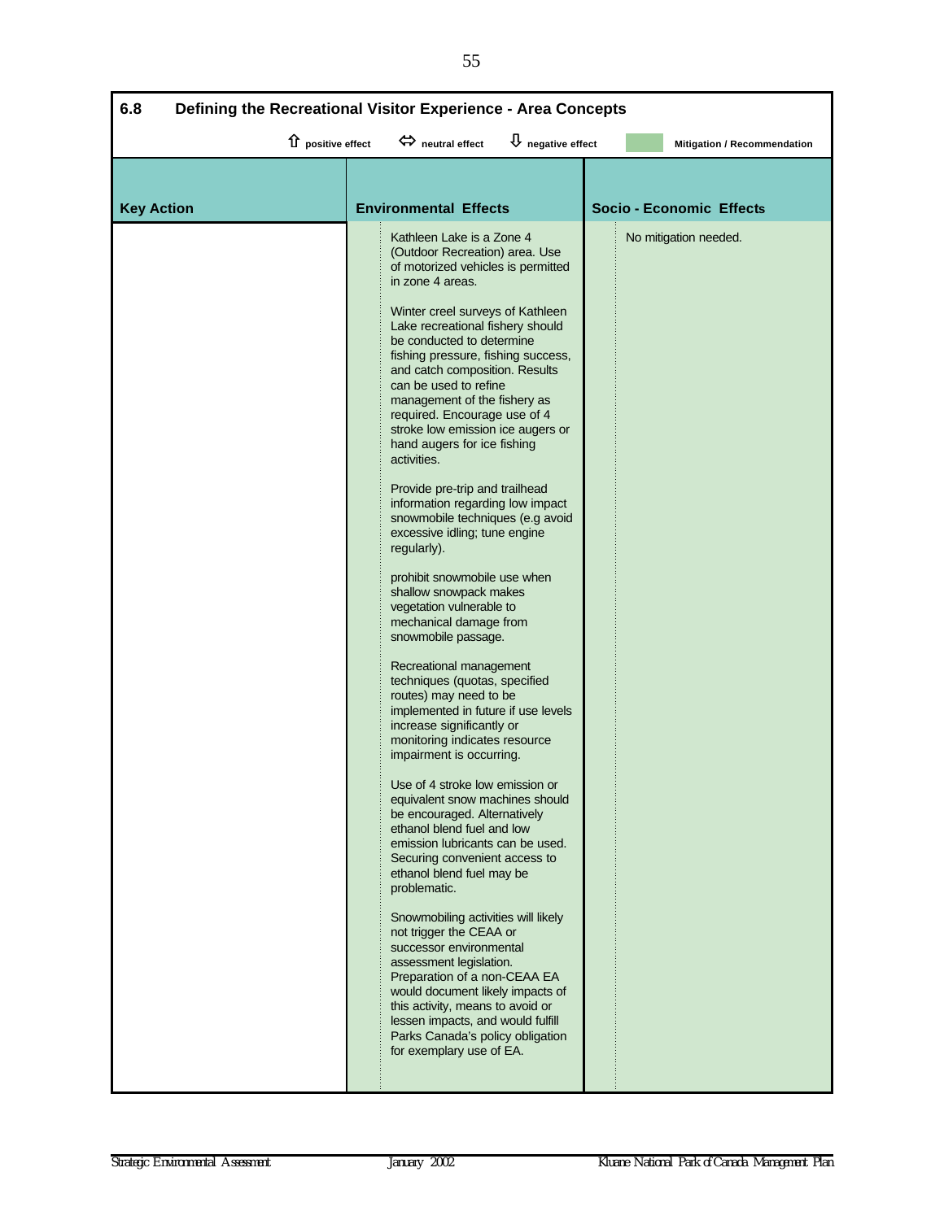## 6.8 Defining the Recreational Visitor Experience - Area Concepts

⇧ positive effect ⇔ neutral effect ⇩ negative effect Mitigation / Recommendation

| Key Action | Environmental Effects | Socio - Economic Effects |
|---|---|---|
| | Kathleen Lake is a Zone 4 (Outdoor Recreation) area. Use of motorized vehicles is permitted in zone 4 areas.<br><br>Winter creel surveys of Kathleen Lake recreational fishery should be conducted to determine fishing pressure, fishing success, and catch composition. Results can be used to refine management of the fishery as required. Encourage use of 4 stroke low emission ice augers or hand augers for ice fishing activities.<br><br>Provide pre-trip and trailhead information regarding low impact snowmobile techniques (e.g avoid excessive idling; tune engine regularly).<br><br>prohibit snowmobile use when shallow snowpack makes vegetation vulnerable to mechanical damage from snowmobile passage.<br><br>Recreational management techniques (quotas, specified routes) may need to be implemented in future if use levels increase significantly or monitoring indicates resource impairment is occurring.<br><br>Use of 4 stroke low emission or equivalent snow machines should be encouraged. Alternatively ethanol blend fuel and low emission lubricants can be used. Securing convenient access to ethanol blend fuel may be problematic.<br><br>Snowmobiling activities will likely not trigger the CEAA or successor environmental assessment legislation. Preparation of a non-CEAA EA would document likely impacts of this activity, means to avoid or lessen impacts, and would fulfill Parks Canada's policy obligation for exemplary use of EA. | No mitigation needed. |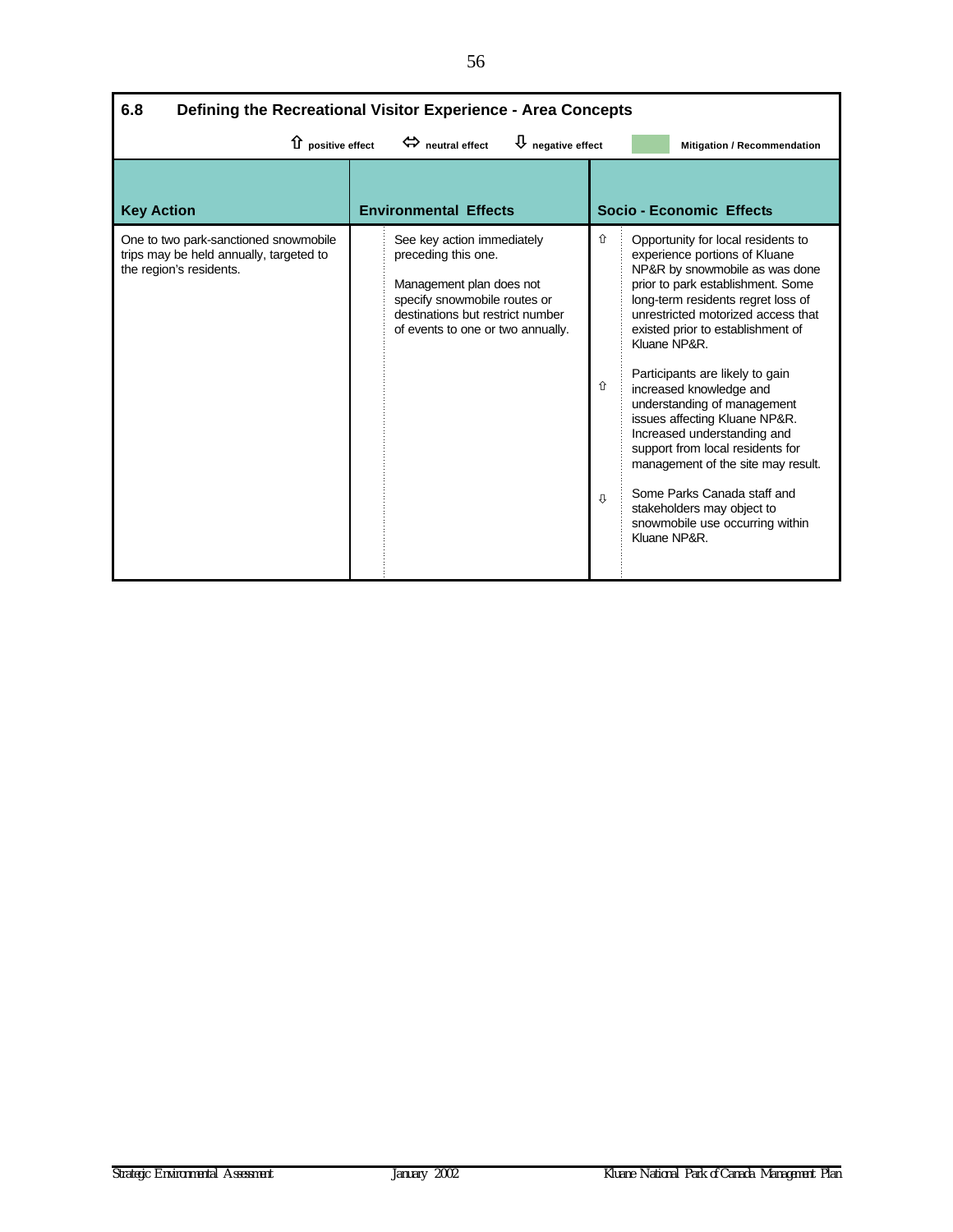## 6.8 Defining the Recreational Visitor Experience - Area Concepts

⇧ positive effect ⇔ neutral effect ⇩ negative effect | Mitigation / Recommendation

| Key Action | Environmental Effects | | Socio - Economic Effects | |
|---|---|---|---|---|
| One to two park-sanctioned snowmobile trips may be held annually, targeted to the region's residents. | | See key action immediately preceding this one.<br><br>Management plan does not specify snowmobile routes or destinations but restrict number of events to one or two annually. | ⇧ | Opportunity for local residents to experience portions of Kluane NP&R by snowmobile as was done prior to park establishment. Some long-term residents regret loss of unrestricted motorized access that existed prior to establishment of Kluane NP&R. |
| | | | ⇧ | Participants are likely to gain increased knowledge and understanding of management issues affecting Kluane NP&R. Increased understanding and support from local residents for management of the site may result. |
| | | | ⇩ | Some Parks Canada staff and stakeholders may object to snowmobile use occurring within Kluane NP&R. |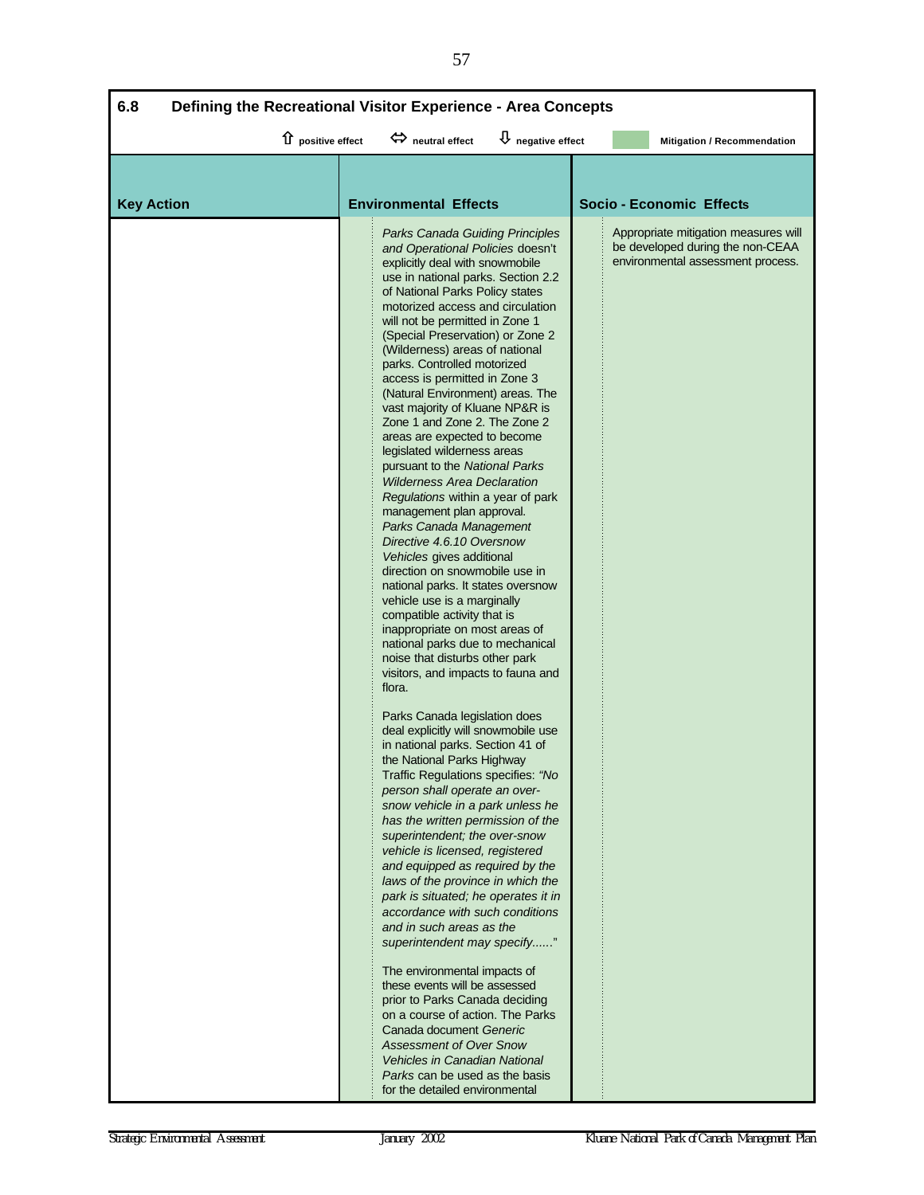## 6.8 Defining the Recreational Visitor Experience - Area Concepts

⇧ positive effect ⇔ neutral effect ⇩ negative effect | Mitigation / Recommendation

| Key Action | Environmental Effects | Socio - Economic Effects |
|---|---|---|
| | *Parks Canada Guiding Principles and Operational Policies* doesn't explicitly deal with snowmobile use in national parks. Section 2.2 of National Parks Policy states motorized access and circulation will not be permitted in Zone 1 (Special Preservation) or Zone 2 (Wilderness) areas of national parks. Controlled motorized access is permitted in Zone 3 (Natural Environment) areas. The vast majority of Kluane NP&R is Zone 1 and Zone 2. The Zone 2 areas are expected to become legislated wilderness areas pursuant to the *National Parks Wilderness Area Declaration Regulations* within a year of park management plan approval. *Parks Canada Management Directive 4.6.10 Oversnow Vehicles* gives additional direction on snowmobile use in national parks. It states oversnow vehicle use is a marginally compatible activity that is inappropriate on most areas of national parks due to mechanical noise that disturbs other park visitors, and impacts to fauna and flora.<br><br>Parks Canada legislation does deal explicitly will snowmobile use in national parks. Section 41 of the National Parks Highway Traffic Regulations specifies: *"No person shall operate an over-snow vehicle in a park unless he has the written permission of the superintendent; the over-snow vehicle is licensed, registered and equipped as required by the laws of the province in which the park is situated; he operates it in accordance with such conditions and in such areas as the superintendent may specify......*"<br><br>The environmental impacts of these events will be assessed prior to Parks Canada deciding on a course of action. The Parks Canada document *Generic Assessment of Over Snow Vehicles in Canadian National Parks* can be used as the basis for the detailed environmental | Appropriate mitigation measures will be developed during the non-CEAA environmental assessment process. |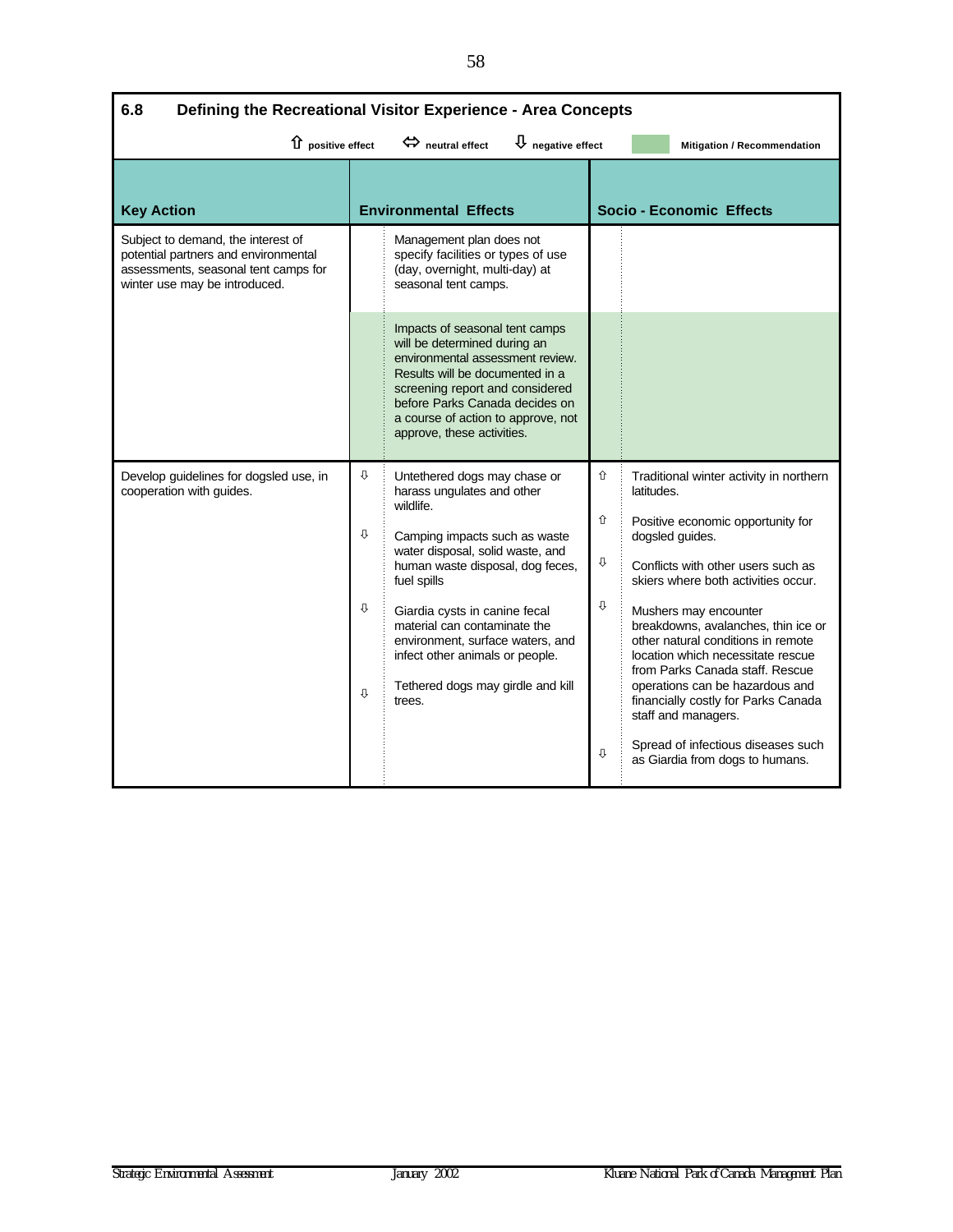## 6.8 Defining the Recreational Visitor Experience - Area Concepts

⇧ positive effect ⇔ neutral effect ⇩ negative effect Mitigation / Recommendation

| Key Action | | Environmental Effects | | Socio - Economic Effects |
|---|---|---|---|---|
| Subject to demand, the interest of potential partners and environmental assessments, seasonal tent camps for winter use may be introduced. | | Management plan does not specify facilities or types of use (day, overnight, multi-day) at seasonal tent camps. | | |
| | | Impacts of seasonal tent camps will be determined during an environmental assessment review. Results will be documented in a screening report and considered before Parks Canada decides on a course of action to approve, not approve, these activities. | | |
| Develop guidelines for dogsled use, in cooperation with guides. | ⇩ | Untethered dogs may chase or harass ungulates and other wildlife. | ⇧ | Traditional winter activity in northern latitudes. |
| | ⇩ | Camping impacts such as waste water disposal, solid waste, and human waste disposal, dog feces, fuel spills | ⇧ | Positive economic opportunity for dogsled guides. |
| | ⇩ | Giardia cysts in canine fecal material can contaminate the environment, surface waters, and infect other animals or people. | ⇩ | Conflicts with other users such as skiers where both activities occur. |
| | ⇩ | Tethered dogs may girdle and kill trees. | ⇩ | Mushers may encounter breakdowns, avalanches, thin ice or other natural conditions in remote location which necessitate rescue from Parks Canada staff. Rescue operations can be hazardous and financially costly for Parks Canada staff and managers. |
| | | | ⇩ | Spread of infectious diseases such as Giardia from dogs to humans. |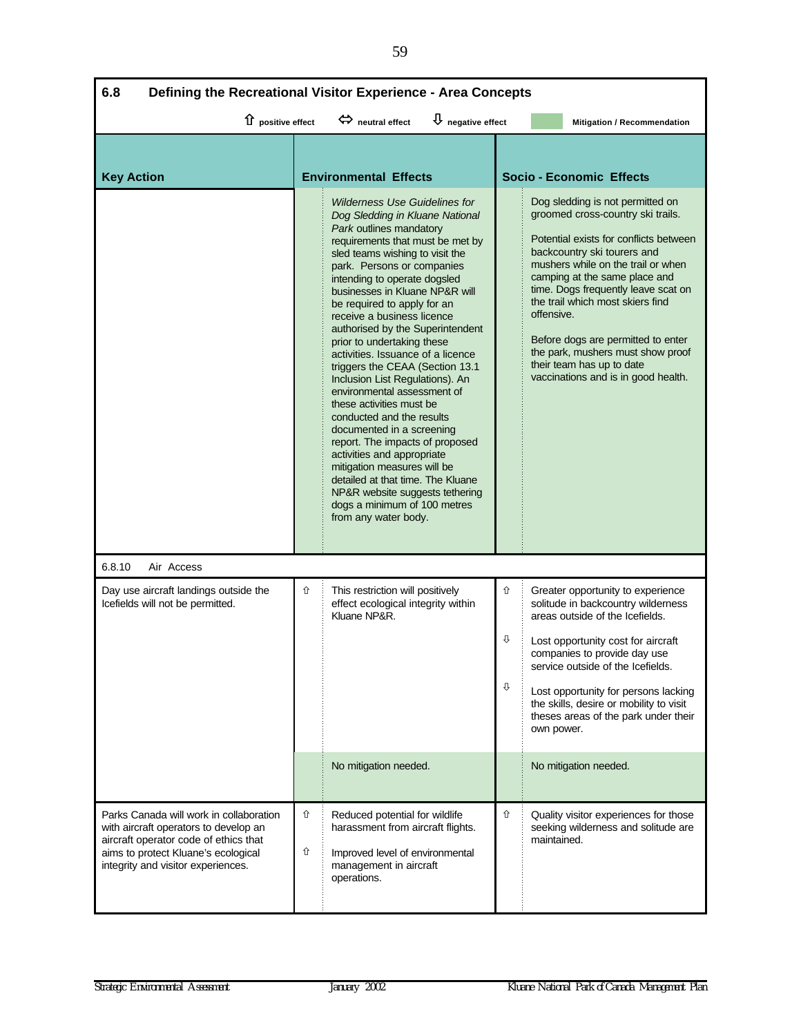## 6.8 Defining the Recreational Visitor Experience - Area Concepts

⇧ positive effect ⇔ neutral effect ⇩ negative effect | Mitigation / Recommendation

| Key Action | | Environmental Effects | | Socio - Economic Effects |
|---|---|---|---|---|
| | | *Wilderness Use Guidelines for Dog Sledding in Kluane National Park* outlines mandatory requirements that must be met by sled teams wishing to visit the park. Persons or companies intending to operate dogsled businesses in Kluane NP&R will be required to apply for an receive a business licence authorised by the Superintendent prior to undertaking these activities. Issuance of a licence triggers the CEAA (Section 13.1 Inclusion List Regulations). An environmental assessment of these activities must be conducted and the results documented in a screening report. The impacts of proposed activities and appropriate mitigation measures will be detailed at that time. The Kluane NP&R website suggests tethering dogs a minimum of 100 metres from any water body. | | Dog sledding is not permitted on groomed cross-country ski trails.<br><br>Potential exists for conflicts between backcountry ski tourers and mushers while on the trail or when camping at the same place and time. Dogs frequently leave scat on the trail which most skiers find offensive.<br><br>Before dogs are permitted to enter the park, mushers must show proof their team has up to date vaccinations and is in good health. |
| **6.8.10 Air Access** | | | | |
| Day use aircraft landings outside the Icefields will not be permitted. | ⇧ | This restriction will positively effect ecological integrity within Kluane NP&R. | ⇧ | Greater opportunity to experience solitude in backcountry wilderness areas outside of the Icefields. |
| | | | ⇩ | Lost opportunity cost for aircraft companies to provide day use service outside of the Icefields. |
| | | | ⇩ | Lost opportunity for persons lacking the skills, desire or mobility to visit theses areas of the park under their own power. |
| | | No mitigation needed. | | No mitigation needed. |
| Parks Canada will work in collaboration with aircraft operators to develop an aircraft operator code of ethics that aims to protect Kluane's ecological integrity and visitor experiences. | ⇧ | Reduced potential for wildlife harassment from aircraft flights. | ⇧ | Quality visitor experiences for those seeking wilderness and solitude are maintained. |
| | ⇧ | Improved level of environmental management in aircraft operations. | | |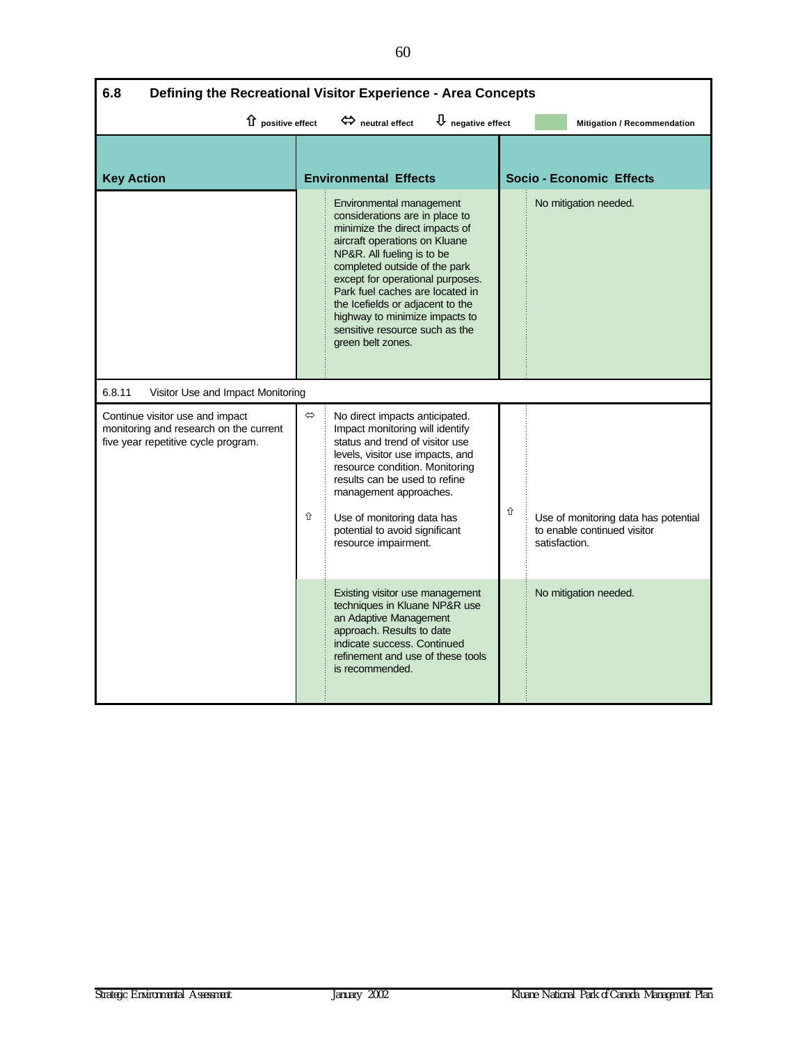## 6.8 Defining the Recreational Visitor Experience - Area Concepts

⇧ positive effect ⇔ neutral effect ⇩ negative effect | Mitigation / Recommendation

| Key Action | | Environmental Effects | | Socio - Economic Effects |
|---|---|---|---|---|
| | | Environmental management considerations are in place to minimize the direct impacts of aircraft operations on Kluane NP&R. All fueling is to be completed outside of the park except for operational purposes. Park fuel caches are located in the Icefields or adjacent to the highway to minimize impacts to sensitive resource such as the green belt zones. | | No mitigation needed. |
| **6.8.11 Visitor Use and Impact Monitoring** | | | | |
| Continue visitor use and impact monitoring and research on the current five year repetitive cycle program. | ⇔ | No direct impacts anticipated. Impact monitoring will identify status and trend of visitor use levels, visitor use impacts, and resource condition. Monitoring results can be used to refine management approaches. | | |
| | ⇧ | Use of monitoring data has potential to avoid significant resource impairment. | ⇧ | Use of monitoring data has potential to enable continued visitor satisfaction. |
| | | Existing visitor use management techniques in Kluane NP&R use an Adaptive Management approach. Results to date indicate success. Continued refinement and use of these tools is recommended. | | No mitigation needed. |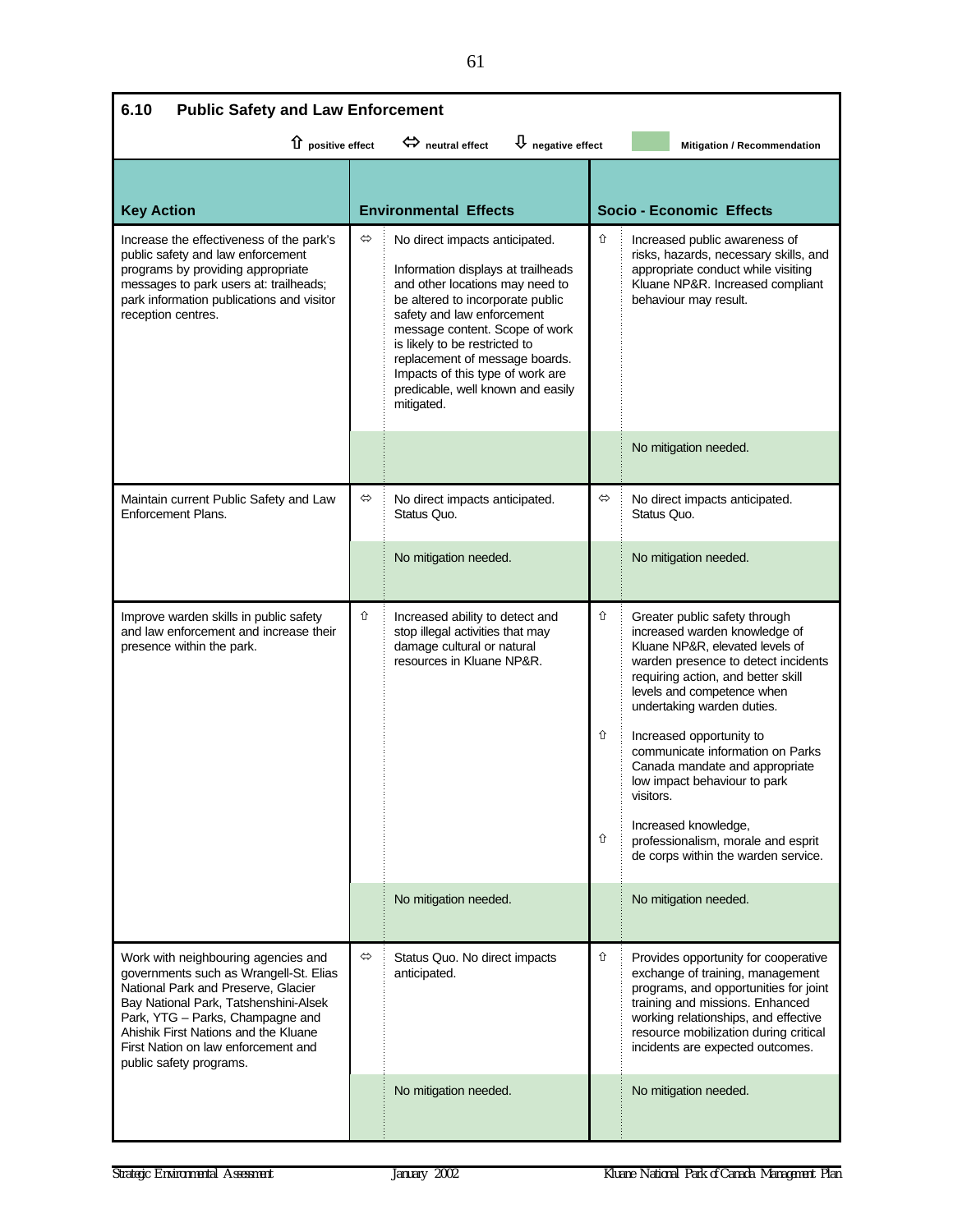## 6.10 Public Safety and Law Enforcement

⇧ positive effect ⇔ neutral effect ⇩ negative effect | Mitigation / Recommendation

| Key Action | | Environmental Effects | | Socio - Economic Effects |
|---|---|---|---|---|
| Increase the effectiveness of the park's public safety and law enforcement programs by providing appropriate messages to park users at: trailheads; park information publications and visitor reception centres. | ⇔ | No direct impacts anticipated.<br><br>Information displays at trailheads and other locations may need to be altered to incorporate public safety and law enforcement message content. Scope of work is likely to be restricted to replacement of message boards. Impacts of this type of work are predicable, well known and easily mitigated. | ⇧ | Increased public awareness of risks, hazards, necessary skills, and appropriate conduct while visiting Kluane NP&R. Increased compliant behaviour may result. |
| | | | | No mitigation needed. |
| Maintain current Public Safety and Law Enforcement Plans. | ⇔ | No direct impacts anticipated. Status Quo. | ⇔ | No direct impacts anticipated. Status Quo. |
| | | No mitigation needed. | | No mitigation needed. |
| Improve warden skills in public safety and law enforcement and increase their presence within the park. | ⇧ | Increased ability to detect and stop illegal activities that may damage cultural or natural resources in Kluane NP&R. | ⇧<br><br>⇧<br><br>⇧ | Greater public safety through increased warden knowledge of Kluane NP&R, elevated levels of warden presence to detect incidents requiring action, and better skill levels and competence when undertaking warden duties.<br><br>Increased opportunity to communicate information on Parks Canada mandate and appropriate low impact behaviour to park visitors.<br><br>Increased knowledge, professionalism, morale and esprit de corps within the warden service. |
| | | No mitigation needed. | | No mitigation needed. |
| Work with neighbouring agencies and governments such as Wrangell-St. Elias National Park and Preserve, Glacier Bay National Park, Tatshenshini-Alsek Park, YTG – Parks, Champagne and Ahishik First Nations and the Kluane First Nation on law enforcement and public safety programs. | ⇔ | Status Quo. No direct impacts anticipated. | ⇧ | Provides opportunity for cooperative exchange of training, management programs, and opportunities for joint training and missions. Enhanced working relationships, and effective resource mobilization during critical incidents are expected outcomes. |
| | | No mitigation needed. | | No mitigation needed. |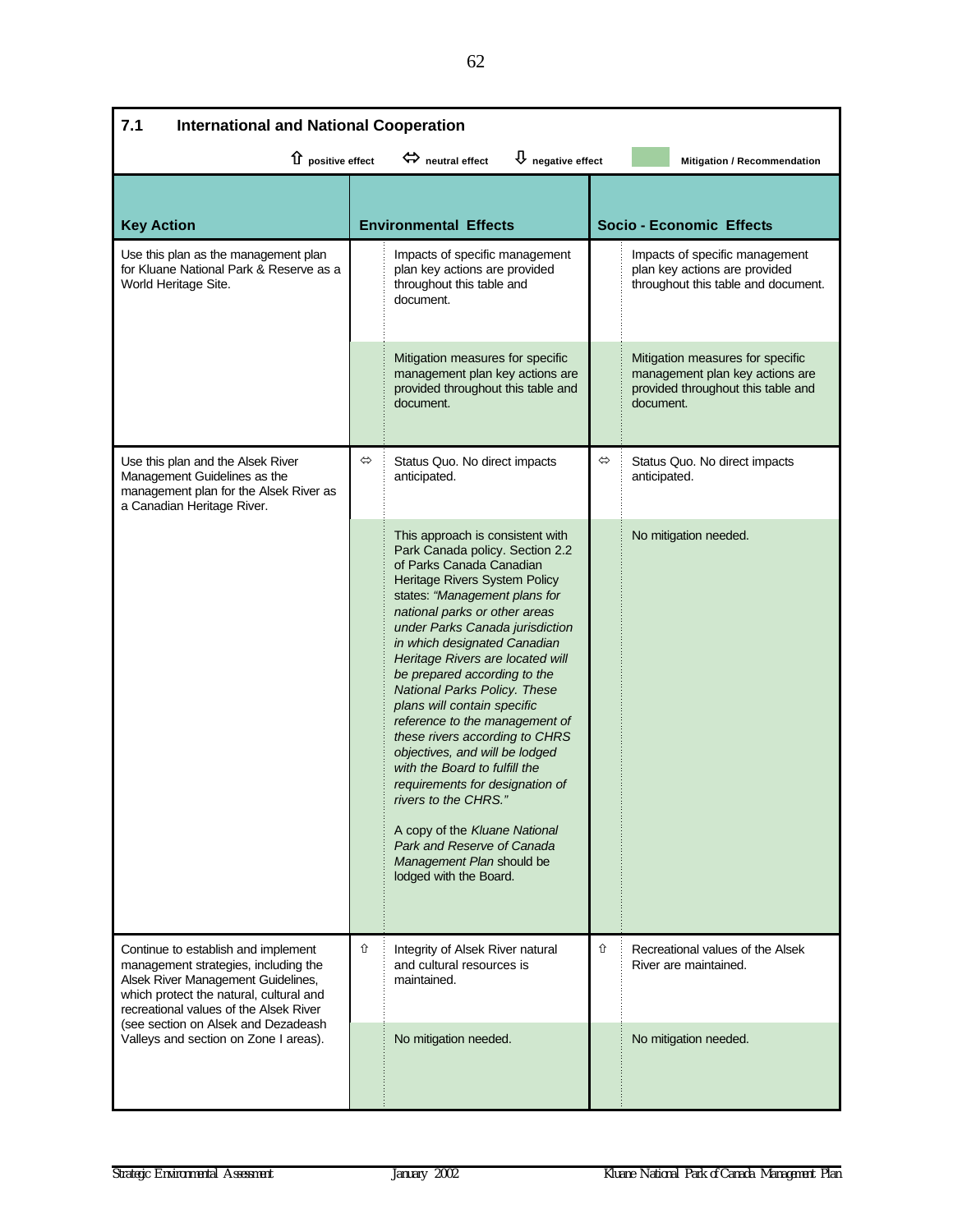## 7.1 International and National Cooperation

⇧ positive effect ⇔ neutral effect ⇩ negative effect | Mitigation / Recommendation

| Key Action | | Environmental Effects | | Socio - Economic Effects |
|---|---|---|---|---|
| Use this plan as the management plan for Kluane National Park & Reserve as a World Heritage Site. | | Impacts of specific management plan key actions are provided throughout this table and document. | | Impacts of specific management plan key actions are provided throughout this table and document. |
| | | Mitigation measures for specific management plan key actions are provided throughout this table and document. | | Mitigation measures for specific management plan key actions are provided throughout this table and document. |
| Use this plan and the Alsek River Management Guidelines as the management plan for the Alsek River as a Canadian Heritage River. | ⇔ | Status Quo. No direct impacts anticipated. | ⇔ | Status Quo. No direct impacts anticipated. |
| | | This approach is consistent with Park Canada policy. Section 2.2 of Parks Canada Canadian Heritage Rivers System Policy states: *"Management plans for national parks or other areas under Parks Canada jurisdiction in which designated Canadian Heritage Rivers are located will be prepared according to the National Parks Policy. These plans will contain specific reference to the management of these rivers according to CHRS objectives, and will be lodged with the Board to fulfill the requirements for designation of rivers to the CHRS."*<br><br>A copy of the *Kluane National Park and Reserve of Canada Management Plan* should be lodged with the Board. | | No mitigation needed. |
| Continue to establish and implement management strategies, including the Alsek River Management Guidelines, which protect the natural, cultural and recreational values of the Alsek River (see section on Alsek and Dezadeash Valleys and section on Zone I areas). | ⇧ | Integrity of Alsek River natural and cultural resources is maintained. | ⇧ | Recreational values of the Alsek River are maintained. |
| | | No mitigation needed. | | No mitigation needed. |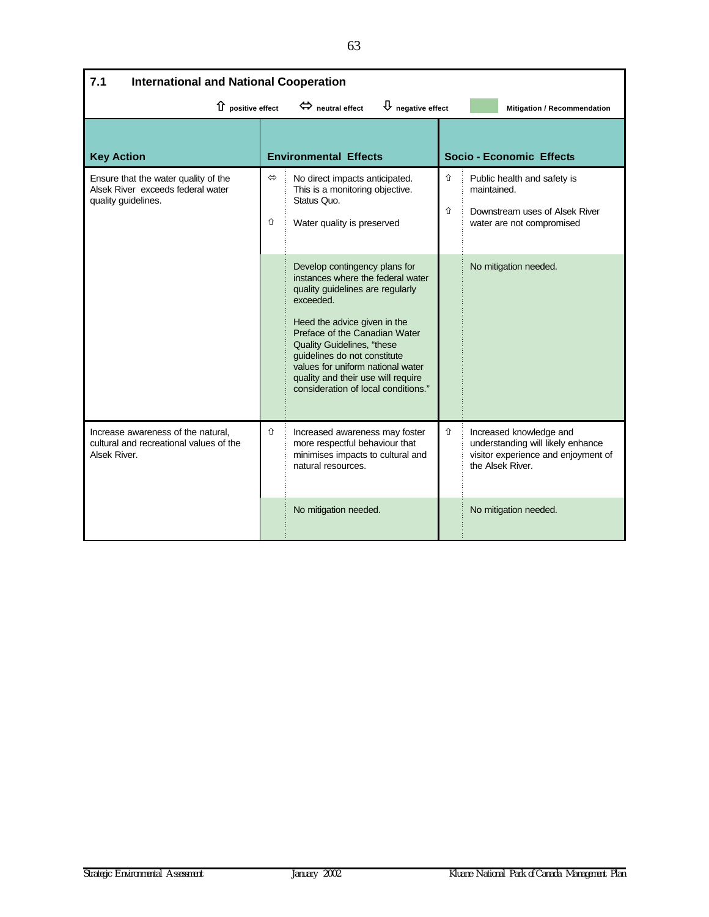## 7.1 International and National Cooperation

⇧ positive effect ⇔ neutral effect ⇩ negative effect | Mitigation / Recommendation

| Key Action | | Environmental Effects | | Socio - Economic Effects |
|---|---|---|---|---|
| Ensure that the water quality of the Alsek River exceeds federal water quality guidelines. | ⇔<br><br>⇧ | No direct impacts anticipated. This is a monitoring objective. Status Quo.<br><br>Water quality is preserved | ⇧<br><br>⇧ | Public health and safety is maintained.<br><br>Downstream uses of Alsek River water are not compromised |
| | | Develop contingency plans for instances where the federal water quality guidelines are regularly exceeded.<br><br>Heed the advice given in the Preface of the Canadian Water Quality Guidelines, "these guidelines do not constitute values for uniform national water quality and their use will require consideration of local conditions." | | No mitigation needed. |
| Increase awareness of the natural, cultural and recreational values of the Alsek River. | ⇧ | Increased awareness may foster more respectful behaviour that minimises impacts to cultural and natural resources. | ⇧ | Increased knowledge and understanding will likely enhance visitor experience and enjoyment of the Alsek River. |
| | | No mitigation needed. | | No mitigation needed. |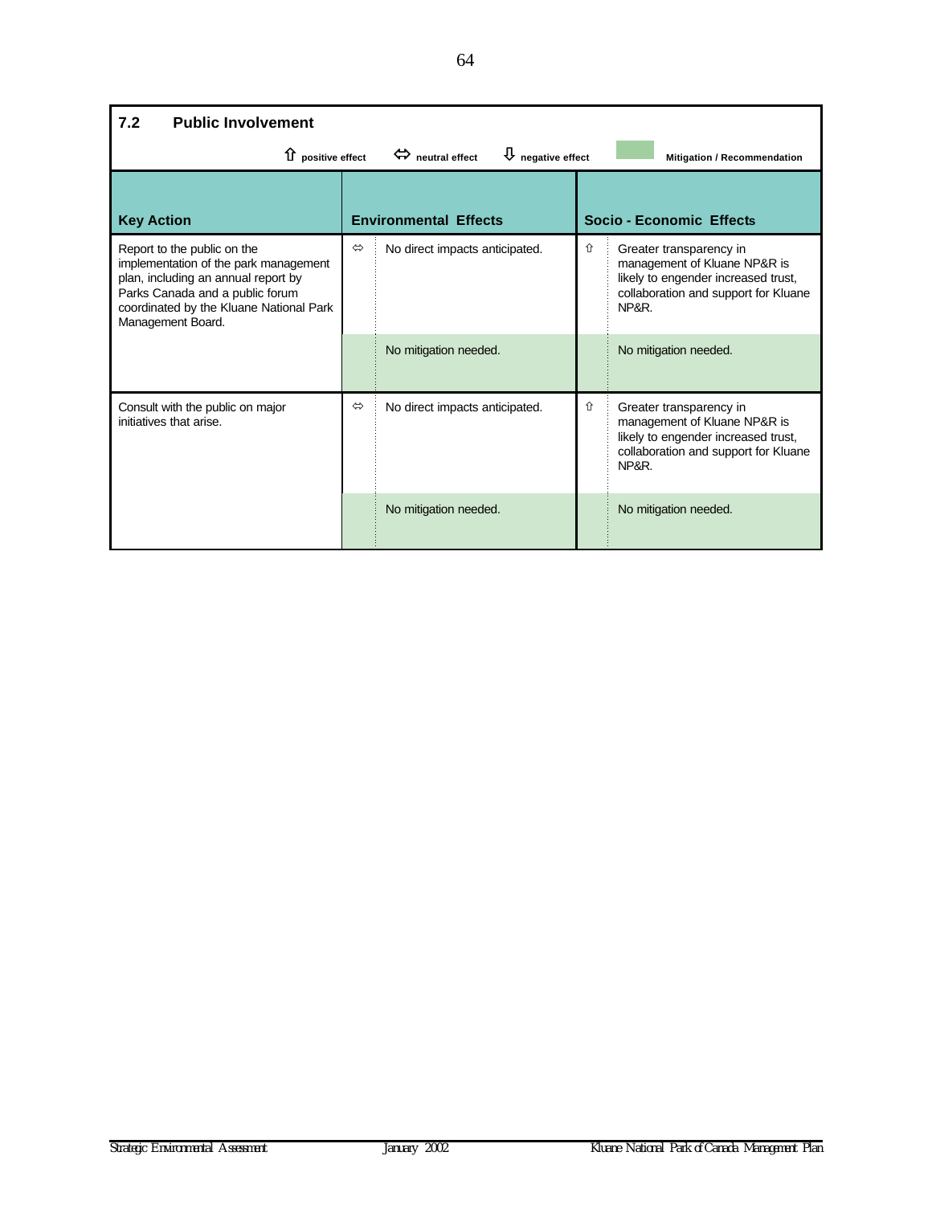## 7.2 Public Involvement

⇧ positive effect ⇔ neutral effect ⇩ negative effect | Mitigation / Recommendation

| Key Action | | Environmental Effects | | Socio - Economic Effects |
|---|---|---|---|---|
| Report to the public on the implementation of the park management plan, including an annual report by Parks Canada and a public forum coordinated by the Kluane National Park Management Board. | ⇔ | No direct impacts anticipated. | ⇧ | Greater transparency in management of Kluane NP&R is likely to engender increased trust, collaboration and support for Kluane NP&R. |
| | | No mitigation needed. | | No mitigation needed. |
| Consult with the public on major initiatives that arise. | ⇔ | No direct impacts anticipated. | ⇧ | Greater transparency in management of Kluane NP&R is likely to engender increased trust, collaboration and support for Kluane NP&R. |
| | | No mitigation needed. | | No mitigation needed. |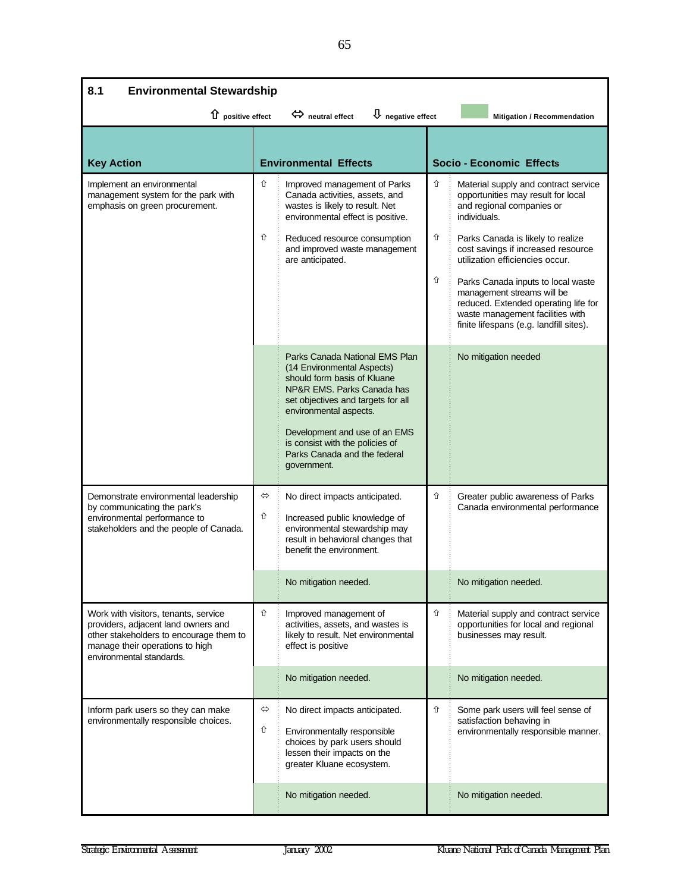## 8.1 Environmental Stewardship

⇧ positive effect ⇔ neutral effect ⇩ negative effect | Mitigation / Recommendation

| Key Action | | Environmental Effects | | Socio - Economic Effects |
|---|---|---|---|---|
| Implement an environmental management system for the park with emphasis on green procurement. | ⇧ | Improved management of Parks Canada activities, assets, and wastes is likely to result. Net environmental effect is positive. | ⇧ | Material supply and contract service opportunities may result for local and regional companies or individuals. |
| | ⇧ | Reduced resource consumption and improved waste management are anticipated. | ⇧ | Parks Canada is likely to realize cost savings if increased resource utilization efficiencies occur. |
| | | | ⇧ | Parks Canada inputs to local waste management streams will be reduced. Extended operating life for waste management facilities with finite lifespans (e.g. landfill sites). |
| | | Parks Canada National EMS Plan (14 Environmental Aspects) should form basis of Kluane NP&R EMS. Parks Canada has set objectives and targets for all environmental aspects.<br><br>Development and use of an EMS is consist with the policies of Parks Canada and the federal government. | | No mitigation needed |
| Demonstrate environmental leadership by communicating the park's environmental performance to stakeholders and the people of Canada. | ⇔ | No direct impacts anticipated. | ⇧ | Greater public awareness of Parks Canada environmental performance |
| | ⇧ | Increased public knowledge of environmental stewardship may result in behavioral changes that benefit the environment. | | |
| | | No mitigation needed. | | No mitigation needed. |
| Work with visitors, tenants, service providers, adjacent land owners and other stakeholders to encourage them to manage their operations to high environmental standards. | ⇧ | Improved management of activities, assets, and wastes is likely to result. Net environmental effect is positive | ⇧ | Material supply and contract service opportunities for local and regional businesses may result. |
| | | No mitigation needed. | | No mitigation needed. |
| Inform park users so they can make environmentally responsible choices. | ⇔ | No direct impacts anticipated. | ⇧ | Some park users will feel sense of satisfaction behaving in environmentally responsible manner. |
| | ⇧ | Environmentally responsible choices by park users should lessen their impacts on the greater Kluane ecosystem. | | |
| | | No mitigation needed. | | No mitigation needed. |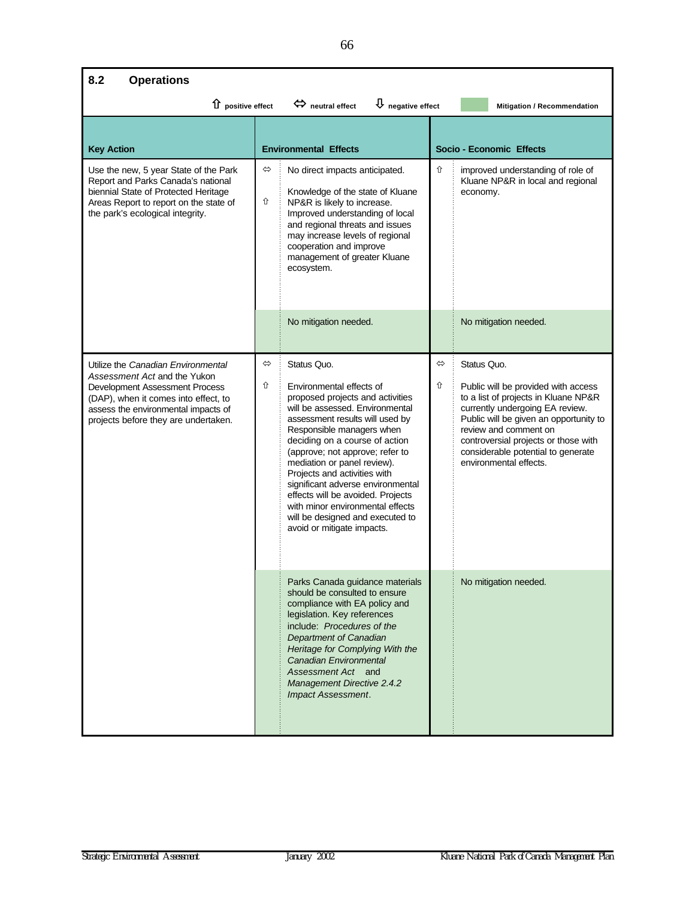## 8.2 Operations

⇧ positive effect ⇔ neutral effect ⇩ negative effect | Mitigation / Recommendation

| Key Action | | Environmental Effects | | Socio - Economic Effects |
|---|---|---|---|---|
| Use the new, 5 year State of the Park Report and Parks Canada's national biennial State of Protected Heritage Areas Report to report on the state of the park's ecological integrity. | ⇔<br><br>⇧ | No direct impacts anticipated.<br><br>Knowledge of the state of Kluane NP&R is likely to increase. Improved understanding of local and regional threats and issues may increase levels of regional cooperation and improve management of greater Kluane ecosystem. | ⇧ | improved understanding of role of Kluane NP&R in local and regional economy. |
| | | No mitigation needed. | | No mitigation needed. |
| Utilize the *Canadian Environmental Assessment Act* and the Yukon Development Assessment Process (DAP), when it comes into effect, to assess the environmental impacts of projects before they are undertaken. | ⇔<br><br>⇧ | Status Quo.<br><br>Environmental effects of proposed projects and activities will be assessed. Environmental assessment results will used by Responsible managers when deciding on a course of action (approve; not approve; refer to mediation or panel review). Projects and activities with significant adverse environmental effects will be avoided. Projects with minor environmental effects will be designed and executed to avoid or mitigate impacts. | ⇔<br><br>⇧ | Status Quo.<br><br>Public will be provided with access to a list of projects in Kluane NP&R currently undergoing EA review. Public will be given an opportunity to review and comment on controversial projects or those with considerable potential to generate environmental effects. |
| | | Parks Canada guidance materials should be consulted to ensure compliance with EA policy and legislation. Key references include: *Procedures of the Department of Canadian Heritage for Complying With the Canadian Environmental Assessment Act* and *Management Directive 2.4.2 Impact Assessment*. | | No mitigation needed. |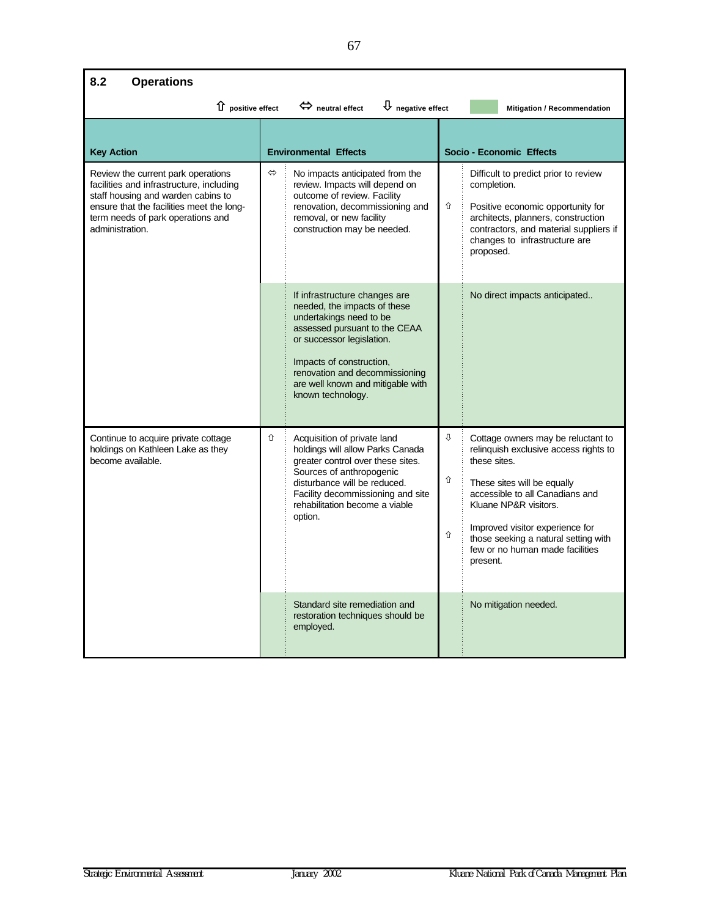## 8.2 Operations

⇧ positive effect ⇔ neutral effect ⇩ negative effect [shaded] Mitigation / Recommendation

| Key Action | | Environmental Effects | | Socio - Economic Effects |
|---|---|---|---|---|
| Review the current park operations facilities and infrastructure, including staff housing and warden cabins to ensure that the facilities meet the long-term needs of park operations and administration. | ⇔ | No impacts anticipated from the review. Impacts will depend on outcome of review. Facility renovation, decommissioning and removal, or new facility construction may be needed. | ⇧ | Difficult to predict prior to review completion.<br><br>Positive economic opportunity for architects, planners, construction contractors, and material suppliers if changes to infrastructure are proposed. |
| | | If infrastructure changes are needed, the impacts of these undertakings need to be assessed pursuant to the CEAA or successor legislation.<br><br>Impacts of construction, renovation and decommissioning are well known and mitigable with known technology. | | No direct impacts anticipated.. |
| Continue to acquire private cottage holdings on Kathleen Lake as they become available. | ⇧ | Acquisition of private land holdings will allow Parks Canada greater control over these sites. Sources of anthropogenic disturbance will be reduced. Facility decommissioning and site rehabilitation become a viable option. | ⇩<br>⇧<br>⇧ | Cottage owners may be reluctant to relinquish exclusive access rights to these sites.<br><br>These sites will be equally accessible to all Canadians and Kluane NP&R visitors.<br><br>Improved visitor experience for those seeking a natural setting with few or no human made facilities present. |
| | | Standard site remediation and restoration techniques should be employed. | | No mitigation needed. |